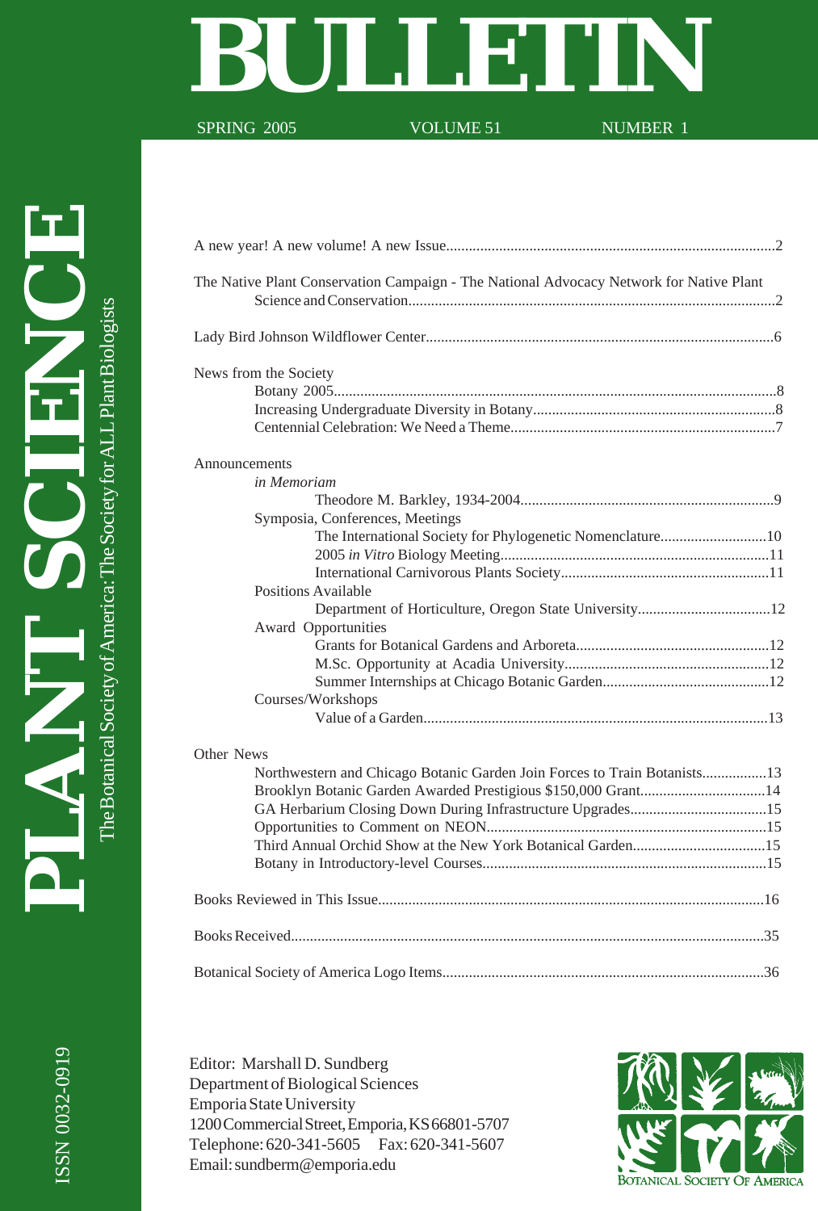# PLANT SCIENCE BULLETIN

The Botanical Society of America: The Society for ALL Plant Biologists

SPRING 2005 VOLUME 51 NUMBER 1

A new year! A new volume! A new Issue......................................................................................2

The Native Plant Conservation Campaign - The National Advocacy Network for Native Plant Science and Conservation................................................................................................2

Lady Bird Johnson Wildflower Center..........................................................................................6

News from the Society
- Botany 2005....................................................................................................................8
- Increasing Undergraduate Diversity in Botany................................................................8
- Centennial Celebration: We Need a Theme......................................................................7

Announcements
- *in Memoriam*
  - Theodore M. Barkley, 1934-2004..................................................................9
- Symposia, Conferences, Meetings
  - The International Society for Phylogenetic Nomenclature............................10
  - 2005 *in Vitro* Biology Meeting......................................................................11
  - International Carnivorous Plants Society.......................................................11
- Positions Available
  - Department of Horticulture, Oregon State University...................................12
- Award Opportunities
  - Grants for Botanical Gardens and Arboreta...................................................12
  - M.Sc. Opportunity at Acadia University......................................................12
  - Summer Internships at Chicago Botanic Garden............................................12
- Courses/Workshops
  - Value of a Garden..........................................................................................13

Other News
- Northwestern and Chicago Botanic Garden Join Forces to Train Botanists.................13
- Brooklyn Botanic Garden Awarded Prestigious $150,000 Grant.................................14
- GA Herbarium Closing Down During Infrastructure Upgrades...................................15
- Opportunities to Comment on NEON.........................................................................15
- Third Annual Orchid Show at the New York Botanical Garden...................................15
- Botany in Introductory-level Courses..........................................................................15

Books Reviewed in This Issue.....................................................................................................16

Books Received............................................................................................................................35

Botanical Society of America Logo Items....................................................................................36

Editor: Marshall D. Sundberg
Department of Biological Sciences
Emporia State University
1200 Commercial Street, Emporia, KS 66801-5707
Telephone: 620-341-5605 Fax: 620-341-5607
Email: sundberm@emporia.edu

ISSN 0032-0919

Botanical Society of America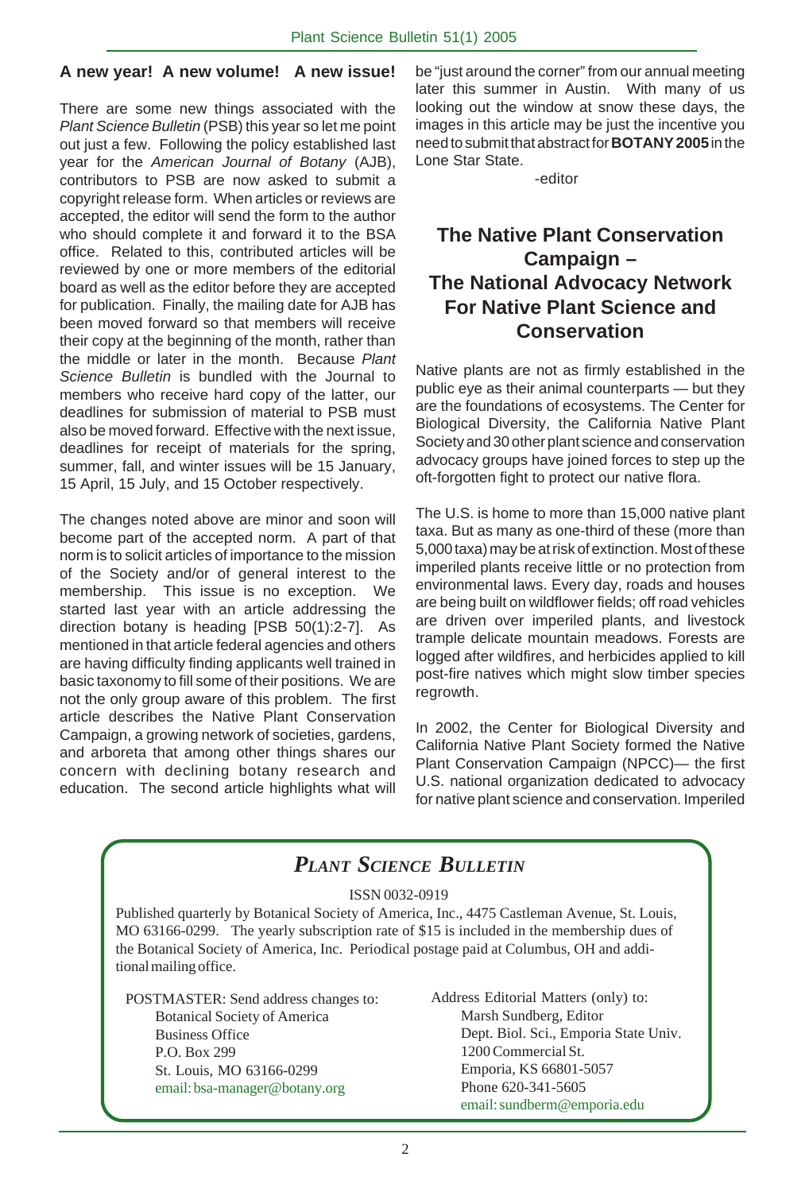## A new year! A new volume! A new issue!

There are some new things associated with the *Plant Science Bulletin* (PSB) this year so let me point out just a few. Following the policy established last year for the *American Journal of Botany* (AJB), contributors to PSB are now asked to submit a copyright release form. When articles or reviews are accepted, the editor will send the form to the author who should complete it and forward it to the BSA office. Related to this, contributed articles will be reviewed by one or more members of the editorial board as well as the editor before they are accepted for publication. Finally, the mailing date for AJB has been moved forward so that members will receive their copy at the beginning of the month, rather than the middle or later in the month. Because *Plant Science Bulletin* is bundled with the Journal to members who receive hard copy of the latter, our deadlines for submission of material to PSB must also be moved forward. Effective with the next issue, deadlines for receipt of materials for the spring, summer, fall, and winter issues will be 15 January, 15 April, 15 July, and 15 October respectively.

The changes noted above are minor and soon will become part of the accepted norm. A part of that norm is to solicit articles of importance to the mission of the Society and/or of general interest to the membership. This issue is no exception. We started last year with an article addressing the direction botany is heading [PSB 50(1):2-7]. As mentioned in that article federal agencies and others are having difficulty finding applicants well trained in basic taxonomy to fill some of their positions. We are not the only group aware of this problem. The first article describes the Native Plant Conservation Campaign, a growing network of societies, gardens, and arboreta that among other things shares our concern with declining botany research and education. The second article highlights what will be "just around the corner" from our annual meeting later this summer in Austin. With many of us looking out the window at snow these days, the images in this article may be just the incentive you need to submit that abstract for **BOTANY 2005** in the Lone Star State.

-editor

## The Native Plant Conservation Campaign – The National Advocacy Network For Native Plant Science and Conservation

Native plants are not as firmly established in the public eye as their animal counterparts — but they are the foundations of ecosystems. The Center for Biological Diversity, the California Native Plant Society and 30 other plant science and conservation advocacy groups have joined forces to step up the oft-forgotten fight to protect our native flora.

The U.S. is home to more than 15,000 native plant taxa. But as many as one-third of these (more than 5,000 taxa) may be at risk of extinction. Most of these imperiled plants receive little or no protection from environmental laws. Every day, roads and houses are being built on wildflower fields; off road vehicles are driven over imperiled plants, and livestock trample delicate mountain meadows. Forests are logged after wildfires, and herbicides applied to kill post-fire natives which might slow timber species regrowth.

In 2002, the Center for Biological Diversity and California Native Plant Society formed the Native Plant Conservation Campaign (NPCC)— the first U.S. national organization dedicated to advocacy for native plant science and conservation. Imperiled

---

### *PLANT SCIENCE BULLETIN*

ISSN 0032-0919

Published quarterly by Botanical Society of America, Inc., 4475 Castleman Avenue, St. Louis, MO 63166-0299. The yearly subscription rate of $15 is included in the membership dues of the Botanical Society of America, Inc. Periodical postage paid at Columbus, OH and additional mailing office.

POSTMASTER: Send address changes to:
Botanical Society of America
Business Office
P.O. Box 299
St. Louis, MO 63166-0299
email: bsa-manager@botany.org

Address Editorial Matters (only) to:
Marsh Sundberg, Editor
Dept. Biol. Sci., Emporia State Univ.
1200 Commercial St.
Emporia, KS 66801-5057
Phone 620-341-5605
email: sundberm@emporia.edu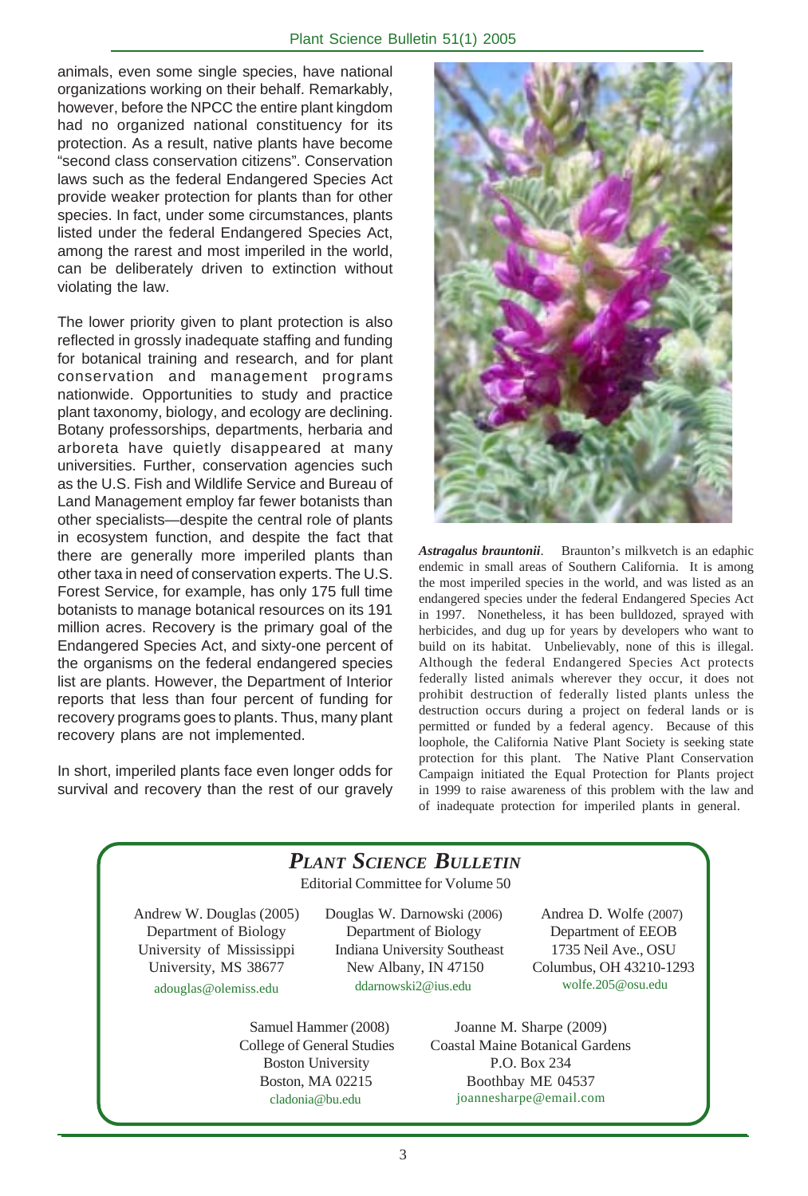animals, even some single species, have national organizations working on their behalf. Remarkably, however, before the NPCC the entire plant kingdom had no organized national constituency for its protection. As a result, native plants have become "second class conservation citizens". Conservation laws such as the federal Endangered Species Act provide weaker protection for plants than for other species. In fact, under some circumstances, plants listed under the federal Endangered Species Act, among the rarest and most imperiled in the world, can be deliberately driven to extinction without violating the law.

The lower priority given to plant protection is also reflected in grossly inadequate staffing and funding for botanical training and research, and for plant conservation and management programs nationwide. Opportunities to study and practice plant taxonomy, biology, and ecology are declining. Botany professorships, departments, herbaria and arboreta have quietly disappeared at many universities. Further, conservation agencies such as the U.S. Fish and Wildlife Service and Bureau of Land Management employ far fewer botanists than other specialists—despite the central role of plants in ecosystem function, and despite the fact that there are generally more imperiled plants than other taxa in need of conservation experts. The U.S. Forest Service, for example, has only 175 full time botanists to manage botanical resources on its 191 million acres. Recovery is the primary goal of the Endangered Species Act, and sixty-one percent of the organisms on the federal endangered species list are plants. However, the Department of Interior reports that less than four percent of funding for recovery programs goes to plants. Thus, many plant recovery plans are not implemented.

In short, imperiled plants face even longer odds for survival and recovery than the rest of our gravely

***Astragalus brauntonii***. Braunton's milkvetch is an edaphic endemic in small areas of Southern California. It is among the most imperiled species in the world, and was listed as an endangered species under the federal Endangered Species Act in 1997. Nonetheless, it has been bulldozed, sprayed with herbicides, and dug up for years by developers who want to build on its habitat. Unbelievably, none of this is illegal. Although the federal Endangered Species Act protects federally listed animals wherever they occur, it does not prohibit destruction of federally listed plants unless the destruction occurs during a project on federal lands or is permitted or funded by a federal agency. Because of this loophole, the California Native Plant Society is seeking state protection for this plant. The Native Plant Conservation Campaign initiated the Equal Protection for Plants project in 1999 to raise awareness of this problem with the law and of inadequate protection for imperiled plants in general.

## *PLANT SCIENCE BULLETIN*

Editorial Committee for Volume 50

Andrew W. Douglas (2005)
Department of Biology
University of Mississippi
University, MS 38677
adouglas@olemiss.edu

Douglas W. Darnowski (2006)
Department of Biology
Indiana University Southeast
New Albany, IN 47150
ddarnowski2@ius.edu

Andrea D. Wolfe (2007)
Department of EEOB
1735 Neil Ave., OSU
Columbus, OH 43210-1293
wolfe.205@osu.edu

Samuel Hammer (2008)
College of General Studies
Boston University
Boston, MA 02215
cladonia@bu.edu

Joanne M. Sharpe (2009)
Coastal Maine Botanical Gardens
P.O. Box 234
Boothbay ME 04537
joannesharpe@email.com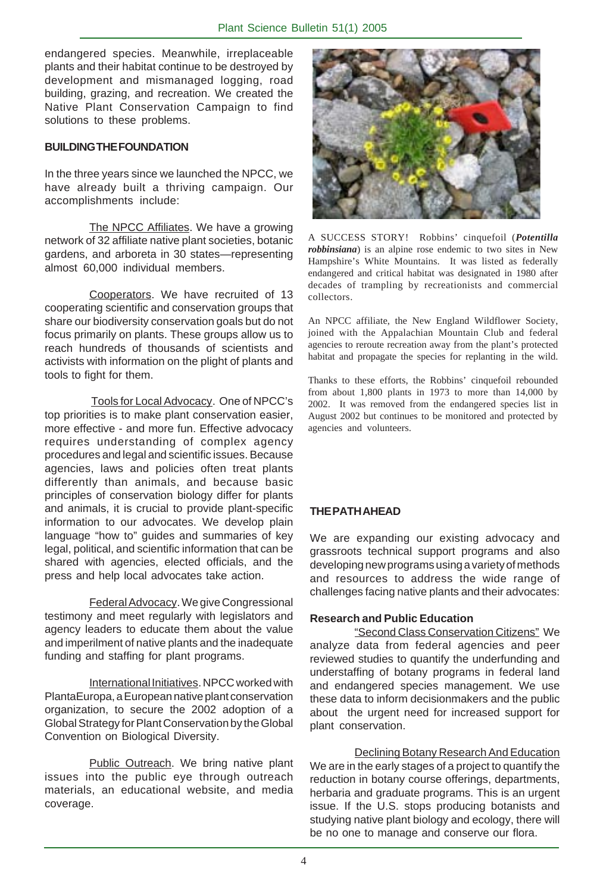endangered species. Meanwhile, irreplaceable plants and their habitat continue to be destroyed by development and mismanaged logging, road building, grazing, and recreation. We created the Native Plant Conservation Campaign to find solutions to these problems.

**BUILDING THE FOUNDATION**

In the three years since we launched the NPCC, we have already built a thriving campaign. Our accomplishments include:

The NPCC Affiliates. We have a growing network of 32 affiliate native plant societies, botanic gardens, and arboreta in 30 states—representing almost 60,000 individual members.

Cooperators. We have recruited of 13 cooperating scientific and conservation groups that share our biodiversity conservation goals but do not focus primarily on plants. These groups allow us to reach hundreds of thousands of scientists and activists with information on the plight of plants and tools to fight for them.

Tools for Local Advocacy. One of NPCC's top priorities is to make plant conservation easier, more effective - and more fun. Effective advocacy requires understanding of complex agency procedures and legal and scientific issues. Because agencies, laws and policies often treat plants differently than animals, and because basic principles of conservation biology differ for plants and animals, it is crucial to provide plant-specific information to our advocates. We develop plain language "how to" guides and summaries of key legal, political, and scientific information that can be shared with agencies, elected officials, and the press and help local advocates take action.

Federal Advocacy. We give Congressional testimony and meet regularly with legislators and agency leaders to educate them about the value and imperilment of native plants and the inadequate funding and staffing for plant programs.

International Initiatives. NPCC worked with PlantaEuropa, a European native plant conservation organization, to secure the 2002 adoption of a Global Strategy for Plant Conservation by the Global Convention on Biological Diversity.

Public Outreach. We bring native plant issues into the public eye through outreach materials, an educational website, and media coverage.

A SUCCESS STORY! Robbins' cinquefoil (***Potentilla robbinsiana***) is an alpine rose endemic to two sites in New Hampshire's White Mountains. It was listed as federally endangered and critical habitat was designated in 1980 after decades of trampling by recreationists and commercial collectors.

An NPCC affiliate, the New England Wildflower Society, joined with the Appalachian Mountain Club and federal agencies to reroute recreation away from the plant's protected habitat and propagate the species for replanting in the wild.

Thanks to these efforts, the Robbins' cinquefoil rebounded from about 1,800 plants in 1973 to more than 14,000 by 2002. It was removed from the endangered species list in August 2002 but continues to be monitored and protected by agencies and volunteers.

**THE PATH AHEAD**

We are expanding our existing advocacy and grassroots technical support programs and also developing new programs using a variety of methods and resources to address the wide range of challenges facing native plants and their advocates:

**Research and Public Education**

"Second Class Conservation Citizens" We analyze data from federal agencies and peer reviewed studies to quantify the underfunding and understaffing of botany programs in federal land and endangered species management. We use these data to inform decisionmakers and the public about the urgent need for increased support for plant conservation.

Declining Botany Research And Education We are in the early stages of a project to quantify the reduction in botany course offerings, departments, herbaria and graduate programs. This is an urgent issue. If the U.S. stops producing botanists and studying native plant biology and ecology, there will be no one to manage and conserve our flora.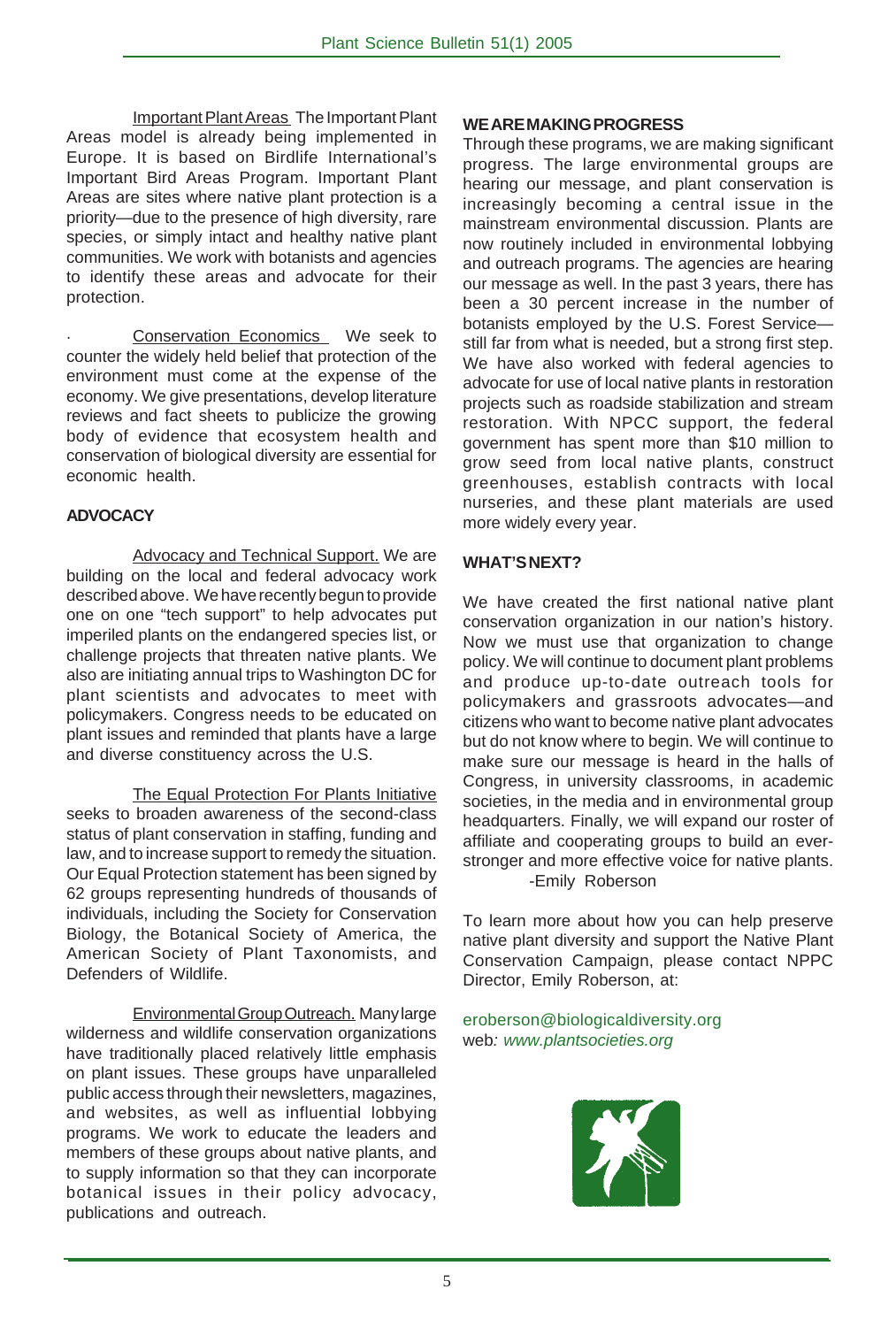Important Plant Areas The Important Plant Areas model is already being implemented in Europe. It is based on Birdlife International's Important Bird Areas Program. Important Plant Areas are sites where native plant protection is a priority—due to the presence of high diversity, rare species, or simply intact and healthy native plant communities. We work with botanists and agencies to identify these areas and advocate for their protection.

Conservation Economics We seek to counter the widely held belief that protection of the environment must come at the expense of the economy. We give presentations, develop literature reviews and fact sheets to publicize the growing body of evidence that ecosystem health and conservation of biological diversity are essential for economic health.

**ADVOCACY**

Advocacy and Technical Support. We are building on the local and federal advocacy work described above. We have recently begun to provide one on one "tech support" to help advocates put imperiled plants on the endangered species list, or challenge projects that threaten native plants. We also are initiating annual trips to Washington DC for plant scientists and advocates to meet with policymakers. Congress needs to be educated on plant issues and reminded that plants have a large and diverse constituency across the U.S.

The Equal Protection For Plants Initiative seeks to broaden awareness of the second-class status of plant conservation in staffing, funding and law, and to increase support to remedy the situation. Our Equal Protection statement has been signed by 62 groups representing hundreds of thousands of individuals, including the Society for Conservation Biology, the Botanical Society of America, the American Society of Plant Taxonomists, and Defenders of Wildlife.

Environmental Group Outreach. Many large wilderness and wildlife conservation organizations have traditionally placed relatively little emphasis on plant issues. These groups have unparalleled public access through their newsletters, magazines, and websites, as well as influential lobbying programs. We work to educate the leaders and members of these groups about native plants, and to supply information so that they can incorporate botanical issues in their policy advocacy, publications and outreach.

**WE ARE MAKING PROGRESS**

Through these programs, we are making significant progress. The large environmental groups are hearing our message, and plant conservation is increasingly becoming a central issue in the mainstream environmental discussion. Plants are now routinely included in environmental lobbying and outreach programs. The agencies are hearing our message as well. In the past 3 years, there has been a 30 percent increase in the number of botanists employed by the U.S. Forest Service—still far from what is needed, but a strong first step. We have also worked with federal agencies to advocate for use of local native plants in restoration projects such as roadside stabilization and stream restoration. With NPCC support, the federal government has spent more than $10 million to grow seed from local native plants, construct greenhouses, establish contracts with local nurseries, and these plant materials are used more widely every year.

**WHAT'S NEXT?**

We have created the first national native plant conservation organization in our nation's history. Now we must use that organization to change policy. We will continue to document plant problems and produce up-to-date outreach tools for policymakers and grassroots advocates—and citizens who want to become native plant advocates but do not know where to begin. We will continue to make sure our message is heard in the halls of Congress, in university classrooms, in academic societies, in the media and in environmental group headquarters. Finally, we will expand our roster of affiliate and cooperating groups to build an ever-stronger and more effective voice for native plants.

-Emily Roberson

To learn more about how you can help preserve native plant diversity and support the Native Plant Conservation Campaign, please contact NPPC Director, Emily Roberson, at:

eroberson@biologicaldiversity.org
web*: www.plantsocieties.org*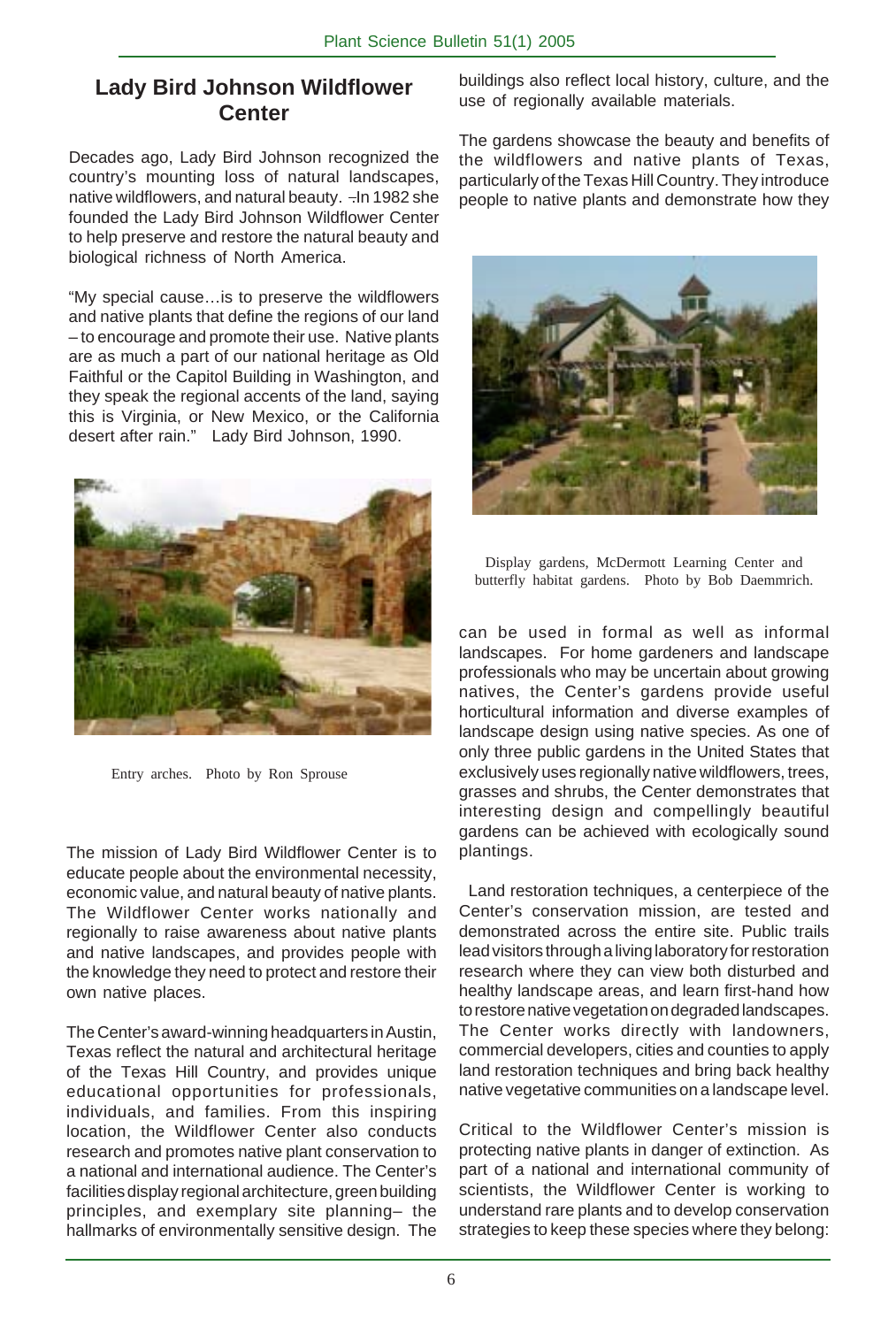## Lady Bird Johnson Wildflower Center

Decades ago, Lady Bird Johnson recognized the country's mounting loss of natural landscapes, native wildflowers, and natural beauty. In 1982 she founded the Lady Bird Johnson Wildflower Center to help preserve and restore the natural beauty and biological richness of North America.

"My special cause…is to preserve the wildflowers and native plants that define the regions of our land – to encourage and promote their use. Native plants are as much a part of our national heritage as Old Faithful or the Capitol Building in Washington, and they speak the regional accents of the land, saying this is Virginia, or New Mexico, or the California desert after rain." Lady Bird Johnson, 1990.

Entry arches. Photo by Ron Sprouse

The mission of Lady Bird Wildflower Center is to educate people about the environmental necessity, economic value, and natural beauty of native plants. The Wildflower Center works nationally and regionally to raise awareness about native plants and native landscapes, and provides people with the knowledge they need to protect and restore their own native places.

The Center's award-winning headquarters in Austin, Texas reflect the natural and architectural heritage of the Texas Hill Country, and provides unique educational opportunities for professionals, individuals, and families. From this inspiring location, the Wildflower Center also conducts research and promotes native plant conservation to a national and international audience. The Center's facilities display regional architecture, green building principles, and exemplary site planning– the hallmarks of environmentally sensitive design. The buildings also reflect local history, culture, and the use of regionally available materials.

The gardens showcase the beauty and benefits of the wildflowers and native plants of Texas, particularly of the Texas Hill Country. They introduce people to native plants and demonstrate how they can be used in formal as well as informal landscapes. For home gardeners and landscape professionals who may be uncertain about growing natives, the Center's gardens provide useful horticultural information and diverse examples of landscape design using native species. As one of only three public gardens in the United States that exclusively uses regionally native wildflowers, trees, grasses and shrubs, the Center demonstrates that interesting design and compellingly beautiful gardens can be achieved with ecologically sound plantings.

Display gardens, McDermott Learning Center and butterfly habitat gardens. Photo by Bob Daemmrich.

Land restoration techniques, a centerpiece of the Center's conservation mission, are tested and demonstrated across the entire site. Public trails lead visitors through a living laboratory for restoration research where they can view both disturbed and healthy landscape areas, and learn first-hand how to restore native vegetation on degraded landscapes. The Center works directly with landowners, commercial developers, cities and counties to apply land restoration techniques and bring back healthy native vegetative communities on a landscape level.

Critical to the Wildflower Center's mission is protecting native plants in danger of extinction. As part of a national and international community of scientists, the Wildflower Center is working to understand rare plants and to develop conservation strategies to keep these species where they belong: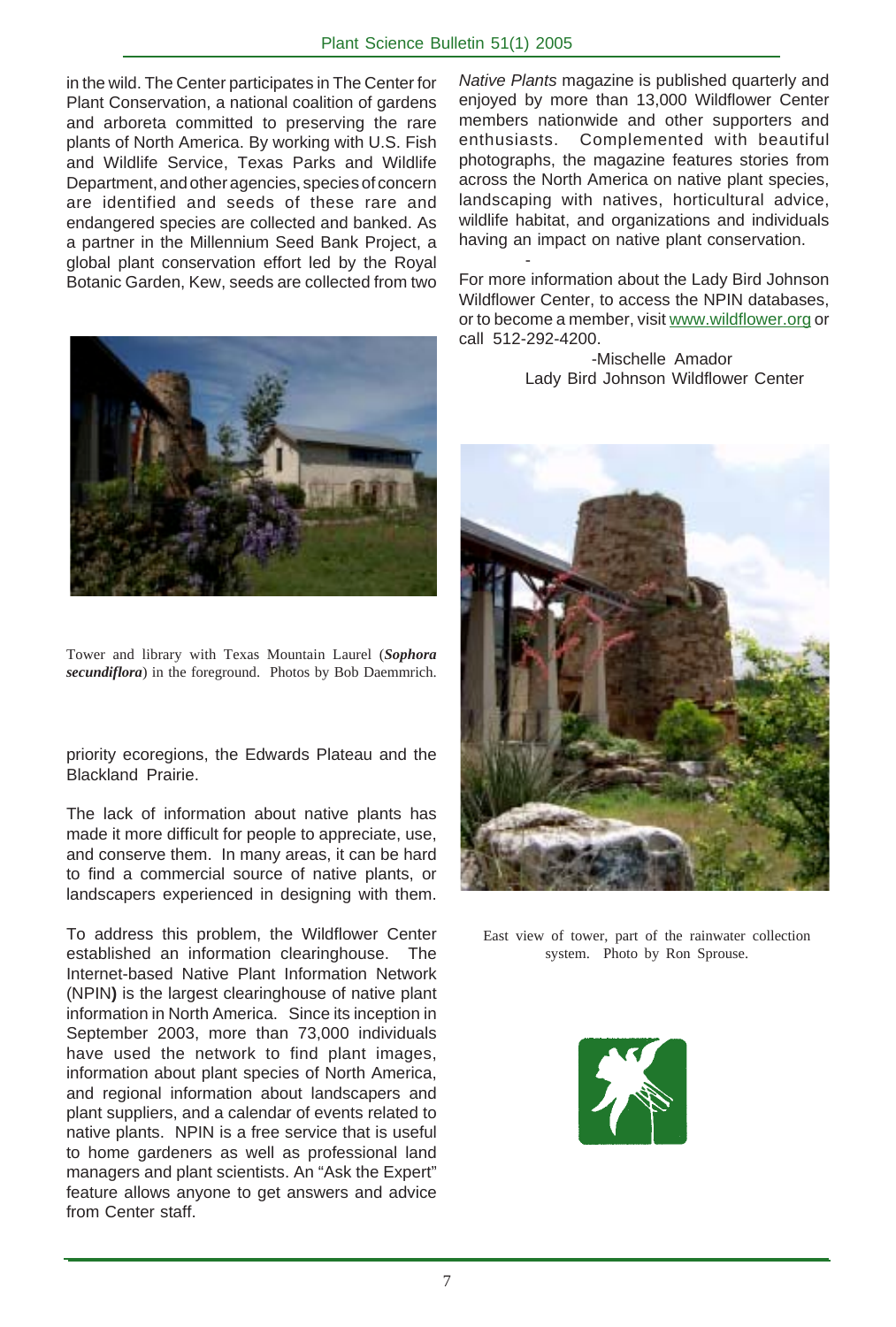in the wild. The Center participates in The Center for Plant Conservation, a national coalition of gardens and arboreta committed to preserving the rare plants of North America. By working with U.S. Fish and Wildlife Service, Texas Parks and Wildlife Department, and other agencies, species of concern are identified and seeds of these rare and endangered species are collected and banked. As a partner in the Millennium Seed Bank Project, a global plant conservation effort led by the Royal Botanic Garden, Kew, seeds are collected from two priority ecoregions, the Edwards Plateau and the Blackland Prairie.

Tower and library with Texas Mountain Laurel (***Sophora secundiflora***) in the foreground. Photos by Bob Daemmrich.

The lack of information about native plants has made it more difficult for people to appreciate, use, and conserve them. In many areas, it can be hard to find a commercial source of native plants, or landscapers experienced in designing with them.

To address this problem, the Wildflower Center established an information clearinghouse. The Internet-based Native Plant Information Network (NPIN**)** is the largest clearinghouse of native plant information in North America. Since its inception in September 2003, more than 73,000 individuals have used the network to find plant images, information about plant species of North America, and regional information about landscapers and plant suppliers, and a calendar of events related to native plants. NPIN is a free service that is useful to home gardeners as well as professional land managers and plant scientists. An "Ask the Expert" feature allows anyone to get answers and advice from Center staff.

*Native Plants* magazine is published quarterly and enjoyed by more than 13,000 Wildflower Center members nationwide and other supporters and enthusiasts. Complemented with beautiful photographs, the magazine features stories from across the North America on native plant species, landscaping with natives, horticultural advice, wildlife habitat, and organizations and individuals having an impact on native plant conservation.

For more information about the Lady Bird Johnson Wildflower Center, to access the NPIN databases, or to become a member, visit www.wildflower.org or call 512-292-4200.

-Mischelle Amador
Lady Bird Johnson Wildflower Center

East view of tower, part of the rainwater collection system. Photo by Ron Sprouse.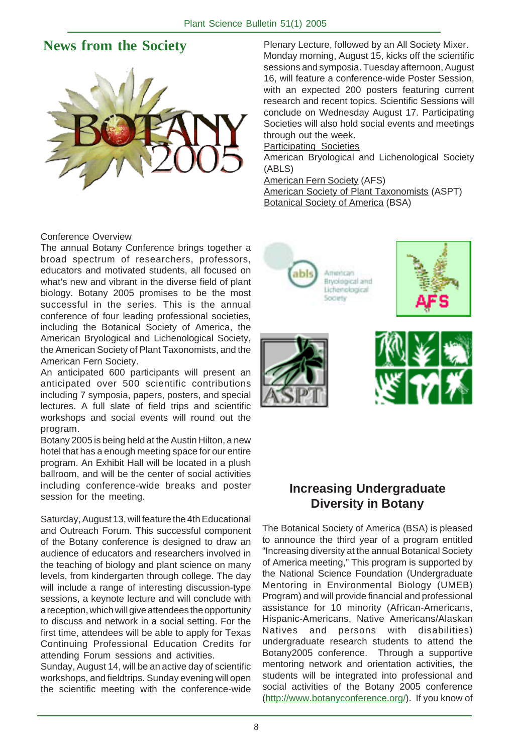## News from the Society

Conference Overview

The annual Botany Conference brings together a broad spectrum of researchers, professors, educators and motivated students, all focused on what's new and vibrant in the diverse field of plant biology. Botany 2005 promises to be the most successful in the series. This is the annual conference of four leading professional societies, including the Botanical Society of America, the American Bryological and Lichenological Society, the American Society of Plant Taxonomists, and the American Fern Society.

An anticipated 600 participants will present an anticipated over 500 scientific contributions including 7 symposia, papers, posters, and special lectures. A full slate of field trips and scientific workshops and social events will round out the program.

Botany 2005 is being held at the Austin Hilton, a new hotel that has a enough meeting space for our entire program. An Exhibit Hall will be located in a plush ballroom, and will be the center of social activities including conference-wide breaks and poster session for the meeting.

Saturday, August 13, will feature the 4th Educational and Outreach Forum. This successful component of the Botany conference is designed to draw an audience of educators and researchers involved in the teaching of biology and plant science on many levels, from kindergarten through college. The day will include a range of interesting discussion-type sessions, a keynote lecture and will conclude with a reception, which will give attendees the opportunity to discuss and network in a social setting. For the first time, attendees will be able to apply for Texas Continuing Professional Education Credits for attending Forum sessions and activities.

Sunday, August 14, will be an active day of scientific workshops, and fieldtrips. Sunday evening will open the scientific meeting with the conference-wide Plenary Lecture, followed by an All Society Mixer. Monday morning, August 15, kicks off the scientific sessions and symposia. Tuesday afternoon, August 16, will feature a conference-wide Poster Session, with an expected 200 posters featuring current research and recent topics. Scientific Sessions will conclude on Wednesday August 17. Participating Societies will also hold social events and meetings through out the week.

Participating Societies

American Bryological and Lichenological Society (ABLS)

American Fern Society (AFS)

American Society of Plant Taxonomists (ASPT)

Botanical Society of America (BSA)

## Increasing Undergraduate Diversity in Botany

The Botanical Society of America (BSA) is pleased to announce the third year of a program entitled "Increasing diversity at the annual Botanical Society of America meeting," This program is supported by the National Science Foundation (Undergraduate Mentoring in Environmental Biology (UMEB) Program) and will provide financial and professional assistance for 10 minority (African-Americans, Hispanic-Americans, Native Americans/Alaskan Natives and persons with disabilities) undergraduate research students to attend the Botany2005 conference. Through a supportive mentoring network and orientation activities, the students will be integrated into professional and social activities of the Botany 2005 conference (http://www.botanyconference.org/). If you know of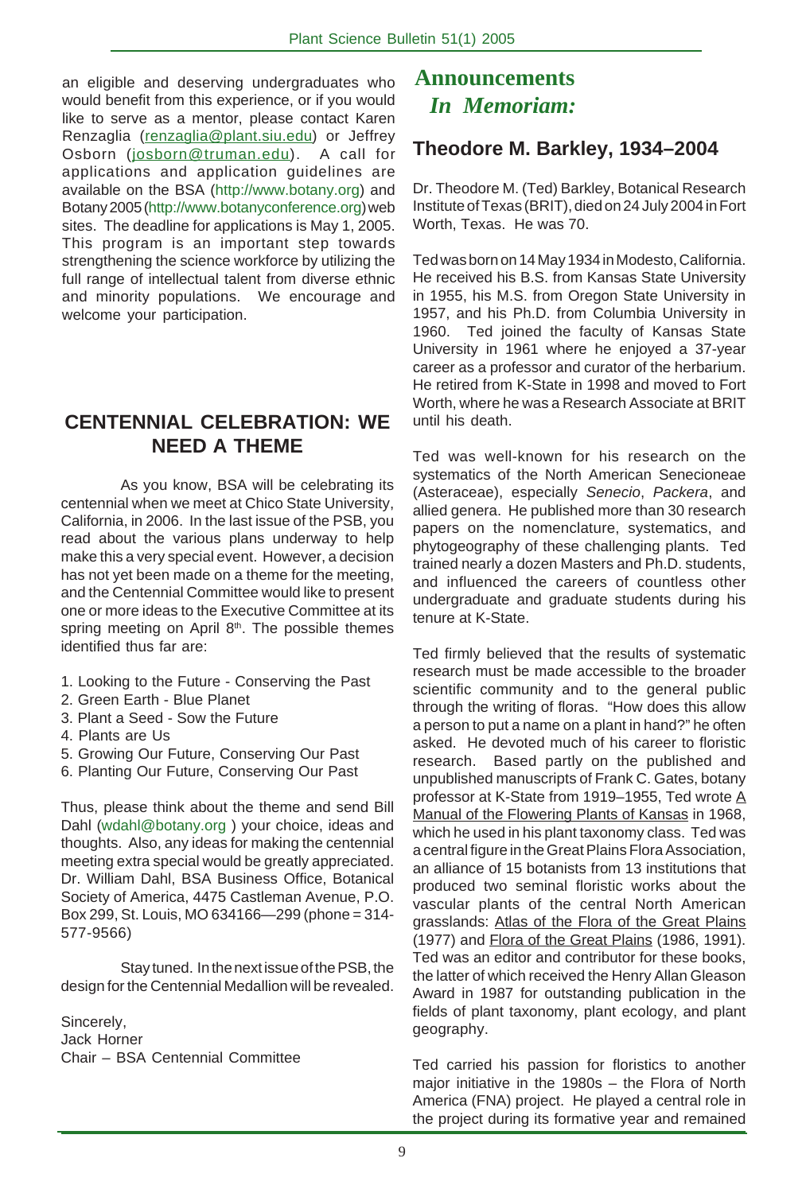an eligible and deserving undergraduates who would benefit from this experience, or if you would like to serve as a mentor, please contact Karen Renzaglia (renzaglia@plant.siu.edu) or Jeffrey Osborn (josborn@truman.edu). A call for applications and application guidelines are available on the BSA (http://www.botany.org) and Botany 2005 (http://www.botanyconference.org) web sites. The deadline for applications is May 1, 2005. This program is an important step towards strengthening the science workforce by utilizing the full range of intellectual talent from diverse ethnic and minority populations. We encourage and welcome your participation.

## CENTENNIAL CELEBRATION: WE NEED A THEME

As you know, BSA will be celebrating its centennial when we meet at Chico State University, California, in 2006. In the last issue of the PSB, you read about the various plans underway to help make this a very special event. However, a decision has not yet been made on a theme for the meeting, and the Centennial Committee would like to present one or more ideas to the Executive Committee at its spring meeting on April 8th. The possible themes identified thus far are:

1. Looking to the Future - Conserving the Past
2. Green Earth - Blue Planet
3. Plant a Seed - Sow the Future
4. Plants are Us
5. Growing Our Future, Conserving Our Past
6. Planting Our Future, Conserving Our Past

Thus, please think about the theme and send Bill Dahl (wdahl@botany.org ) your choice, ideas and thoughts. Also, any ideas for making the centennial meeting extra special would be greatly appreciated. Dr. William Dahl, BSA Business Office, Botanical Society of America, 4475 Castleman Avenue, P.O. Box 299, St. Louis, MO 634166—299 (phone = 314-577-9566)

Stay tuned. In the next issue of the PSB, the design for the Centennial Medallion will be revealed.

Sincerely,
Jack Horner
Chair – BSA Centennial Committee

# Announcements

## *In Memoriam:*

### Theodore M. Barkley, 1934–2004

Dr. Theodore M. (Ted) Barkley, Botanical Research Institute of Texas (BRIT), died on 24 July 2004 in Fort Worth, Texas. He was 70.

Ted was born on 14 May 1934 in Modesto, California. He received his B.S. from Kansas State University in 1955, his M.S. from Oregon State University in 1957, and his Ph.D. from Columbia University in 1960. Ted joined the faculty of Kansas State University in 1961 where he enjoyed a 37-year career as a professor and curator of the herbarium. He retired from K-State in 1998 and moved to Fort Worth, where he was a Research Associate at BRIT until his death.

Ted was well-known for his research on the systematics of the North American Senecioneae (Asteraceae), especially *Senecio*, *Packera*, and allied genera. He published more than 30 research papers on the nomenclature, systematics, and phytogeography of these challenging plants. Ted trained nearly a dozen Masters and Ph.D. students, and influenced the careers of countless other undergraduate and graduate students during his tenure at K-State.

Ted firmly believed that the results of systematic research must be made accessible to the broader scientific community and to the general public through the writing of floras. "How does this allow a person to put a name on a plant in hand?" he often asked. He devoted much of his career to floristic research. Based partly on the published and unpublished manuscripts of Frank C. Gates, botany professor at K-State from 1919–1955, Ted wrote A Manual of the Flowering Plants of Kansas in 1968, which he used in his plant taxonomy class. Ted was a central figure in the Great Plains Flora Association, an alliance of 15 botanists from 13 institutions that produced two seminal floristic works about the vascular plants of the central North American grasslands: Atlas of the Flora of the Great Plains (1977) and Flora of the Great Plains (1986, 1991). Ted was an editor and contributor for these books, the latter of which received the Henry Allan Gleason Award in 1987 for outstanding publication in the fields of plant taxonomy, plant ecology, and plant geography.

Ted carried his passion for floristics to another major initiative in the 1980s – the Flora of North America (FNA) project. He played a central role in the project during its formative year and remained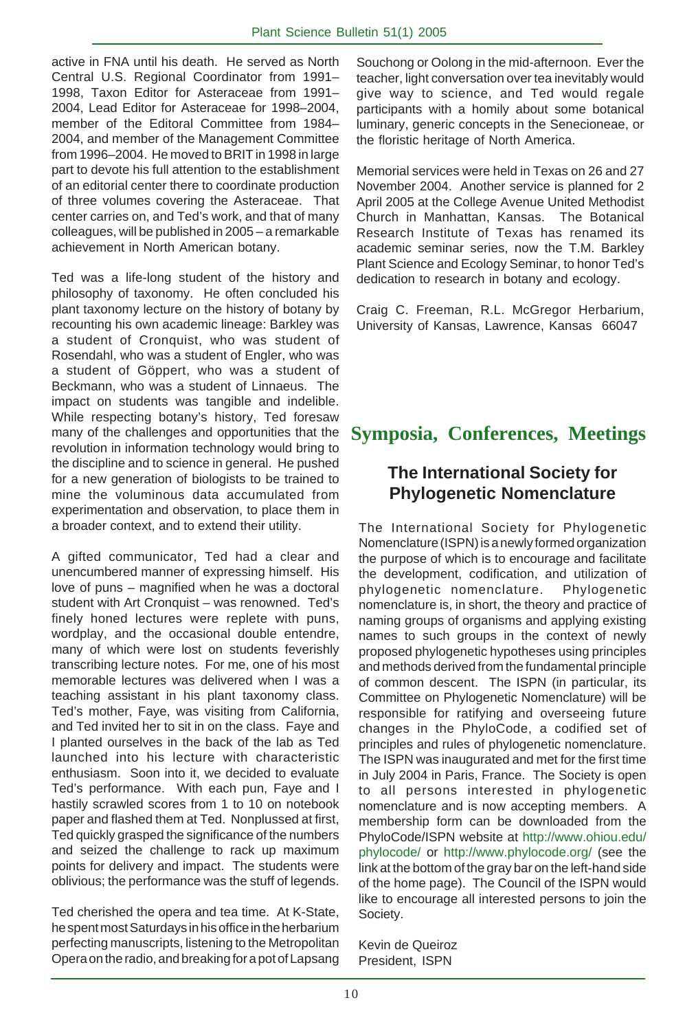active in FNA until his death. He served as North Central U.S. Regional Coordinator from 1991–1998, Taxon Editor for Asteraceae from 1991–2004, Lead Editor for Asteraceae for 1998–2004, member of the Editoral Committee from 1984–2004, and member of the Management Committee from 1996–2004. He moved to BRIT in 1998 in large part to devote his full attention to the establishment of an editorial center there to coordinate production of three volumes covering the Asteraceae. That center carries on, and Ted's work, and that of many colleagues, will be published in 2005 – a remarkable achievement in North American botany.

Ted was a life-long student of the history and philosophy of taxonomy. He often concluded his plant taxonomy lecture on the history of botany by recounting his own academic lineage: Barkley was a student of Cronquist, who was student of Rosendahl, who was a student of Engler, who was a student of Göppert, who was a student of Beckmann, who was a student of Linnaeus. The impact on students was tangible and indelible. While respecting botany's history, Ted foresaw many of the challenges and opportunities that the revolution in information technology would bring to the discipline and to science in general. He pushed for a new generation of biologists to be trained to mine the voluminous data accumulated from experimentation and observation, to place them in a broader context, and to extend their utility.

A gifted communicator, Ted had a clear and unencumbered manner of expressing himself. His love of puns – magnified when he was a doctoral student with Art Cronquist – was renowned. Ted's finely honed lectures were replete with puns, wordplay, and the occasional double entendre, many of which were lost on students feverishly transcribing lecture notes. For me, one of his most memorable lectures was delivered when I was a teaching assistant in his plant taxonomy class. Ted's mother, Faye, was visiting from California, and Ted invited her to sit in on the class. Faye and I planted ourselves in the back of the lab as Ted launched into his lecture with characteristic enthusiasm. Soon into it, we decided to evaluate Ted's performance. With each pun, Faye and I hastily scrawled scores from 1 to 10 on notebook paper and flashed them at Ted. Nonplussed at first, Ted quickly grasped the significance of the numbers and seized the challenge to rack up maximum points for delivery and impact. The students were oblivious; the performance was the stuff of legends.

Ted cherished the opera and tea time. At K-State, he spent most Saturdays in his office in the herbarium perfecting manuscripts, listening to the Metropolitan Opera on the radio, and breaking for a pot of Lapsang Souchong or Oolong in the mid-afternoon. Ever the teacher, light conversation over tea inevitably would give way to science, and Ted would regale participants with a homily about some botanical luminary, generic concepts in the Senecioneae, or the floristic heritage of North America.

Memorial services were held in Texas on 26 and 27 November 2004. Another service is planned for 2 April 2005 at the College Avenue United Methodist Church in Manhattan, Kansas. The Botanical Research Institute of Texas has renamed its academic seminar series, now the T.M. Barkley Plant Science and Ecology Seminar, to honor Ted's dedication to research in botany and ecology.

Craig C. Freeman, R.L. McGregor Herbarium, University of Kansas, Lawrence, Kansas 66047

# Symposia, Conferences, Meetings

## The International Society for Phylogenetic Nomenclature

The International Society for Phylogenetic Nomenclature (ISPN) is a newly formed organization the purpose of which is to encourage and facilitate the development, codification, and utilization of phylogenetic nomenclature. Phylogenetic nomenclature is, in short, the theory and practice of naming groups of organisms and applying existing names to such groups in the context of newly proposed phylogenetic hypotheses using principles and methods derived from the fundamental principle of common descent. The ISPN (in particular, its Committee on Phylogenetic Nomenclature) will be responsible for ratifying and overseeing future changes in the PhyloCode, a codified set of principles and rules of phylogenetic nomenclature. The ISPN was inaugurated and met for the first time in July 2004 in Paris, France. The Society is open to all persons interested in phylogenetic nomenclature and is now accepting members. A membership form can be downloaded from the PhyloCode/ISPN website at http://www.ohiou.edu/phylocode/ or http://www.phylocode.org/ (see the link at the bottom of the gray bar on the left-hand side of the home page). The Council of the ISPN would like to encourage all interested persons to join the Society.

Kevin de Queiroz
President, ISPN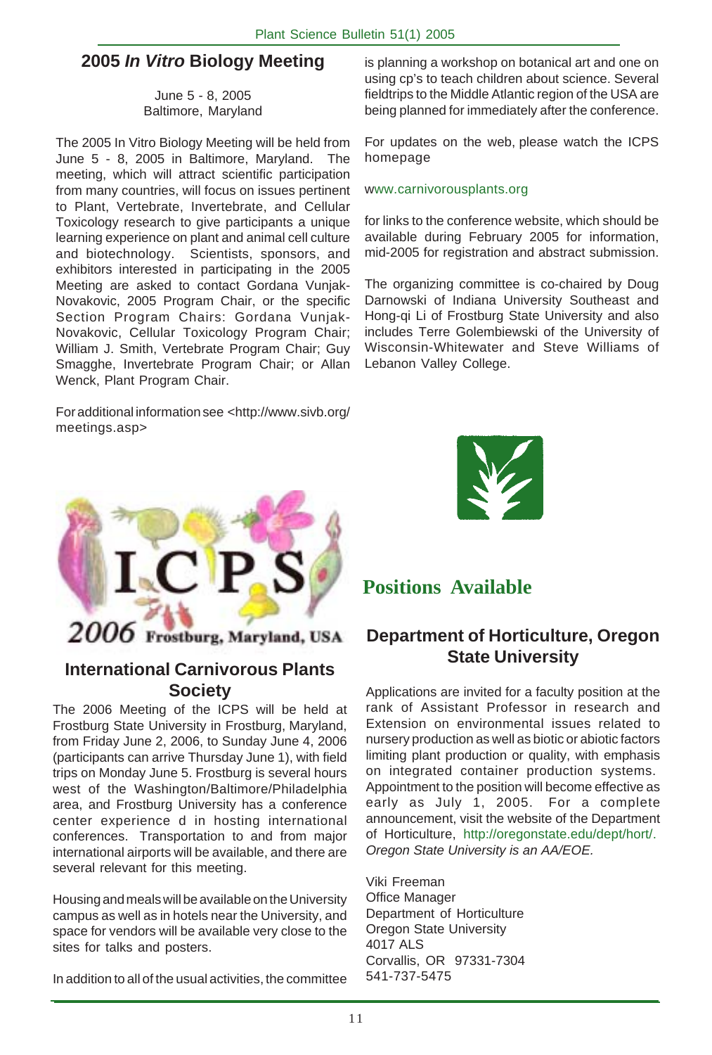## 2005 *In Vitro* Biology Meeting

June 5 - 8, 2005
Baltimore, Maryland

The 2005 In Vitro Biology Meeting will be held from June 5 - 8, 2005 in Baltimore, Maryland. The meeting, which will attract scientific participation from many countries, will focus on issues pertinent to Plant, Vertebrate, Invertebrate, and Cellular Toxicology research to give participants a unique learning experience on plant and animal cell culture and biotechnology. Scientists, sponsors, and exhibitors interested in participating in the 2005 Meeting are asked to contact Gordana Vunjak-Novakovic, 2005 Program Chair, or the specific Section Program Chairs: Gordana Vunjak-Novakovic, Cellular Toxicology Program Chair; William J. Smith, Vertebrate Program Chair; Guy Smagghe, Invertebrate Program Chair; or Allan Wenck, Plant Program Chair.

For additional information see <http://www.sivb.org/meetings.asp>

ICPS 2006 Frostburg, Maryland, USA

## International Carnivorous Plants Society

The 2006 Meeting of the ICPS will be held at Frostburg State University in Frostburg, Maryland, from Friday June 2, 2006, to Sunday June 4, 2006 (participants can arrive Thursday June 1), with field trips on Monday June 5. Frostburg is several hours west of the Washington/Baltimore/Philadelphia area, and Frostburg University has a conference center experience d in hosting international conferences. Transportation to and from major international airports will be available, and there are several relevant for this meeting.

Housing and meals will be available on the University campus as well as in hotels near the University, and space for vendors will be available very close to the sites for talks and posters.

In addition to all of the usual activities, the committee is planning a workshop on botanical art and one on using cp's to teach children about science. Several fieldtrips to the Middle Atlantic region of the USA are being planned for immediately after the conference.

For updates on the web, please watch the ICPS homepage

www.carnivorousplants.org

for links to the conference website, which should be available during February 2005 for information, mid-2005 for registration and abstract submission.

The organizing committee is co-chaired by Doug Darnowski of Indiana University Southeast and Hong-qi Li of Frostburg State University and also includes Terre Golembiewski of the University of Wisconsin-Whitewater and Steve Williams of Lebanon Valley College.

# Positions Available

## Department of Horticulture, Oregon State University

Applications are invited for a faculty position at the rank of Assistant Professor in research and Extension on environmental issues related to nursery production as well as biotic or abiotic factors limiting plant production or quality, with emphasis on integrated container production systems. Appointment to the position will become effective as early as July 1, 2005. For a complete announcement, visit the website of the Department of Horticulture, http://oregonstate.edu/dept/hort/. *Oregon State University is an AA/EOE.*

Viki Freeman
Office Manager
Department of Horticulture
Oregon State University
4017 ALS
Corvallis, OR 97331-7304
541-737-5475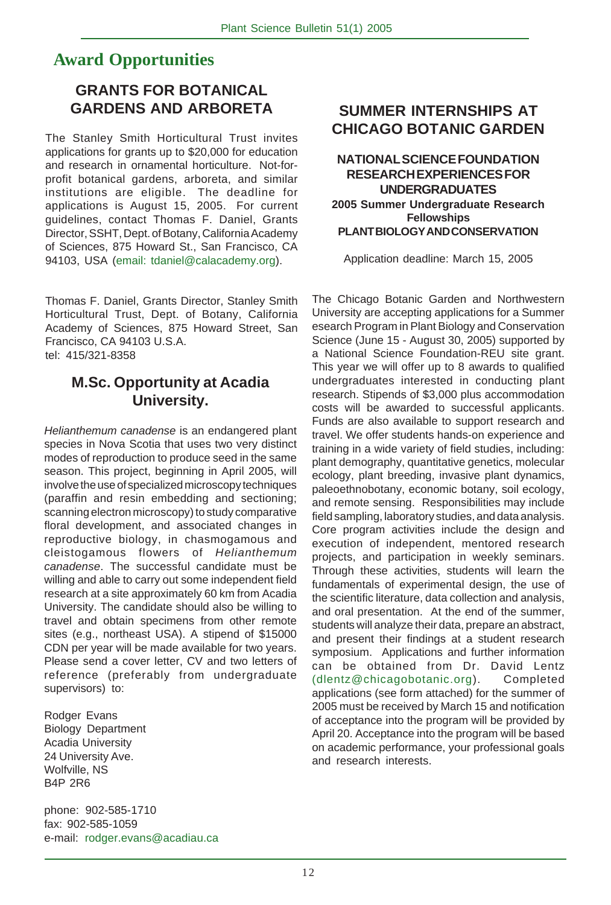# Award Opportunities

## GRANTS FOR BOTANICAL GARDENS AND ARBORETA

The Stanley Smith Horticultural Trust invites applications for grants up to $20,000 for education and research in ornamental horticulture. Not-for-profit botanical gardens, arboreta, and similar institutions are eligible. The deadline for applications is August 15, 2005. For current guidelines, contact Thomas F. Daniel, Grants Director, SSHT, Dept. of Botany, California Academy of Sciences, 875 Howard St., San Francisco, CA 94103, USA (email: tdaniel@calacademy.org).

Thomas F. Daniel, Grants Director, Stanley Smith Horticultural Trust, Dept. of Botany, California Academy of Sciences, 875 Howard Street, San Francisco, CA 94103 U.S.A.
tel: 415/321-8358

## M.Sc. Opportunity at Acadia University.

*Helianthemum canadense* is an endangered plant species in Nova Scotia that uses two very distinct modes of reproduction to produce seed in the same season. This project, beginning in April 2005, will involve the use of specialized microscopy techniques (paraffin and resin embedding and sectioning; scanning electron microscopy) to study comparative floral development, and associated changes in reproductive biology, in chasmogamous and cleistogamous flowers of *Helianthemum canadense*. The successful candidate must be willing and able to carry out some independent field research at a site approximately 60 km from Acadia University. The candidate should also be willing to travel and obtain specimens from other remote sites (e.g., northeast USA). A stipend of $15000 CDN per year will be made available for two years. Please send a cover letter, CV and two letters of reference (preferably from undergraduate supervisors) to:

Rodger Evans
Biology Department
Acadia University
24 University Ave.
Wolfville, NS
B4P 2R6

phone: 902-585-1710
fax: 902-585-1059
e-mail: rodger.evans@acadiau.ca

## SUMMER INTERNSHIPS AT CHICAGO BOTANIC GARDEN

**NATIONAL SCIENCE FOUNDATION RESEARCH EXPERIENCES FOR UNDERGRADUATES**
**2005 Summer Undergraduate Research Fellowships**
**PLANT BIOLOGY AND CONSERVATION**

Application deadline: March 15, 2005

The Chicago Botanic Garden and Northwestern University are accepting applications for a Summer esearch Program in Plant Biology and Conservation Science (June 15 - August 30, 2005) supported by a National Science Foundation-REU site grant. This year we will offer up to 8 awards to qualified undergraduates interested in conducting plant research. Stipends of $3,000 plus accommodation costs will be awarded to successful applicants. Funds are also available to support research and travel. We offer students hands-on experience and training in a wide variety of field studies, including: plant demography, quantitative genetics, molecular ecology, plant breeding, invasive plant dynamics, paleoethnobotany, economic botany, soil ecology, and remote sensing. Responsibilities may include field sampling, laboratory studies, and data analysis. Core program activities include the design and execution of independent, mentored research projects, and participation in weekly seminars. Through these activities, students will learn the fundamentals of experimental design, the use of the scientific literature, data collection and analysis, and oral presentation. At the end of the summer, students will analyze their data, prepare an abstract, and present their findings at a student research symposium. Applications and further information can be obtained from Dr. David Lentz (dlentz@chicagobotanic.org). Completed applications (see form attached) for the summer of 2005 must be received by March 15 and notification of acceptance into the program will be provided by April 20. Acceptance into the program will be based on academic performance, your professional goals and research interests.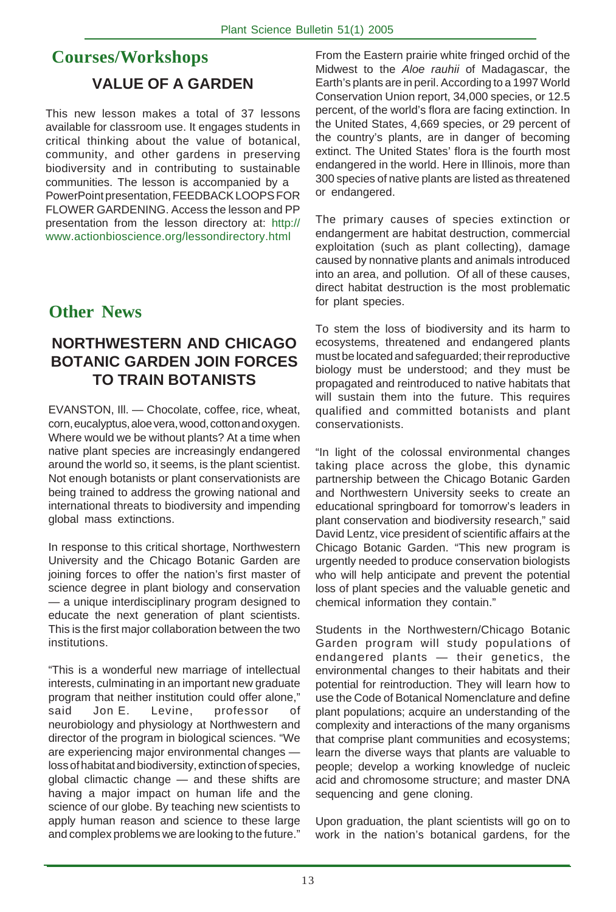# Courses/Workshops

## VALUE OF A GARDEN

This new lesson makes a total of 37 lessons available for classroom use. It engages students in critical thinking about the value of botanical, community, and other gardens in preserving biodiversity and in contributing to sustainable communities. The lesson is accompanied by a PowerPoint presentation, FEEDBACK LOOPS FOR FLOWER GARDENING. Access the lesson and PP presentation from the lesson directory at: http://www.actionbioscience.org/lessondirectory.html

# Other News

## NORTHWESTERN AND CHICAGO BOTANIC GARDEN JOIN FORCES TO TRAIN BOTANISTS

EVANSTON, Ill. — Chocolate, coffee, rice, wheat, corn, eucalyptus, aloe vera, wood, cotton and oxygen. Where would we be without plants? At a time when native plant species are increasingly endangered around the world so, it seems, is the plant scientist. Not enough botanists or plant conservationists are being trained to address the growing national and international threats to biodiversity and impending global mass extinctions.

In response to this critical shortage, Northwestern University and the Chicago Botanic Garden are joining forces to offer the nation's first master of science degree in plant biology and conservation — a unique interdisciplinary program designed to educate the next generation of plant scientists. This is the first major collaboration between the two institutions.

"This is a wonderful new marriage of intellectual interests, culminating in an important new graduate program that neither institution could offer alone," said Jon E. Levine, professor of neurobiology and physiology at Northwestern and director of the program in biological sciences. "We are experiencing major environmental changes — loss of habitat and biodiversity, extinction of species, global climactic change — and these shifts are having a major impact on human life and the science of our globe. By teaching new scientists to apply human reason and science to these large and complex problems we are looking to the future."

From the Eastern prairie white fringed orchid of the Midwest to the *Aloe rauhii* of Madagascar, the Earth's plants are in peril. According to a 1997 World Conservation Union report, 34,000 species, or 12.5 percent, of the world's flora are facing extinction. In the United States, 4,669 species, or 29 percent of the country's plants, are in danger of becoming extinct. The United States' flora is the fourth most endangered in the world. Here in Illinois, more than 300 species of native plants are listed as threatened or endangered.

The primary causes of species extinction or endangerment are habitat destruction, commercial exploitation (such as plant collecting), damage caused by nonnative plants and animals introduced into an area, and pollution. Of all of these causes, direct habitat destruction is the most problematic for plant species.

To stem the loss of biodiversity and its harm to ecosystems, threatened and endangered plants must be located and safeguarded; their reproductive biology must be understood; and they must be propagated and reintroduced to native habitats that will sustain them into the future. This requires qualified and committed botanists and plant conservationists.

"In light of the colossal environmental changes taking place across the globe, this dynamic partnership between the Chicago Botanic Garden and Northwestern University seeks to create an educational springboard for tomorrow's leaders in plant conservation and biodiversity research," said David Lentz, vice president of scientific affairs at the Chicago Botanic Garden. "This new program is urgently needed to produce conservation biologists who will help anticipate and prevent the potential loss of plant species and the valuable genetic and chemical information they contain."

Students in the Northwestern/Chicago Botanic Garden program will study populations of endangered plants — their genetics, the environmental changes to their habitats and their potential for reintroduction. They will learn how to use the Code of Botanical Nomenclature and define plant populations; acquire an understanding of the complexity and interactions of the many organisms that comprise plant communities and ecosystems; learn the diverse ways that plants are valuable to people; develop a working knowledge of nucleic acid and chromosome structure; and master DNA sequencing and gene cloning.

Upon graduation, the plant scientists will go on to work in the nation's botanical gardens, for the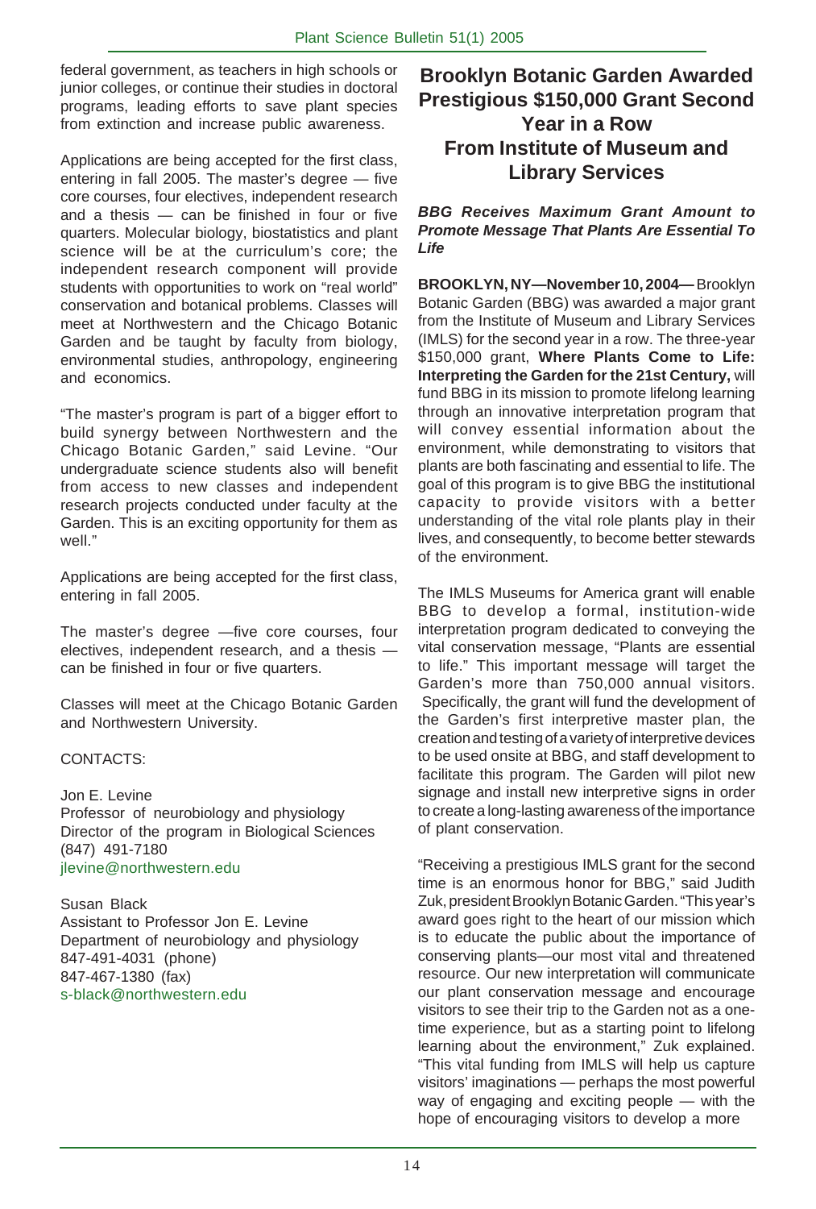federal government, as teachers in high schools or junior colleges, or continue their studies in doctoral programs, leading efforts to save plant species from extinction and increase public awareness.

Applications are being accepted for the first class, entering in fall 2005. The master's degree — five core courses, four electives, independent research and a thesis — can be finished in four or five quarters. Molecular biology, biostatistics and plant science will be at the curriculum's core; the independent research component will provide students with opportunities to work on "real world" conservation and botanical problems. Classes will meet at Northwestern and the Chicago Botanic Garden and be taught by faculty from biology, environmental studies, anthropology, engineering and economics.

"The master's program is part of a bigger effort to build synergy between Northwestern and the Chicago Botanic Garden," said Levine. "Our undergraduate science students also will benefit from access to new classes and independent research projects conducted under faculty at the Garden. This is an exciting opportunity for them as well."

Applications are being accepted for the first class, entering in fall 2005.

The master's degree —five core courses, four electives, independent research, and a thesis — can be finished in four or five quarters.

Classes will meet at the Chicago Botanic Garden and Northwestern University.

CONTACTS:

Jon E. Levine
Professor of neurobiology and physiology
Director of the program in Biological Sciences
(847) 491-7180
jlevine@northwestern.edu

Susan Black
Assistant to Professor Jon E. Levine
Department of neurobiology and physiology
847-491-4031 (phone)
847-467-1380 (fax)
s-black@northwestern.edu

## Brooklyn Botanic Garden Awarded Prestigious $150,000 Grant Second Year in a Row From Institute of Museum and Library Services

***BBG Receives Maximum Grant Amount to Promote Message That Plants Are Essential To Life***

**BROOKLYN, NY—November 10, 2004—** Brooklyn Botanic Garden (BBG) was awarded a major grant from the Institute of Museum and Library Services (IMLS) for the second year in a row. The three-year $150,000 grant, **Where Plants Come to Life: Interpreting the Garden for the 21st Century,** will fund BBG in its mission to promote lifelong learning through an innovative interpretation program that will convey essential information about the environment, while demonstrating to visitors that plants are both fascinating and essential to life. The goal of this program is to give BBG the institutional capacity to provide visitors with a better understanding of the vital role plants play in their lives, and consequently, to become better stewards of the environment.

The IMLS Museums for America grant will enable BBG to develop a formal, institution-wide interpretation program dedicated to conveying the vital conservation message, "Plants are essential to life." This important message will target the Garden's more than 750,000 annual visitors. Specifically, the grant will fund the development of the Garden's first interpretive master plan, the creation and testing of a variety of interpretive devices to be used onsite at BBG, and staff development to facilitate this program. The Garden will pilot new signage and install new interpretive signs in order to create a long-lasting awareness of the importance of plant conservation.

"Receiving a prestigious IMLS grant for the second time is an enormous honor for BBG," said Judith Zuk, president Brooklyn Botanic Garden. "This year's award goes right to the heart of our mission which is to educate the public about the importance of conserving plants—our most vital and threatened resource. Our new interpretation will communicate our plant conservation message and encourage visitors to see their trip to the Garden not as a one-time experience, but as a starting point to lifelong learning about the environment," Zuk explained. "This vital funding from IMLS will help us capture visitors' imaginations — perhaps the most powerful way of engaging and exciting people — with the hope of encouraging visitors to develop a more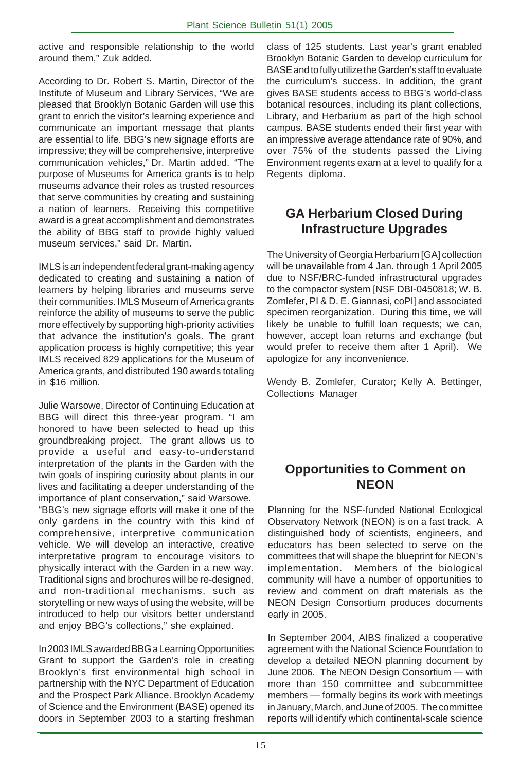active and responsible relationship to the world around them," Zuk added.

According to Dr. Robert S. Martin, Director of the Institute of Museum and Library Services, "We are pleased that Brooklyn Botanic Garden will use this grant to enrich the visitor's learning experience and communicate an important message that plants are essential to life. BBG's new signage efforts are impressive; they will be comprehensive, interpretive communication vehicles," Dr. Martin added. "The purpose of Museums for America grants is to help museums advance their roles as trusted resources that serve communities by creating and sustaining a nation of learners. Receiving this competitive award is a great accomplishment and demonstrates the ability of BBG staff to provide highly valued museum services," said Dr. Martin.

IMLS is an independent federal grant-making agency dedicated to creating and sustaining a nation of learners by helping libraries and museums serve their communities. IMLS Museum of America grants reinforce the ability of museums to serve the public more effectively by supporting high-priority activities that advance the institution's goals. The grant application process is highly competitive; this year IMLS received 829 applications for the Museum of America grants, and distributed 190 awards totaling in $16 million.

Julie Warsowe, Director of Continuing Education at BBG will direct this three-year program. "I am honored to have been selected to head up this groundbreaking project. The grant allows us to provide a useful and easy-to-understand interpretation of the plants in the Garden with the twin goals of inspiring curiosity about plants in our lives and facilitating a deeper understanding of the importance of plant conservation," said Warsowe. "BBG's new signage efforts will make it one of the only gardens in the country with this kind of comprehensive, interpretive communication vehicle. We will develop an interactive, creative interpretative program to encourage visitors to physically interact with the Garden in a new way. Traditional signs and brochures will be re-designed, and non-traditional mechanisms, such as storytelling or new ways of using the website, will be introduced to help our visitors better understand and enjoy BBG's collections," she explained.

In 2003 IMLS awarded BBG a Learning Opportunities Grant to support the Garden's role in creating Brooklyn's first environmental high school in partnership with the NYC Department of Education and the Prospect Park Alliance. Brooklyn Academy of Science and the Environment (BASE) opened its doors in September 2003 to a starting freshman class of 125 students. Last year's grant enabled Brooklyn Botanic Garden to develop curriculum for BASE and to fully utilize the Garden's staff to evaluate the curriculum's success. In addition, the grant gives BASE students access to BBG's world-class botanical resources, including its plant collections, Library, and Herbarium as part of the high school campus. BASE students ended their first year with an impressive average attendance rate of 90%, and over 75% of the students passed the Living Environment regents exam at a level to qualify for a Regents diploma.

## GA Herbarium Closed During Infrastructure Upgrades

The University of Georgia Herbarium [GA] collection will be unavailable from 4 Jan. through 1 April 2005 due to NSF/BRC-funded infrastructural upgrades to the compactor system [NSF DBI-0450818; W. B. Zomlefer, PI & D. E. Giannasi, coPI] and associated specimen reorganization. During this time, we will likely be unable to fulfill loan requests; we can, however, accept loan returns and exchange (but would prefer to receive them after 1 April). We apologize for any inconvenience.

Wendy B. Zomlefer, Curator; Kelly A. Bettinger, Collections Manager

## Opportunities to Comment on NEON

Planning for the NSF-funded National Ecological Observatory Network (NEON) is on a fast track. A distinguished body of scientists, engineers, and educators has been selected to serve on the committees that will shape the blueprint for NEON's implementation. Members of the biological community will have a number of opportunities to review and comment on draft materials as the NEON Design Consortium produces documents early in 2005.

In September 2004, AIBS finalized a cooperative agreement with the National Science Foundation to develop a detailed NEON planning document by June 2006. The NEON Design Consortium — with more than 150 committee and subcommittee members — formally begins its work with meetings in January, March, and June of 2005. The committee reports will identify which continental-scale science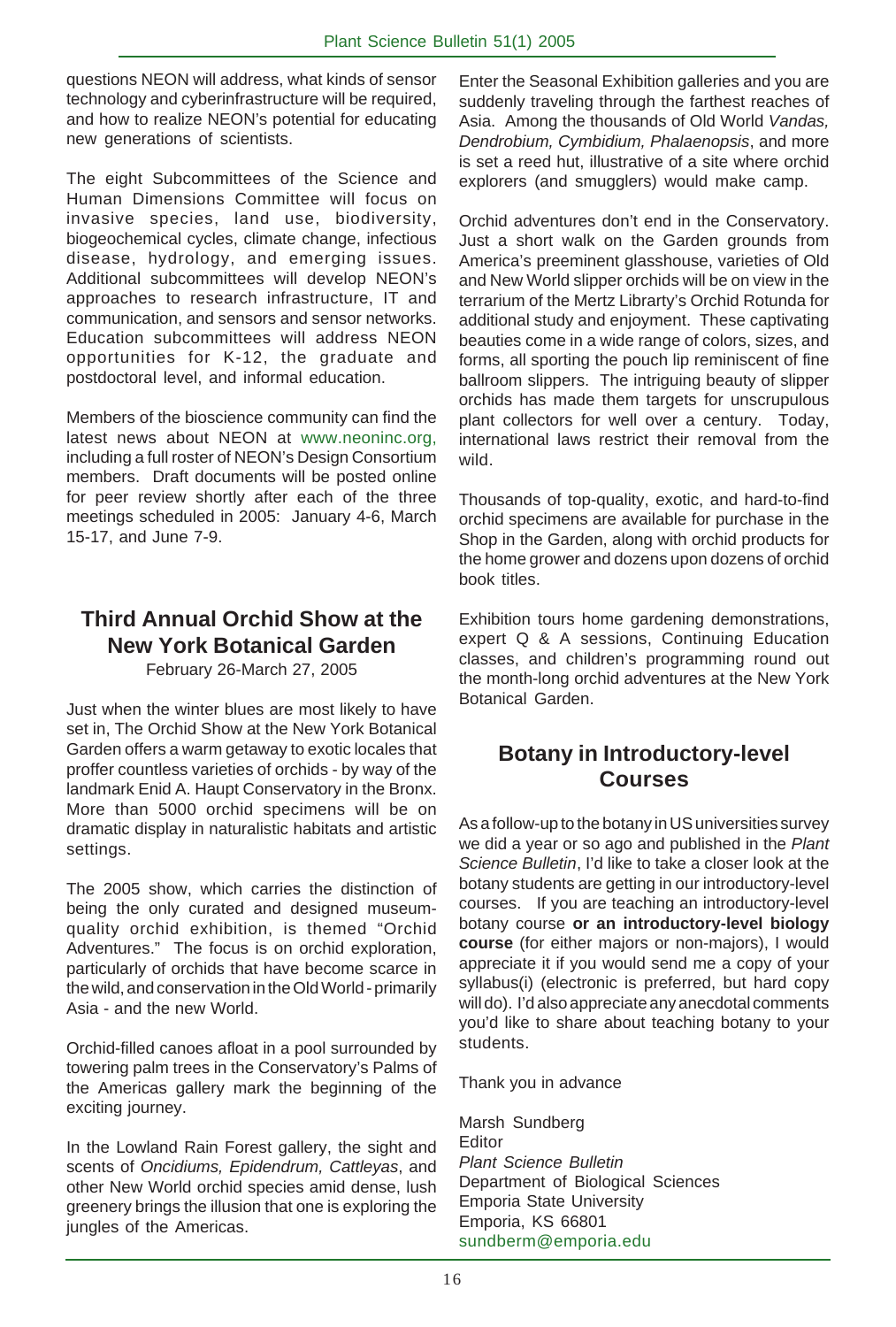questions NEON will address, what kinds of sensor technology and cyberinfrastructure will be required, and how to realize NEON's potential for educating new generations of scientists.

The eight Subcommittees of the Science and Human Dimensions Committee will focus on invasive species, land use, biodiversity, biogeochemical cycles, climate change, infectious disease, hydrology, and emerging issues. Additional subcommittees will develop NEON's approaches to research infrastructure, IT and communication, and sensors and sensor networks. Education subcommittees will address NEON opportunities for K-12, the graduate and postdoctoral level, and informal education.

Members of the bioscience community can find the latest news about NEON at www.neoninc.org, including a full roster of NEON's Design Consortium members. Draft documents will be posted online for peer review shortly after each of the three meetings scheduled in 2005: January 4-6, March 15-17, and June 7-9.

## Third Annual Orchid Show at the New York Botanical Garden

February 26-March 27, 2005

Just when the winter blues are most likely to have set in, The Orchid Show at the New York Botanical Garden offers a warm getaway to exotic locales that proffer countless varieties of orchids - by way of the landmark Enid A. Haupt Conservatory in the Bronx. More than 5000 orchid specimens will be on dramatic display in naturalistic habitats and artistic settings.

The 2005 show, which carries the distinction of being the only curated and designed museum-quality orchid exhibition, is themed "Orchid Adventures." The focus is on orchid exploration, particularly of orchids that have become scarce in the wild, and conservation in the Old World - primarily Asia - and the new World.

Orchid-filled canoes afloat in a pool surrounded by towering palm trees in the Conservatory's Palms of the Americas gallery mark the beginning of the exciting journey.

In the Lowland Rain Forest gallery, the sight and scents of *Oncidiums, Epidendrum, Cattleyas*, and other New World orchid species amid dense, lush greenery brings the illusion that one is exploring the jungles of the Americas.

Enter the Seasonal Exhibition galleries and you are suddenly traveling through the farthest reaches of Asia. Among the thousands of Old World *Vandas, Dendrobium, Cymbidium, Phalaenopsis*, and more is set a reed hut, illustrative of a site where orchid explorers (and smugglers) would make camp.

Orchid adventures don't end in the Conservatory. Just a short walk on the Garden grounds from America's preeminent glasshouse, varieties of Old and New World slipper orchids will be on view in the terrarium of the Mertz Librarty's Orchid Rotunda for additional study and enjoyment. These captivating beauties come in a wide range of colors, sizes, and forms, all sporting the pouch lip reminiscent of fine ballroom slippers. The intriguing beauty of slipper orchids has made them targets for unscrupulous plant collectors for well over a century. Today, international laws restrict their removal from the wild.

Thousands of top-quality, exotic, and hard-to-find orchid specimens are available for purchase in the Shop in the Garden, along with orchid products for the home grower and dozens upon dozens of orchid book titles.

Exhibition tours home gardening demonstrations, expert Q & A sessions, Continuing Education classes, and children's programming round out the month-long orchid adventures at the New York Botanical Garden.

## Botany in Introductory-level Courses

As a follow-up to the botany in US universities survey we did a year or so ago and published in the *Plant Science Bulletin*, I'd like to take a closer look at the botany students are getting in our introductory-level courses. If you are teaching an introductory-level botany course **or an introductory-level biology course** (for either majors or non-majors), I would appreciate it if you would send me a copy of your syllabus(i) (electronic is preferred, but hard copy will do). I'd also appreciate any anecdotal comments you'd like to share about teaching botany to your students.

Thank you in advance

Marsh Sundberg
Editor
*Plant Science Bulletin*
Department of Biological Sciences
Emporia State University
Emporia, KS 66801
sundberm@emporia.edu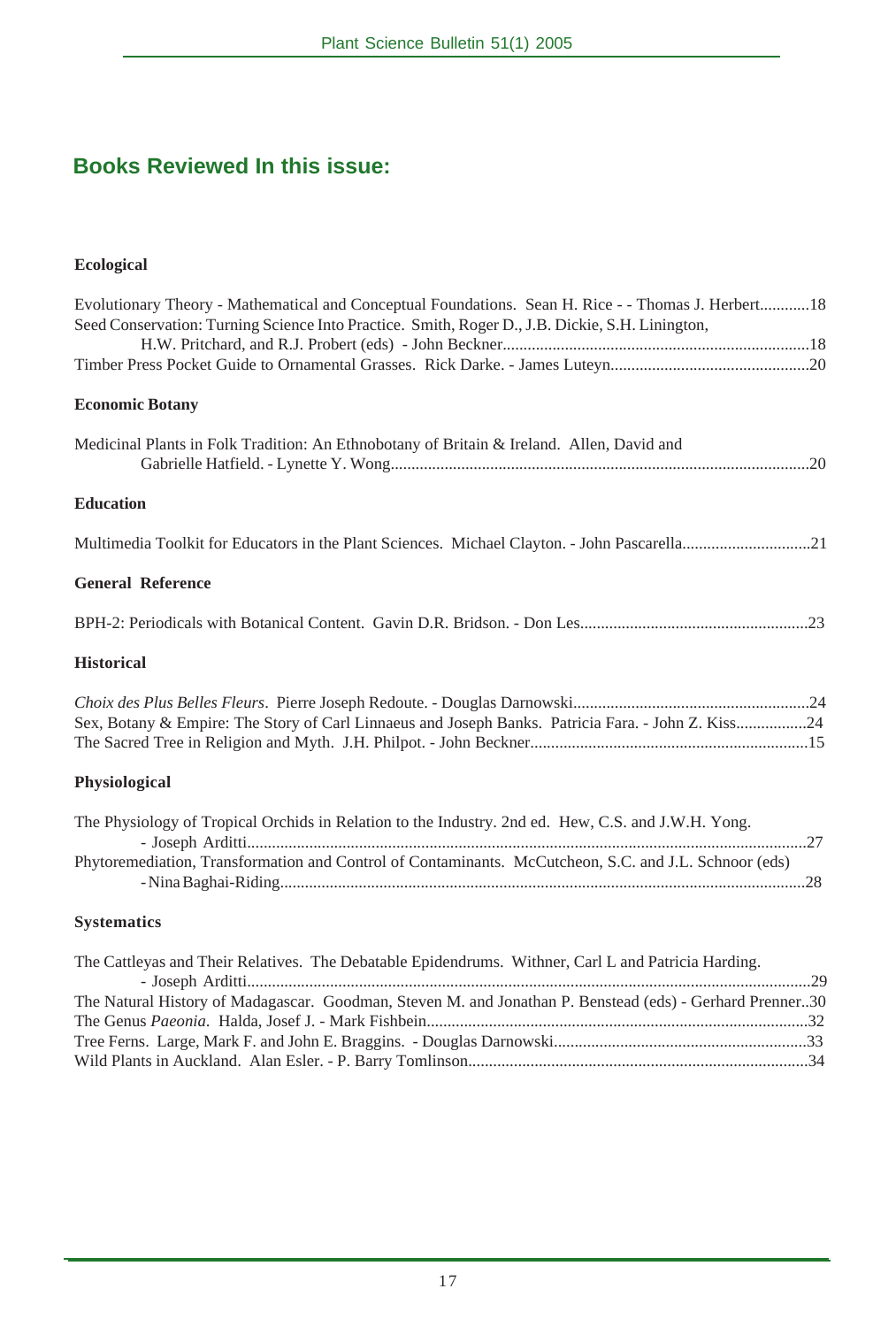## Books Reviewed In this issue:

### Ecological

Evolutionary Theory - Mathematical and Conceptual Foundations. Sean H. Rice - - Thomas J. Herbert............18
Seed Conservation: Turning Science Into Practice. Smith, Roger D., J.B. Dickie, S.H. Linington, H.W. Pritchard, and R.J. Probert (eds) - John Beckner..........................................................................18
Timber Press Pocket Guide to Ornamental Grasses. Rick Darke. - James Luteyn................................................20

### Economic Botany

Medicinal Plants in Folk Tradition: An Ethnobotany of Britain & Ireland. Allen, David and Gabrielle Hatfield. - Lynette Y. Wong.....................................................................................................20

### Education

Multimedia Toolkit for Educators in the Plant Sciences. Michael Clayton. - John Pascarella...............................21

### General Reference

BPH-2: Periodicals with Botanical Content. Gavin D.R. Bridson. - Don Les.......................................................23

### Historical

*Choix des Plus Belles Fleurs*. Pierre Joseph Redoute. - Douglas Darnowski.........................................................24
Sex, Botany & Empire: The Story of Carl Linnaeus and Joseph Banks. Patricia Fara. - John Z. Kiss.................24
The Sacred Tree in Religion and Myth. J.H. Philpot. - John Beckner...................................................................15

### Physiological

The Physiology of Tropical Orchids in Relation to the Industry. 2nd ed. Hew, C.S. and J.W.H. Yong. - Joseph Arditti.......................................................................................................................................27
Phytoremediation, Transformation and Control of Contaminants. McCutcheon, S.C. and J.L. Schnoor (eds) - Nina Baghai-Riding...............................................................................................................................28

### Systematics

The Cattleyas and Their Relatives. The Debatable Epidendrums. Withner, Carl L and Patricia Harding. - Joseph Arditti.......................................................................................................................................29
The Natural History of Madagascar. Goodman, Steven M. and Jonathan P. Benstead (eds) - Gerhard Prenner..30
The Genus *Paeonia*. Halda, Josef J. - Mark Fishbein............................................................................................32
Tree Ferns. Large, Mark F. and John E. Braggins. - Douglas Darnowski.............................................................33
Wild Plants in Auckland. Alan Esler. - P. Barry Tomlinson..................................................................................34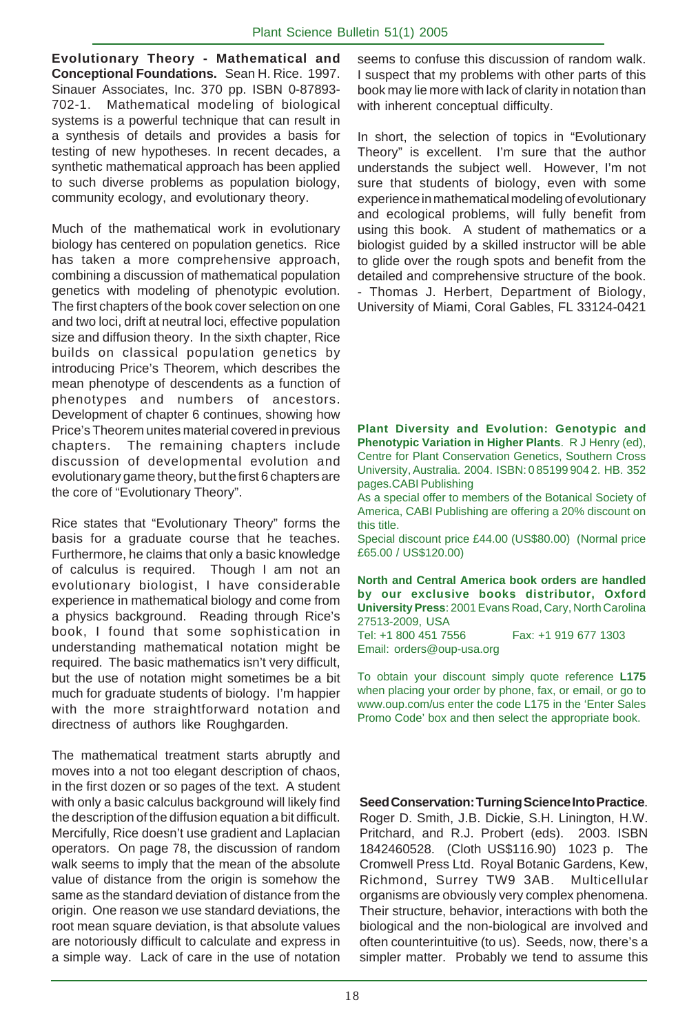**Evolutionary Theory - Mathematical and Conceptional Foundations.** Sean H. Rice. 1997. Sinauer Associates, Inc. 370 pp. ISBN 0-87893-702-1. Mathematical modeling of biological systems is a powerful technique that can result in a synthesis of details and provides a basis for testing of new hypotheses. In recent decades, a synthetic mathematical approach has been applied to such diverse problems as population biology, community ecology, and evolutionary theory.

Much of the mathematical work in evolutionary biology has centered on population genetics. Rice has taken a more comprehensive approach, combining a discussion of mathematical population genetics with modeling of phenotypic evolution. The first chapters of the book cover selection on one and two loci, drift at neutral loci, effective population size and diffusion theory. In the sixth chapter, Rice builds on classical population genetics by introducing Price's Theorem, which describes the mean phenotype of descendents as a function of phenotypes and numbers of ancestors. Development of chapter 6 continues, showing how Price's Theorem unites material covered in previous chapters. The remaining chapters include discussion of developmental evolution and evolutionary game theory, but the first 6 chapters are the core of "Evolutionary Theory".

Rice states that "Evolutionary Theory" forms the basis for a graduate course that he teaches. Furthermore, he claims that only a basic knowledge of calculus is required. Though I am not an evolutionary biologist, I have considerable experience in mathematical biology and come from a physics background. Reading through Rice's book, I found that some sophistication in understanding mathematical notation might be required. The basic mathematics isn't very difficult, but the use of notation might sometimes be a bit much for graduate students of biology. I'm happier with the more straightforward notation and directness of authors like Roughgarden.

The mathematical treatment starts abruptly and moves into a not too elegant description of chaos, in the first dozen or so pages of the text. A student with only a basic calculus background will likely find the description of the diffusion equation a bit difficult. Mercifully, Rice doesn't use gradient and Laplacian operators. On page 78, the discussion of random walk seems to imply that the mean of the absolute value of distance from the origin is somehow the same as the standard deviation of distance from the origin. One reason we use standard deviations, the root mean square deviation, is that absolute values are notoriously difficult to calculate and express in a simple way. Lack of care in the use of notation seems to confuse this discussion of random walk. I suspect that my problems with other parts of this book may lie more with lack of clarity in notation than with inherent conceptual difficulty.

In short, the selection of topics in "Evolutionary Theory" is excellent. I'm sure that the author understands the subject well. However, I'm not sure that students of biology, even with some experience in mathematical modeling of evolutionary and ecological problems, will fully benefit from using this book. A student of mathematics or a biologist guided by a skilled instructor will be able to glide over the rough spots and benefit from the detailed and comprehensive structure of the book. - Thomas J. Herbert, Department of Biology, University of Miami, Coral Gables, FL 33124-0421

**Plant Diversity and Evolution: Genotypic and Phenotypic Variation in Higher Plants**. R J Henry (ed), Centre for Plant Conservation Genetics, Southern Cross University, Australia. 2004. ISBN: 0 85199 904 2. HB. 352 pages. CABI Publishing

As a special offer to members of the Botanical Society of America, CABI Publishing are offering a 20% discount on this title.

Special discount price £44.00 (US$80.00) (Normal price £65.00 / US$120.00)

**North and Central America book orders are handled by our exclusive books distributor, Oxford University Press**: 2001 Evans Road, Cary, North Carolina 27513-2009, USA
Tel: +1 800 451 7556 Fax: +1 919 677 1303
Email: orders@oup-usa.org

To obtain your discount simply quote reference **L175** when placing your order by phone, fax, or email, or go to www.oup.com/us enter the code L175 in the 'Enter Sales Promo Code' box and then select the appropriate book.

**Seed Conservation: Turning Science Into Practice**. Roger D. Smith, J.B. Dickie, S.H. Linington, H.W. Pritchard, and R.J. Probert (eds). 2003. ISBN 1842460528. (Cloth US$116.90) 1023 p. The Cromwell Press Ltd. Royal Botanic Gardens, Kew, Richmond, Surrey TW9 3AB. Multicellular organisms are obviously very complex phenomena. Their structure, behavior, interactions with both the biological and the non-biological are involved and often counterintuitive (to us). Seeds, now, there's a simpler matter. Probably we tend to assume this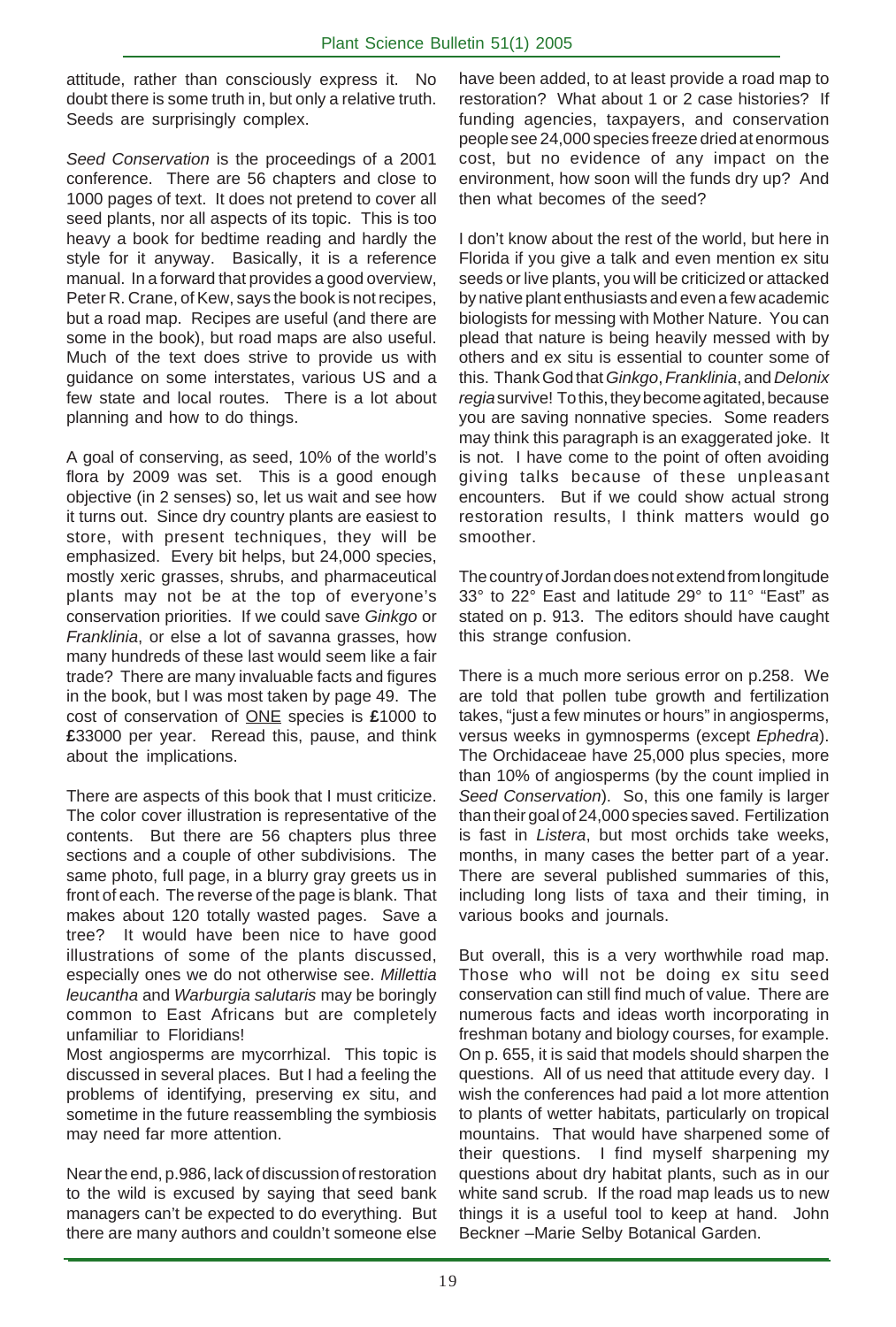attitude, rather than consciously express it. No doubt there is some truth in, but only a relative truth. Seeds are surprisingly complex.

*Seed Conservation* is the proceedings of a 2001 conference. There are 56 chapters and close to 1000 pages of text. It does not pretend to cover all seed plants, nor all aspects of its topic. This is too heavy a book for bedtime reading and hardly the style for it anyway. Basically, it is a reference manual. In a forward that provides a good overview, Peter R. Crane, of Kew, says the book is not recipes, but a road map. Recipes are useful (and there are some in the book), but road maps are also useful. Much of the text does strive to provide us with guidance on some interstates, various US and a few state and local routes. There is a lot about planning and how to do things.

A goal of conserving, as seed, 10% of the world's flora by 2009 was set. This is a good enough objective (in 2 senses) so, let us wait and see how it turns out. Since dry country plants are easiest to store, with present techniques, they will be emphasized. Every bit helps, but 24,000 species, mostly xeric grasses, shrubs, and pharmaceutical plants may not be at the top of everyone's conservation priorities. If we could save *Ginkgo* or *Franklinia*, or else a lot of savanna grasses, how many hundreds of these last would seem like a fair trade? There are many invaluable facts and figures in the book, but I was most taken by page 49. The cost of conservation of ONE species is **£**1000 to **£**33000 per year. Reread this, pause, and think about the implications.

There are aspects of this book that I must criticize. The color cover illustration is representative of the contents. But there are 56 chapters plus three sections and a couple of other subdivisions. The same photo, full page, in a blurry gray greets us in front of each. The reverse of the page is blank. That makes about 120 totally wasted pages. Save a tree? It would have been nice to have good illustrations of some of the plants discussed, especially ones we do not otherwise see. *Millettia leucantha* and *Warburgia salutaris* may be boringly common to East Africans but are completely unfamiliar to Floridians!

Most angiosperms are mycorrhizal. This topic is discussed in several places. But I had a feeling the problems of identifying, preserving ex situ, and sometime in the future reassembling the symbiosis may need far more attention.

Near the end, p.986, lack of discussion of restoration to the wild is excused by saying that seed bank managers can't be expected to do everything. But there are many authors and couldn't someone else have been added, to at least provide a road map to restoration? What about 1 or 2 case histories? If funding agencies, taxpayers, and conservation people see 24,000 species freeze dried at enormous cost, but no evidence of any impact on the environment, how soon will the funds dry up? And then what becomes of the seed?

I don't know about the rest of the world, but here in Florida if you give a talk and even mention ex situ seeds or live plants, you will be criticized or attacked by native plant enthusiasts and even a few academic biologists for messing with Mother Nature. You can plead that nature is being heavily messed with by others and ex situ is essential to counter some of this. Thank God that *Ginkgo*, *Franklinia*, and *Delonix regia* survive! To this, they become agitated, because you are saving nonnative species. Some readers may think this paragraph is an exaggerated joke. It is not. I have come to the point of often avoiding giving talks because of these unpleasant encounters. But if we could show actual strong restoration results, I think matters would go smoother.

The country of Jordan does not extend from longitude 33° to 22° East and latitude 29° to 11° "East" as stated on p. 913. The editors should have caught this strange confusion.

There is a much more serious error on p.258. We are told that pollen tube growth and fertilization takes, "just a few minutes or hours" in angiosperms, versus weeks in gymnosperms (except *Ephedra*). The Orchidaceae have 25,000 plus species, more than 10% of angiosperms (by the count implied in *Seed Conservation*). So, this one family is larger than their goal of 24,000 species saved. Fertilization is fast in *Listera*, but most orchids take weeks, months, in many cases the better part of a year. There are several published summaries of this, including long lists of taxa and their timing, in various books and journals.

But overall, this is a very worthwhile road map. Those who will not be doing ex situ seed conservation can still find much of value. There are numerous facts and ideas worth incorporating in freshman botany and biology courses, for example. On p. 655, it is said that models should sharpen the questions. All of us need that attitude every day. I wish the conferences had paid a lot more attention to plants of wetter habitats, particularly on tropical mountains. That would have sharpened some of their questions. I find myself sharpening my questions about dry habitat plants, such as in our white sand scrub. If the road map leads us to new things it is a useful tool to keep at hand. John Beckner –Marie Selby Botanical Garden.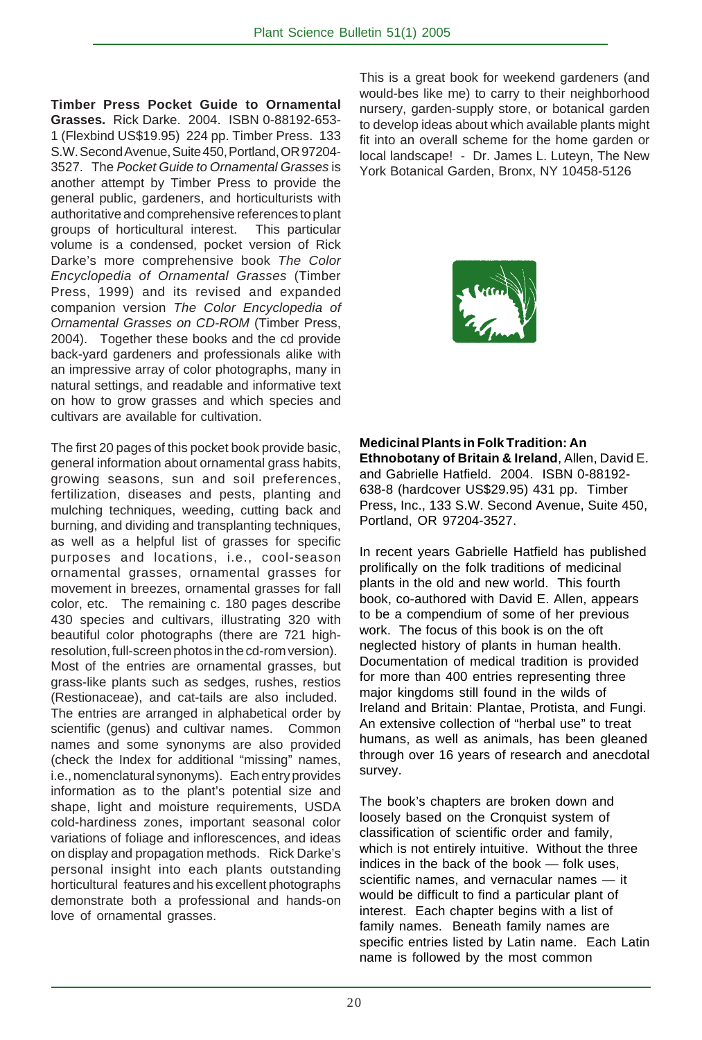**Timber Press Pocket Guide to Ornamental Grasses.** Rick Darke. 2004. ISBN 0-88192-653-1 (Flexbind US$19.95) 224 pp. Timber Press. 133 S.W. Second Avenue, Suite 450, Portland, OR 97204-3527. The *Pocket Guide to Ornamental Grasses* is another attempt by Timber Press to provide the general public, gardeners, and horticulturists with authoritative and comprehensive references to plant groups of horticultural interest. This particular volume is a condensed, pocket version of Rick Darke's more comprehensive book *The Color Encyclopedia of Ornamental Grasses* (Timber Press, 1999) and its revised and expanded companion version *The Color Encyclopedia of Ornamental Grasses on CD-ROM* (Timber Press, 2004). Together these books and the cd provide back-yard gardeners and professionals alike with an impressive array of color photographs, many in natural settings, and readable and informative text on how to grow grasses and which species and cultivars are available for cultivation.

The first 20 pages of this pocket book provide basic, general information about ornamental grass habits, growing seasons, sun and soil preferences, fertilization, diseases and pests, planting and mulching techniques, weeding, cutting back and burning, and dividing and transplanting techniques, as well as a helpful list of grasses for specific purposes and locations, i.e., cool-season ornamental grasses, ornamental grasses for movement in breezes, ornamental grasses for fall color, etc. The remaining c. 180 pages describe 430 species and cultivars, illustrating 320 with beautiful color photographs (there are 721 high-resolution, full-screen photos in the cd-rom version). Most of the entries are ornamental grasses, but grass-like plants such as sedges, rushes, restios (Restionaceae), and cat-tails are also included. The entries are arranged in alphabetical order by scientific (genus) and cultivar names. Common names and some synonyms are also provided (check the Index for additional "missing" names, i.e., nomenclatural synonyms). Each entry provides information as to the plant's potential size and shape, light and moisture requirements, USDA cold-hardiness zones, important seasonal color variations of foliage and inflorescences, and ideas on display and propagation methods. Rick Darke's personal insight into each plants outstanding horticultural features and his excellent photographs demonstrate both a professional and hands-on love of ornamental grasses.

This is a great book for weekend gardeners (and would-bes like me) to carry to their neighborhood nursery, garden-supply store, or botanical garden to develop ideas about which available plants might fit into an overall scheme for the home garden or local landscape! - Dr. James L. Luteyn, The New York Botanical Garden, Bronx, NY 10458-5126

**Medicinal Plants in Folk Tradition: An Ethnobotany of Britain & Ireland**, Allen, David E. and Gabrielle Hatfield. 2004. ISBN 0-88192-638-8 (hardcover US$29.95) 431 pp. Timber Press, Inc., 133 S.W. Second Avenue, Suite 450, Portland, OR 97204-3527.

In recent years Gabrielle Hatfield has published prolifically on the folk traditions of medicinal plants in the old and new world. This fourth book, co-authored with David E. Allen, appears to be a compendium of some of her previous work. The focus of this book is on the oft neglected history of plants in human health. Documentation of medical tradition is provided for more than 400 entries representing three major kingdoms still found in the wilds of Ireland and Britain: Plantae, Protista, and Fungi. An extensive collection of "herbal use" to treat humans, as well as animals, has been gleaned through over 16 years of research and anecdotal survey.

The book's chapters are broken down and loosely based on the Cronquist system of classification of scientific order and family, which is not entirely intuitive. Without the three indices in the back of the book — folk uses, scientific names, and vernacular names — it would be difficult to find a particular plant of interest. Each chapter begins with a list of family names. Beneath family names are specific entries listed by Latin name. Each Latin name is followed by the most common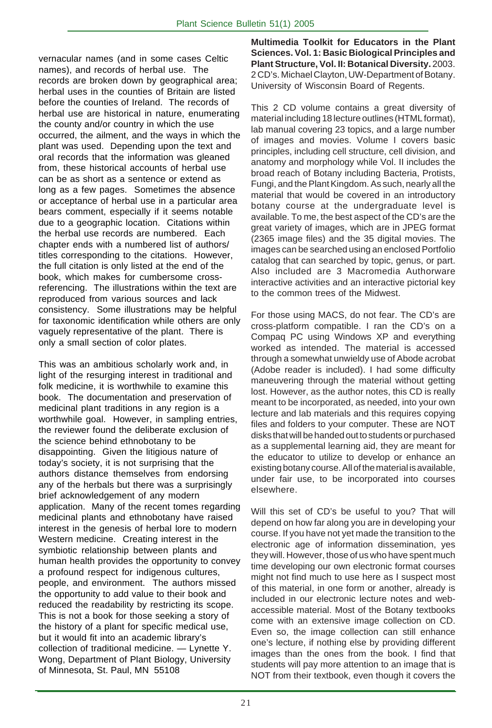vernacular names (and in some cases Celtic names), and records of herbal use. The records are broken down by geographical area; herbal uses in the counties of Britain are listed before the counties of Ireland. The records of herbal use are historical in nature, enumerating the county and/or country in which the use occurred, the ailment, and the ways in which the plant was used. Depending upon the text and oral records that the information was gleaned from, these historical accounts of herbal use can be as short as a sentence or extend as long as a few pages. Sometimes the absence or acceptance of herbal use in a particular area bears comment, especially if it seems notable due to a geographic location. Citations within the herbal use records are numbered. Each chapter ends with a numbered list of authors/ titles corresponding to the citations. However, the full citation is only listed at the end of the book, which makes for cumbersome cross-referencing. The illustrations within the text are reproduced from various sources and lack consistency. Some illustrations may be helpful for taxonomic identification while others are only vaguely representative of the plant. There is only a small section of color plates.

This was an ambitious scholarly work and, in light of the resurging interest in traditional and folk medicine, it is worthwhile to examine this book. The documentation and preservation of medicinal plant traditions in any region is a worthwhile goal. However, in sampling entries, the reviewer found the deliberate exclusion of the science behind ethnobotany to be disappointing. Given the litigious nature of today's society, it is not surprising that the authors distance themselves from endorsing any of the herbals but there was a surprisingly brief acknowledgement of any modern application. Many of the recent tomes regarding medicinal plants and ethnobotany have raised interest in the genesis of herbal lore to modern Western medicine. Creating interest in the symbiotic relationship between plants and human health provides the opportunity to convey a profound respect for indigenous cultures, people, and environment. The authors missed the opportunity to add value to their book and reduced the readability by restricting its scope. This is not a book for those seeking a story of the history of a plant for specific medical use, but it would fit into an academic library's collection of traditional medicine. — Lynette Y. Wong, Department of Plant Biology, University of Minnesota, St. Paul, MN 55108

**Multimedia Toolkit for Educators in the Plant Sciences. Vol. 1: Basic Biological Principles and Plant Structure, Vol. II: Botanical Diversity.** 2003. 2 CD's. Michael Clayton, UW-Department of Botany. University of Wisconsin Board of Regents.

This 2 CD volume contains a great diversity of material including 18 lecture outlines (HTML format), lab manual covering 23 topics, and a large number of images and movies. Volume I covers basic principles, including cell structure, cell division, and anatomy and morphology while Vol. II includes the broad reach of Botany including Bacteria, Protists, Fungi, and the Plant Kingdom. As such, nearly all the material that would be covered in an introductory botany course at the undergraduate level is available. To me, the best aspect of the CD's are the great variety of images, which are in JPEG format (2365 image files) and the 35 digital movies. The images can be searched using an enclosed Portfolio catalog that can searched by topic, genus, or part. Also included are 3 Macromedia Authorware interactive activities and an interactive pictorial key to the common trees of the Midwest.

For those using MACS, do not fear. The CD's are cross-platform compatible. I ran the CD's on a Compaq PC using Windows XP and everything worked as intended. The material is accessed through a somewhat unwieldy use of Abode acrobat (Adobe reader is included). I had some difficulty maneuvering through the material without getting lost. However, as the author notes, this CD is really meant to be incorporated, as needed, into your own lecture and lab materials and this requires copying files and folders to your computer. These are NOT disks that will be handed out to students or purchased as a supplemental learning aid, they are meant for the educator to utilize to develop or enhance an existing botany course. All of the material is available, under fair use, to be incorporated into courses elsewhere.

Will this set of CD's be useful to you? That will depend on how far along you are in developing your course. If you have not yet made the transition to the electronic age of information dissemination, yes they will. However, those of us who have spent much time developing our own electronic format courses might not find much to use here as I suspect most of this material, in one form or another, already is included in our electronic lecture notes and web-accessible material. Most of the Botany textbooks come with an extensive image collection on CD. Even so, the image collection can still enhance one's lecture, if nothing else by providing different images than the ones from the book. I find that students will pay more attention to an image that is NOT from their textbook, even though it covers the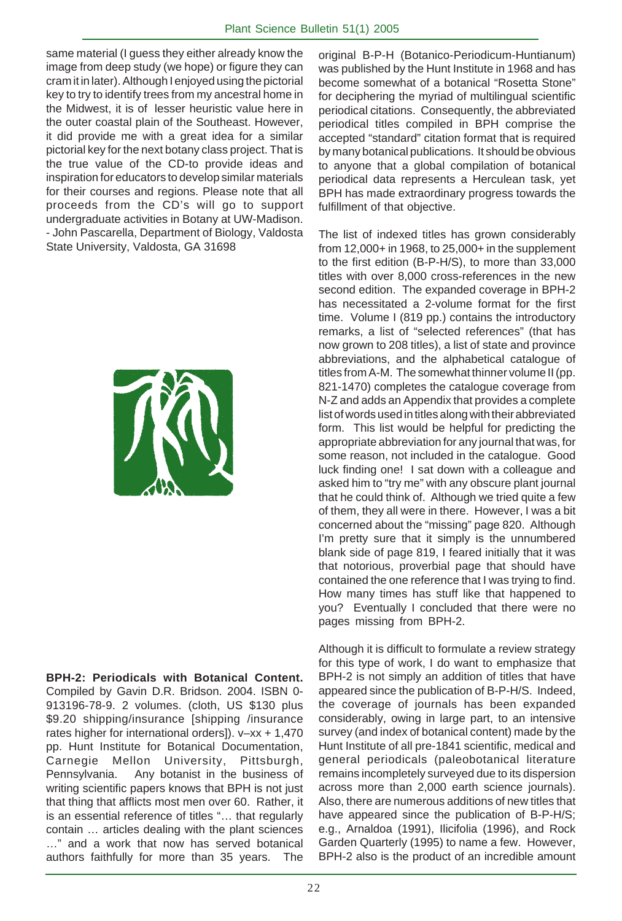same material (I guess they either already know the image from deep study (we hope) or figure they can cram it in later). Although I enjoyed using the pictorial key to try to identify trees from my ancestral home in the Midwest, it is of lesser heuristic value here in the outer coastal plain of the Southeast. However, it did provide me with a great idea for a similar pictorial key for the next botany class project. That is the true value of the CD-to provide ideas and inspiration for educators to develop similar materials for their courses and regions. Please note that all proceeds from the CD's will go to support undergraduate activities in Botany at UW-Madison. - John Pascarella, Department of Biology, Valdosta State University, Valdosta, GA 31698

**BPH-2: Periodicals with Botanical Content.** Compiled by Gavin D.R. Bridson. 2004. ISBN 0-913196-78-9. 2 volumes. (cloth, US $130 plus $9.20 shipping/insurance [shipping /insurance rates higher for international orders]). v–xx + 1,470 pp. Hunt Institute for Botanical Documentation, Carnegie Mellon University, Pittsburgh, Pennsylvania. Any botanist in the business of writing scientific papers knows that BPH is not just that thing that afflicts most men over 60. Rather, it is an essential reference of titles "… that regularly contain … articles dealing with the plant sciences …" and a work that now has served botanical authors faithfully for more than 35 years. The original B-P-H (Botanico-Periodicum-Huntianum) was published by the Hunt Institute in 1968 and has become somewhat of a botanical "Rosetta Stone" for deciphering the myriad of multilingual scientific periodical citations. Consequently, the abbreviated periodical titles compiled in BPH comprise the accepted "standard" citation format that is required by many botanical publications. It should be obvious to anyone that a global compilation of botanical periodical data represents a Herculean task, yet BPH has made extraordinary progress towards the fulfillment of that objective.

The list of indexed titles has grown considerably from 12,000+ in 1968, to 25,000+ in the supplement to the first edition (B-P-H/S), to more than 33,000 titles with over 8,000 cross-references in the new second edition. The expanded coverage in BPH-2 has necessitated a 2-volume format for the first time. Volume I (819 pp.) contains the introductory remarks, a list of "selected references" (that has now grown to 208 titles), a list of state and province abbreviations, and the alphabetical catalogue of titles from A-M. The somewhat thinner volume II (pp. 821-1470) completes the catalogue coverage from N-Z and adds an Appendix that provides a complete list of words used in titles along with their abbreviated form. This list would be helpful for predicting the appropriate abbreviation for any journal that was, for some reason, not included in the catalogue. Good luck finding one! I sat down with a colleague and asked him to "try me" with any obscure plant journal that he could think of. Although we tried quite a few of them, they all were in there. However, I was a bit concerned about the "missing" page 820. Although I'm pretty sure that it simply is the unnumbered blank side of page 819, I feared initially that it was that notorious, proverbial page that should have contained the one reference that I was trying to find. How many times has stuff like that happened to you? Eventually I concluded that there were no pages missing from BPH-2.

Although it is difficult to formulate a review strategy for this type of work, I do want to emphasize that BPH-2 is not simply an addition of titles that have appeared since the publication of B-P-H/S. Indeed, the coverage of journals has been expanded considerably, owing in large part, to an intensive survey (and index of botanical content) made by the Hunt Institute of all pre-1841 scientific, medical and general periodicals (paleobotanical literature remains incompletely surveyed due to its dispersion across more than 2,000 earth science journals). Also, there are numerous additions of new titles that have appeared since the publication of B-P-H/S; e.g., Arnaldoa (1991), Ilicifolia (1996), and Rock Garden Quarterly (1995) to name a few. However, BPH-2 also is the product of an incredible amount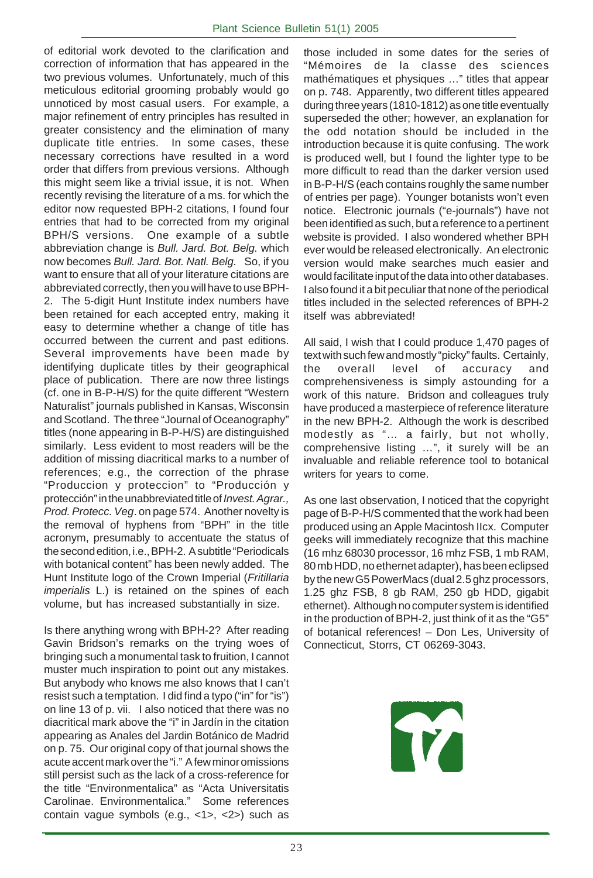of editorial work devoted to the clarification and correction of information that has appeared in the two previous volumes. Unfortunately, much of this meticulous editorial grooming probably would go unnoticed by most casual users. For example, a major refinement of entry principles has resulted in greater consistency and the elimination of many duplicate title entries. In some cases, these necessary corrections have resulted in a word order that differs from previous versions. Although this might seem like a trivial issue, it is not. When recently revising the literature of a ms. for which the editor now requested BPH-2 citations, I found four entries that had to be corrected from my original BPH/S versions. One example of a subtle abbreviation change is *Bull. Jard. Bot. Belg.* which now becomes *Bull. Jard. Bot. Natl. Belg.* So, if you want to ensure that all of your literature citations are abbreviated correctly, then you will have to use BPH-2. The 5-digit Hunt Institute index numbers have been retained for each accepted entry, making it easy to determine whether a change of title has occurred between the current and past editions. Several improvements have been made by identifying duplicate titles by their geographical place of publication. There are now three listings (cf. one in B-P-H/S) for the quite different "Western Naturalist" journals published in Kansas, Wisconsin and Scotland. The three "Journal of Oceanography" titles (none appearing in B-P-H/S) are distinguished similarly. Less evident to most readers will be the addition of missing diacritical marks to a number of references; e.g., the correction of the phrase "Produccion y proteccion" to "Producción y protección" in the unabbreviated title of *Invest. Agrar., Prod. Protecc. Veg*. on page 574. Another novelty is the removal of hyphens from "BPH" in the title acronym, presumably to accentuate the status of the second edition, i.e., BPH-2. A subtitle "Periodicals with botanical content" has been newly added. The Hunt Institute logo of the Crown Imperial (*Fritillaria imperialis* L.) is retained on the spines of each volume, but has increased substantially in size.

Is there anything wrong with BPH-2? After reading Gavin Bridson's remarks on the trying woes of bringing such a monumental task to fruition, I cannot muster much inspiration to point out any mistakes. But anybody who knows me also knows that I can't resist such a temptation. I did find a typo ("in" for "is") on line 13 of p. vii. I also noticed that there was no diacritical mark above the "i" in Jardín in the citation appearing as Anales del Jardin Botánico de Madrid on p. 75. Our original copy of that journal shows the acute accent mark over the "i." A few minor omissions still persist such as the lack of a cross-reference for the title "Environmentalica" as "Acta Universitatis Carolinae. Environmentalica." Some references contain vague symbols (e.g., <1>, <2>) such as those included in some dates for the series of "Mémoires de la classe des sciences mathématiques et physiques ..." titles that appear on p. 748. Apparently, two different titles appeared during three years (1810-1812) as one title eventually superseded the other; however, an explanation for the odd notation should be included in the introduction because it is quite confusing. The work is produced well, but I found the lighter type to be more difficult to read than the darker version used in B-P-H/S (each contains roughly the same number of entries per page). Younger botanists won't even notice. Electronic journals ("e-journals") have not been identified as such, but a reference to a pertinent website is provided. I also wondered whether BPH ever would be released electronically. An electronic version would make searches much easier and would facilitate input of the data into other databases. I also found it a bit peculiar that none of the periodical titles included in the selected references of BPH-2 itself was abbreviated!

All said, I wish that I could produce 1,470 pages of text with such few and mostly "picky" faults. Certainly, the overall level of accuracy and comprehensiveness is simply astounding for a work of this nature. Bridson and colleagues truly have produced a masterpiece of reference literature in the new BPH-2. Although the work is described modestly as "... a fairly, but not wholly, comprehensive listing ...", it surely will be an invaluable and reliable reference tool to botanical writers for years to come.

As one last observation, I noticed that the copyright page of B-P-H/S commented that the work had been produced using an Apple Macintosh IIcx. Computer geeks will immediately recognize that this machine (16 mhz 68030 processor, 16 mhz FSB, 1 mb RAM, 80 mb HDD, no ethernet adapter), has been eclipsed by the new G5 PowerMacs (dual 2.5 ghz processors, 1.25 ghz FSB, 8 gb RAM, 250 gb HDD, gigabit ethernet). Although no computer system is identified in the production of BPH-2, just think of it as the "G5" of botanical references! – Don Les, University of Connecticut, Storrs, CT 06269-3043.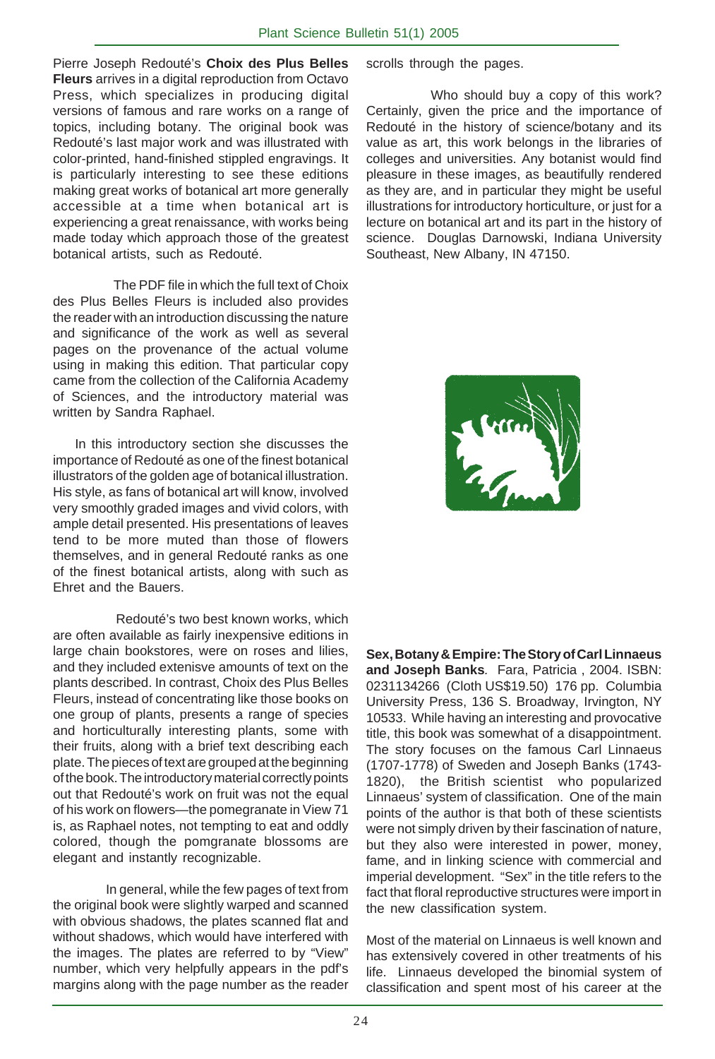Pierre Joseph Redouté's **Choix des Plus Belles Fleurs** arrives in a digital reproduction from Octavo Press, which specializes in producing digital versions of famous and rare works on a range of topics, including botany. The original book was Redouté's last major work and was illustrated with color-printed, hand-finished stippled engravings. It is particularly interesting to see these editions making great works of botanical art more generally accessible at a time when botanical art is experiencing a great renaissance, with works being made today which approach those of the greatest botanical artists, such as Redouté.

The PDF file in which the full text of Choix des Plus Belles Fleurs is included also provides the reader with an introduction discussing the nature and significance of the work as well as several pages on the provenance of the actual volume using in making this edition. That particular copy came from the collection of the California Academy of Sciences, and the introductory material was written by Sandra Raphael.

In this introductory section she discusses the importance of Redouté as one of the finest botanical illustrators of the golden age of botanical illustration. His style, as fans of botanical art will know, involved very smoothly graded images and vivid colors, with ample detail presented. His presentations of leaves tend to be more muted than those of flowers themselves, and in general Redouté ranks as one of the finest botanical artists, along with such as Ehret and the Bauers.

Redouté's two best known works, which are often available as fairly inexpensive editions in large chain bookstores, were on roses and lilies, and they included extenisve amounts of text on the plants described. In contrast, Choix des Plus Belles Fleurs, instead of concentrating like those books on one group of plants, presents a range of species and horticulturally interesting plants, some with their fruits, along with a brief text describing each plate. The pieces of text are grouped at the beginning of the book. The introductory material correctly points out that Redouté's work on fruit was not the equal of his work on flowers—the pomegranate in View 71 is, as Raphael notes, not tempting to eat and oddly colored, though the pomgranate blossoms are elegant and instantly recognizable.

In general, while the few pages of text from the original book were slightly warped and scanned with obvious shadows, the plates scanned flat and without shadows, which would have interfered with the images. The plates are referred to by "View" number, which very helpfully appears in the pdf's margins along with the page number as the reader scrolls through the pages.

Who should buy a copy of this work? Certainly, given the price and the importance of Redouté in the history of science/botany and its value as art, this work belongs in the libraries of colleges and universities. Any botanist would find pleasure in these images, as beautifully rendered as they are, and in particular they might be useful illustrations for introductory horticulture, or just for a lecture on botanical art and its part in the history of science. Douglas Darnowski, Indiana University Southeast, New Albany, IN 47150.

**Sex, Botany & Empire: The Story of Carl Linnaeus and Joseph Banks**. Fara, Patricia , 2004. ISBN: 0231134266 (Cloth US$19.50) 176 pp. Columbia University Press, 136 S. Broadway, Irvington, NY 10533. While having an interesting and provocative title, this book was somewhat of a disappointment. The story focuses on the famous Carl Linnaeus (1707-1778) of Sweden and Joseph Banks (1743-1820), the British scientist who popularized Linnaeus' system of classification. One of the main points of the author is that both of these scientists were not simply driven by their fascination of nature, but they also were interested in power, money, fame, and in linking science with commercial and imperial development. "Sex" in the title refers to the fact that floral reproductive structures were import in the new classification system.

Most of the material on Linnaeus is well known and has extensively covered in other treatments of his life. Linnaeus developed the binomial system of classification and spent most of his career at the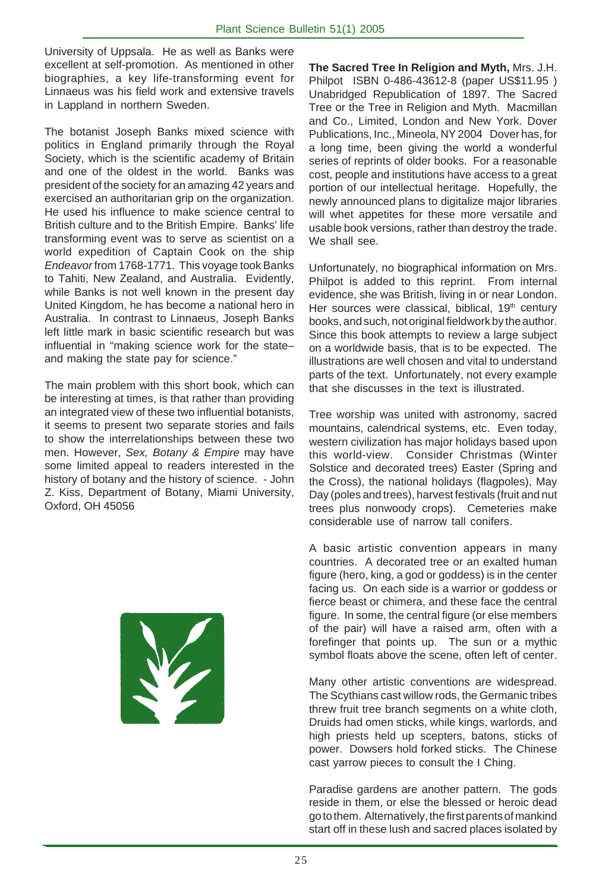University of Uppsala. He as well as Banks were excellent at self-promotion. As mentioned in other biographies, a key life-transforming event for Linnaeus was his field work and extensive travels in Lappland in northern Sweden.

The botanist Joseph Banks mixed science with politics in England primarily through the Royal Society, which is the scientific academy of Britain and one of the oldest in the world. Banks was president of the society for an amazing 42 years and exercised an authoritarian grip on the organization. He used his influence to make science central to British culture and to the British Empire. Banks' life transforming event was to serve as scientist on a world expedition of Captain Cook on the ship *Endeavor* from 1768-1771. This voyage took Banks to Tahiti, New Zealand, and Australia. Evidently, while Banks is not well known in the present day United Kingdom, he has become a national hero in Australia. In contrast to Linnaeus, Joseph Banks left little mark in basic scientific research but was influential in "making science work for the state– and making the state pay for science."

The main problem with this short book, which can be interesting at times, is that rather than providing an integrated view of these two influential botanists, it seems to present two separate stories and fails to show the interrelationships between these two men. However, *Sex, Botany & Empire* may have some limited appeal to readers interested in the history of botany and the history of science. - John Z. Kiss, Department of Botany, Miami University, Oxford, OH 45056

**The Sacred Tree In Religion and Myth,** Mrs. J.H. Philpot ISBN 0-486-43612-8 (paper US$11.95 ) Unabridged Republication of 1897. The Sacred Tree or the Tree in Religion and Myth. Macmillan and Co., Limited, London and New York. Dover Publications, Inc., Mineola, NY 2004 Dover has, for a long time, been giving the world a wonderful series of reprints of older books. For a reasonable cost, people and institutions have access to a great portion of our intellectual heritage. Hopefully, the newly announced plans to digitalize major libraries will whet appetites for these more versatile and usable book versions, rather than destroy the trade. We shall see.

Unfortunately, no biographical information on Mrs. Philpot is added to this reprint. From internal evidence, she was British, living in or near London. Her sources were classical, biblical, 19th century books, and such, not original fieldwork by the author. Since this book attempts to review a large subject on a worldwide basis, that is to be expected. The illustrations are well chosen and vital to understand parts of the text. Unfortunately, not every example that she discusses in the text is illustrated.

Tree worship was united with astronomy, sacred mountains, calendrical systems, etc. Even today, western civilization has major holidays based upon this world-view. Consider Christmas (Winter Solstice and decorated trees) Easter (Spring and the Cross), the national holidays (flagpoles), May Day (poles and trees), harvest festivals (fruit and nut trees plus nonwoody crops). Cemeteries make considerable use of narrow tall conifers.

A basic artistic convention appears in many countries. A decorated tree or an exalted human figure (hero, king, a god or goddess) is in the center facing us. On each side is a warrior or goddess or fierce beast or chimera, and these face the central figure. In some, the central figure (or else members of the pair) will have a raised arm, often with a forefinger that points up. The sun or a mythic symbol floats above the scene, often left of center.

Many other artistic conventions are widespread. The Scythians cast willow rods, the Germanic tribes threw fruit tree branch segments on a white cloth, Druids had omen sticks, while kings, warlords, and high priests held up scepters, batons, sticks of power. Dowsers hold forked sticks. The Chinese cast yarrow pieces to consult the I Ching.

Paradise gardens are another pattern. The gods reside in them, or else the blessed or heroic dead go to them. Alternatively, the first parents of mankind start off in these lush and sacred places isolated by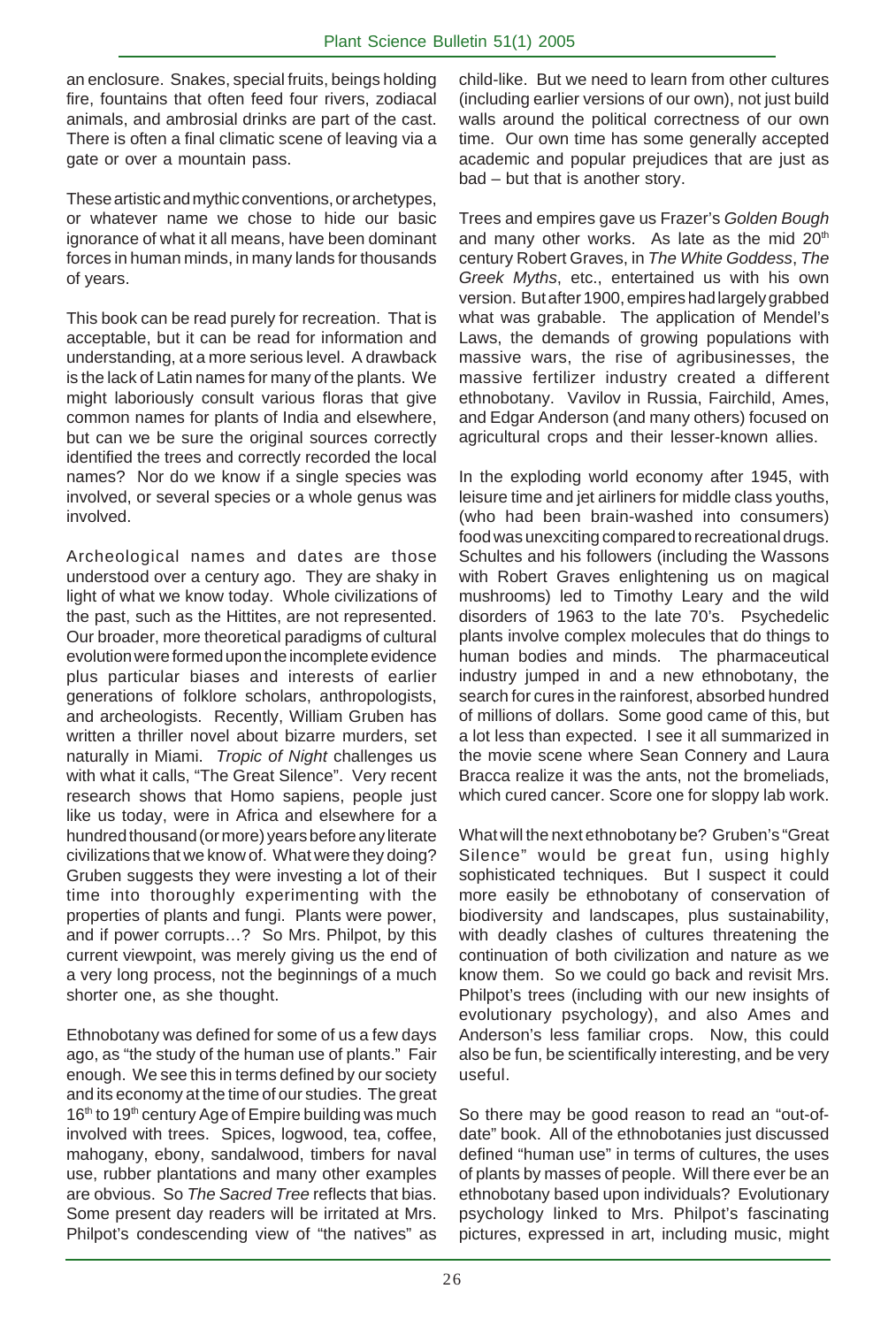an enclosure. Snakes, special fruits, beings holding fire, fountains that often feed four rivers, zodiacal animals, and ambrosial drinks are part of the cast. There is often a final climatic scene of leaving via a gate or over a mountain pass.

These artistic and mythic conventions, or archetypes, or whatever name we chose to hide our basic ignorance of what it all means, have been dominant forces in human minds, in many lands for thousands of years.

This book can be read purely for recreation. That is acceptable, but it can be read for information and understanding, at a more serious level. A drawback is the lack of Latin names for many of the plants. We might laboriously consult various floras that give common names for plants of India and elsewhere, but can we be sure the original sources correctly identified the trees and correctly recorded the local names? Nor do we know if a single species was involved, or several species or a whole genus was involved.

Archeological names and dates are those understood over a century ago. They are shaky in light of what we know today. Whole civilizations of the past, such as the Hittites, are not represented. Our broader, more theoretical paradigms of cultural evolution were formed upon the incomplete evidence plus particular biases and interests of earlier generations of folklore scholars, anthropologists, and archeologists. Recently, William Gruben has written a thriller novel about bizarre murders, set naturally in Miami. *Tropic of Night* challenges us with what it calls, "The Great Silence". Very recent research shows that Homo sapiens, people just like us today, were in Africa and elsewhere for a hundred thousand (or more) years before any literate civilizations that we know of. What were they doing? Gruben suggests they were investing a lot of their time into thoroughly experimenting with the properties of plants and fungi. Plants were power, and if power corrupts…? So Mrs. Philpot, by this current viewpoint, was merely giving us the end of a very long process, not the beginnings of a much shorter one, as she thought.

Ethnobotany was defined for some of us a few days ago, as "the study of the human use of plants." Fair enough. We see this in terms defined by our society and its economy at the time of our studies. The great 16th to 19th century Age of Empire building was much involved with trees. Spices, logwood, tea, coffee, mahogany, ebony, sandalwood, timbers for naval use, rubber plantations and many other examples are obvious. So *The Sacred Tree* reflects that bias. Some present day readers will be irritated at Mrs. Philpot's condescending view of "the natives" as child-like. But we need to learn from other cultures (including earlier versions of our own), not just build walls around the political correctness of our own time. Our own time has some generally accepted academic and popular prejudices that are just as bad – but that is another story.

Trees and empires gave us Frazer's *Golden Bough* and many other works. As late as the mid 20th century Robert Graves, in *The White Goddess*, *The Greek Myths*, etc., entertained us with his own version. But after 1900, empires had largely grabbed what was grabable. The application of Mendel's Laws, the demands of growing populations with massive wars, the rise of agribusinesses, the massive fertilizer industry created a different ethnobotany. Vavilov in Russia, Fairchild, Ames, and Edgar Anderson (and many others) focused on agricultural crops and their lesser-known allies.

In the exploding world economy after 1945, with leisure time and jet airliners for middle class youths, (who had been brain-washed into consumers) food was unexciting compared to recreational drugs. Schultes and his followers (including the Wassons with Robert Graves enlightening us on magical mushrooms) led to Timothy Leary and the wild disorders of 1963 to the late 70's. Psychedelic plants involve complex molecules that do things to human bodies and minds. The pharmaceutical industry jumped in and a new ethnobotany, the search for cures in the rainforest, absorbed hundred of millions of dollars. Some good came of this, but a lot less than expected. I see it all summarized in the movie scene where Sean Connery and Laura Bracca realize it was the ants, not the bromeliads, which cured cancer. Score one for sloppy lab work.

What will the next ethnobotany be? Gruben's "Great Silence" would be great fun, using highly sophisticated techniques. But I suspect it could more easily be ethnobotany of conservation of biodiversity and landscapes, plus sustainability, with deadly clashes of cultures threatening the continuation of both civilization and nature as we know them. So we could go back and revisit Mrs. Philpot's trees (including with our new insights of evolutionary psychology), and also Ames and Anderson's less familiar crops. Now, this could also be fun, be scientifically interesting, and be very useful.

So there may be good reason to read an "out-of-date" book. All of the ethnobotanies just discussed defined "human use" in terms of cultures, the uses of plants by masses of people. Will there ever be an ethnobotany based upon individuals? Evolutionary psychology linked to Mrs. Philpot's fascinating pictures, expressed in art, including music, might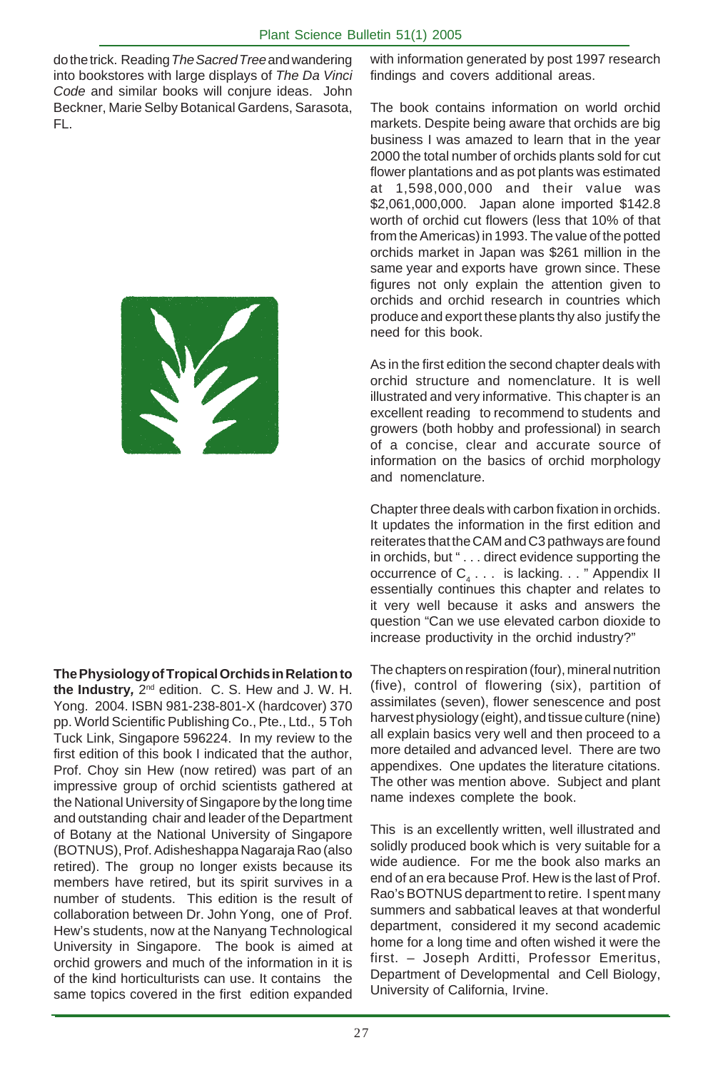do the trick. Reading *The Sacred Tree* and wandering into bookstores with large displays of *The Da Vinci Code* and similar books will conjure ideas. John Beckner, Marie Selby Botanical Gardens, Sarasota, FL.

**The Physiology of Tropical Orchids in Relation to the Industry,** 2nd edition. C. S. Hew and J. W. H. Yong. 2004. ISBN 981-238-801-X (hardcover) 370 pp. World Scientific Publishing Co., Pte., Ltd., 5 Toh Tuck Link, Singapore 596224. In my review to the first edition of this book I indicated that the author, Prof. Choy sin Hew (now retired) was part of an impressive group of orchid scientists gathered at the National University of Singapore by the long time and outstanding chair and leader of the Department of Botany at the National University of Singapore (BOTNUS), Prof. Adisheshappa Nagaraja Rao (also retired). The group no longer exists because its members have retired, but its spirit survives in a number of students. This edition is the result of collaboration between Dr. John Yong, one of Prof. Hew's students, now at the Nanyang Technological University in Singapore. The book is aimed at orchid growers and much of the information in it is of the kind horticulturists can use. It contains the same topics covered in the first edition expanded with information generated by post 1997 research findings and covers additional areas.

The book contains information on world orchid markets. Despite being aware that orchids are big business I was amazed to learn that in the year 2000 the total number of orchids plants sold for cut flower plantations and as pot plants was estimated at 1,598,000,000 and their value was $2,061,000,000. Japan alone imported $142.8 worth of orchid cut flowers (less that 10% of that from the Americas) in 1993. The value of the potted orchids market in Japan was $261 million in the same year and exports have grown since. These figures not only explain the attention given to orchids and orchid research in countries which produce and export these plants thy also justify the need for this book.

As in the first edition the second chapter deals with orchid structure and nomenclature. It is well illustrated and very informative. This chapter is an excellent reading to recommend to students and growers (both hobby and professional) in search of a concise, clear and accurate source of information on the basics of orchid morphology and nomenclature.

Chapter three deals with carbon fixation in orchids. It updates the information in the first edition and reiterates that the CAM and C3 pathways are found in orchids, but " . . . direct evidence supporting the occurrence of $C_4$ . . . is lacking. . . " Appendix II essentially continues this chapter and relates to it very well because it asks and answers the question "Can we use elevated carbon dioxide to increase productivity in the orchid industry?"

The chapters on respiration (four), mineral nutrition (five), control of flowering (six), partition of assimilates (seven), flower senescence and post harvest physiology (eight), and tissue culture (nine) all explain basics very well and then proceed to a more detailed and advanced level. There are two appendixes. One updates the literature citations. The other was mention above. Subject and plant name indexes complete the book.

This is an excellently written, well illustrated and solidly produced book which is very suitable for a wide audience. For me the book also marks an end of an era because Prof. Hew is the last of Prof. Rao's BOTNUS department to retire. I spent many summers and sabbatical leaves at that wonderful department, considered it my second academic home for a long time and often wished it were the first. – Joseph Arditti, Professor Emeritus, Department of Developmental and Cell Biology, University of California, Irvine.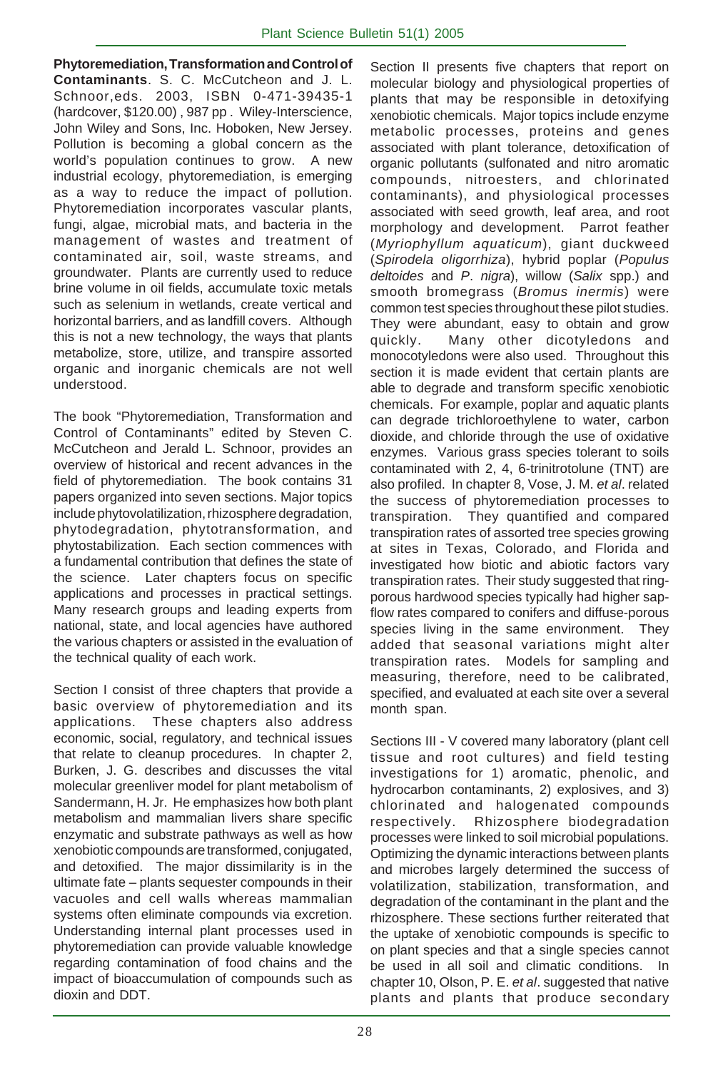**Phytoremediation, Transformation and Control of Contaminants**. S. C. McCutcheon and J. L. Schnoor, eds. 2003, ISBN 0-471-39435-1 (hardcover, $120.00) , 987 pp . Wiley-Interscience, John Wiley and Sons, Inc. Hoboken, New Jersey. Pollution is becoming a global concern as the world's population continues to grow. A new industrial ecology, phytoremediation, is emerging as a way to reduce the impact of pollution. Phytoremediation incorporates vascular plants, fungi, algae, microbial mats, and bacteria in the management of wastes and treatment of contaminated air, soil, waste streams, and groundwater. Plants are currently used to reduce brine volume in oil fields, accumulate toxic metals such as selenium in wetlands, create vertical and horizontal barriers, and as landfill covers. Although this is not a new technology, the ways that plants metabolize, store, utilize, and transpire assorted organic and inorganic chemicals are not well understood.

The book "Phytoremediation, Transformation and Control of Contaminants" edited by Steven C. McCutcheon and Jerald L. Schnoor, provides an overview of historical and recent advances in the field of phytoremediation. The book contains 31 papers organized into seven sections. Major topics include phytovolatilization, rhizosphere degradation, phytodegradation, phytotransformation, and phytostabilization. Each section commences with a fundamental contribution that defines the state of the science. Later chapters focus on specific applications and processes in practical settings. Many research groups and leading experts from national, state, and local agencies have authored the various chapters or assisted in the evaluation of the technical quality of each work.

Section I consist of three chapters that provide a basic overview of phytoremediation and its applications. These chapters also address economic, social, regulatory, and technical issues that relate to cleanup procedures. In chapter 2, Burken, J. G. describes and discusses the vital molecular greenliver model for plant metabolism of Sandermann, H. Jr. He emphasizes how both plant metabolism and mammalian livers share specific enzymatic and substrate pathways as well as how xenobiotic compounds are transformed, conjugated, and detoxified. The major dissimilarity is in the ultimate fate – plants sequester compounds in their vacuoles and cell walls whereas mammalian systems often eliminate compounds via excretion. Understanding internal plant processes used in phytoremediation can provide valuable knowledge regarding contamination of food chains and the impact of bioaccumulation of compounds such as dioxin and DDT.

Section II presents five chapters that report on molecular biology and physiological properties of plants that may be responsible in detoxifying xenobiotic chemicals. Major topics include enzyme metabolic processes, proteins and genes associated with plant tolerance, detoxification of organic pollutants (sulfonated and nitro aromatic compounds, nitroesters, and chlorinated contaminants), and physiological processes associated with seed growth, leaf area, and root morphology and development. Parrot feather (*Myriophyllum aquaticum*), giant duckweed (*Spirodela oligorrhiza*), hybrid poplar (*Populus deltoides* and *P. nigra*), willow (*Salix* spp.) and smooth bromegrass (*Bromus inermis*) were common test species throughout these pilot studies. They were abundant, easy to obtain and grow quickly. Many other dicotyledons and monocotyledons were also used. Throughout this section it is made evident that certain plants are able to degrade and transform specific xenobiotic chemicals. For example, poplar and aquatic plants can degrade trichloroethylene to water, carbon dioxide, and chloride through the use of oxidative enzymes. Various grass species tolerant to soils contaminated with 2, 4, 6-trinitrotolune (TNT) are also profiled. In chapter 8, Vose, J. M. *et al*. related the success of phytoremediation processes to transpiration. They quantified and compared transpiration rates of assorted tree species growing at sites in Texas, Colorado, and Florida and investigated how biotic and abiotic factors vary transpiration rates. Their study suggested that ring-porous hardwood species typically had higher sap-flow rates compared to conifers and diffuse-porous species living in the same environment. They added that seasonal variations might alter transpiration rates. Models for sampling and measuring, therefore, need to be calibrated, specified, and evaluated at each site over a several month span.

Sections III - V covered many laboratory (plant cell tissue and root cultures) and field testing investigations for 1) aromatic, phenolic, and hydrocarbon contaminants, 2) explosives, and 3) chlorinated and halogenated compounds respectively. Rhizosphere biodegradation processes were linked to soil microbial populations. Optimizing the dynamic interactions between plants and microbes largely determined the success of volatilization, stabilization, transformation, and degradation of the contaminant in the plant and the rhizosphere. These sections further reiterated that the uptake of xenobiotic compounds is specific to on plant species and that a single species cannot be used in all soil and climatic conditions. In chapter 10, Olson, P. E. *et al*. suggested that native plants and plants that produce secondary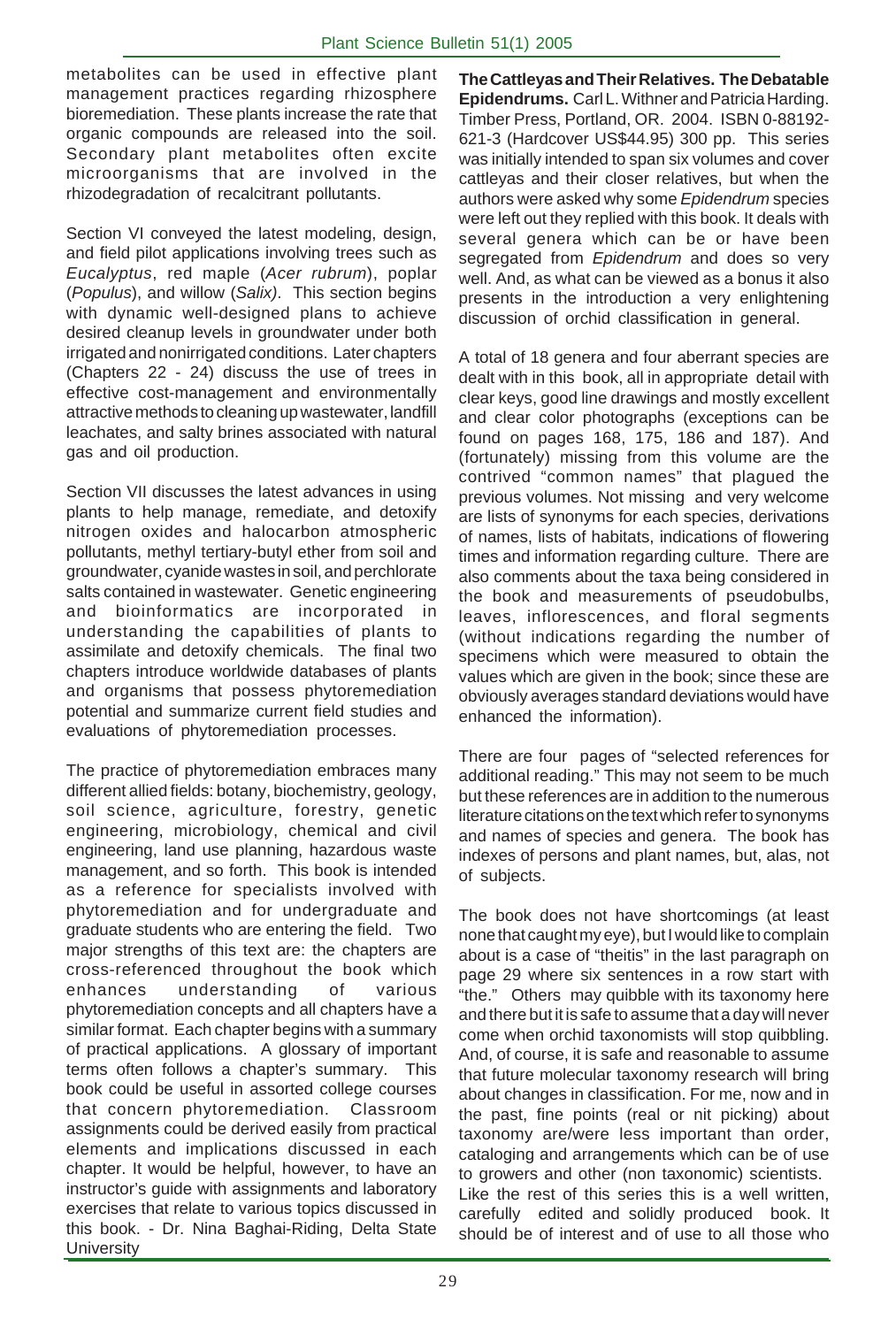metabolites can be used in effective plant management practices regarding rhizosphere bioremediation. These plants increase the rate that organic compounds are released into the soil. Secondary plant metabolites often excite microorganisms that are involved in the rhizodegradation of recalcitrant pollutants.

Section VI conveyed the latest modeling, design, and field pilot applications involving trees such as *Eucalyptus*, red maple (*Acer rubrum*), poplar (*Populus*), and willow (*Salix)*. This section begins with dynamic well-designed plans to achieve desired cleanup levels in groundwater under both irrigated and nonirrigated conditions. Later chapters (Chapters 22 - 24) discuss the use of trees in effective cost-management and environmentally attractive methods to cleaning up wastewater, landfill leachates, and salty brines associated with natural gas and oil production.

Section VII discusses the latest advances in using plants to help manage, remediate, and detoxify nitrogen oxides and halocarbon atmospheric pollutants, methyl tertiary-butyl ether from soil and groundwater, cyanide wastes in soil, and perchlorate salts contained in wastewater. Genetic engineering and bioinformatics are incorporated in understanding the capabilities of plants to assimilate and detoxify chemicals. The final two chapters introduce worldwide databases of plants and organisms that possess phytoremediation potential and summarize current field studies and evaluations of phytoremediation processes.

The practice of phytoremediation embraces many different allied fields: botany, biochemistry, geology, soil science, agriculture, forestry, genetic engineering, microbiology, chemical and civil engineering, land use planning, hazardous waste management, and so forth. This book is intended as a reference for specialists involved with phytoremediation and for undergraduate and graduate students who are entering the field. Two major strengths of this text are: the chapters are cross-referenced throughout the book which enhances understanding of various phytoremediation concepts and all chapters have a similar format. Each chapter begins with a summary of practical applications. A glossary of important terms often follows a chapter's summary. This book could be useful in assorted college courses that concern phytoremediation. Classroom assignments could be derived easily from practical elements and implications discussed in each chapter. It would be helpful, however, to have an instructor's guide with assignments and laboratory exercises that relate to various topics discussed in this book. - Dr. Nina Baghai-Riding, Delta State University

**The Cattleyas and Their Relatives. The Debatable Epidendrums.** Carl L. Withner and Patricia Harding. Timber Press, Portland, OR. 2004. ISBN 0-88192-621-3 (Hardcover US$44.95) 300 pp. This series was initially intended to span six volumes and cover cattleyas and their closer relatives, but when the authors were asked why some *Epidendrum* species were left out they replied with this book. It deals with several genera which can be or have been segregated from *Epidendrum* and does so very well. And, as what can be viewed as a bonus it also presents in the introduction a very enlightening discussion of orchid classification in general.

A total of 18 genera and four aberrant species are dealt with in this book, all in appropriate detail with clear keys, good line drawings and mostly excellent and clear color photographs (exceptions can be found on pages 168, 175, 186 and 187). And (fortunately) missing from this volume are the contrived "common names" that plagued the previous volumes. Not missing and very welcome are lists of synonyms for each species, derivations of names, lists of habitats, indications of flowering times and information regarding culture. There are also comments about the taxa being considered in the book and measurements of pseudobulbs, leaves, inflorescences, and floral segments (without indications regarding the number of specimens which were measured to obtain the values which are given in the book; since these are obviously averages standard deviations would have enhanced the information).

There are four pages of "selected references for additional reading." This may not seem to be much but these references are in addition to the numerous literature citations on the text which refer to synonyms and names of species and genera. The book has indexes of persons and plant names, but, alas, not of subjects.

The book does not have shortcomings (at least none that caught my eye), but I would like to complain about is a case of "theitis" in the last paragraph on page 29 where six sentences in a row start with "the." Others may quibble with its taxonomy here and there but it is safe to assume that a day will never come when orchid taxonomists will stop quibbling. And, of course, it is safe and reasonable to assume that future molecular taxonomy research will bring about changes in classification. For me, now and in the past, fine points (real or nit picking) about taxonomy are/were less important than order, cataloging and arrangements which can be of use to growers and other (non taxonomic) scientists. Like the rest of this series this is a well written, carefully edited and solidly produced book. It should be of interest and of use to all those who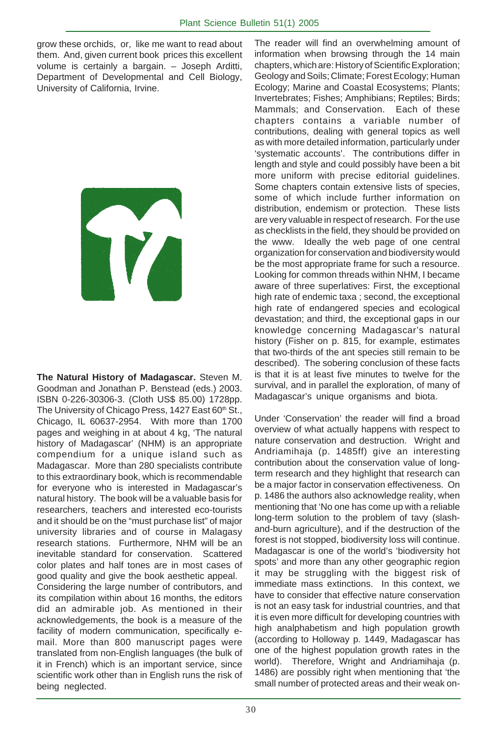grow these orchids, or, like me want to read about them. And, given current book prices this excellent volume is certainly a bargain. – Joseph Arditti, Department of Developmental and Cell Biology, University of California, Irvine.

**The Natural History of Madagascar.** Steven M. Goodman and Jonathan P. Benstead (eds.) 2003. ISBN 0-226-30306-3. (Cloth US$ 85.00) 1728pp. The University of Chicago Press, 1427 East 60th St., Chicago, IL 60637-2954. With more than 1700 pages and weighing in at about 4 kg, 'The natural history of Madagascar' (NHM) is an appropriate compendium for a unique island such as Madagascar. More than 280 specialists contribute to this extraordinary book, which is recommendable for everyone who is interested in Madagascar's natural history. The book will be a valuable basis for researchers, teachers and interested eco-tourists and it should be on the "must purchase list" of major university libraries and of course in Malagasy research stations. Furthermore, NHM will be an inevitable standard for conservation. Scattered color plates and half tones are in most cases of good quality and give the book aesthetic appeal.

Considering the large number of contributors, and its compilation within about 16 months, the editors did an admirable job. As mentioned in their acknowledgements, the book is a measure of the facility of modern communication, specifically e-mail. More than 800 manuscript pages were translated from non-English languages (the bulk of it in French) which is an important service, since scientific work other than in English runs the risk of being neglected.

The reader will find an overwhelming amount of information when browsing through the 14 main chapters, which are: History of Scientific Exploration; Geology and Soils; Climate; Forest Ecology; Human Ecology; Marine and Coastal Ecosystems; Plants; Invertebrates; Fishes; Amphibians; Reptiles; Birds; Mammals; and Conservation. Each of these chapters contains a variable number of contributions, dealing with general topics as well as with more detailed information, particularly under 'systematic accounts'. The contributions differ in length and style and could possibly have been a bit more uniform with precise editorial guidelines. Some chapters contain extensive lists of species, some of which include further information on distribution, endemism or protection. These lists are very valuable in respect of research. For the use as checklists in the field, they should be provided on the www. Ideally the web page of one central organization for conservation and biodiversity would be the most appropriate frame for such a resource. Looking for common threads within NHM, I became aware of three superlatives: First, the exceptional high rate of endemic taxa ; second, the exceptional high rate of endangered species and ecological devastation; and third, the exceptional gaps in our knowledge concerning Madagascar's natural history (Fisher on p. 815, for example, estimates that two-thirds of the ant species still remain to be described). The sobering conclusion of these facts is that it is at least five minutes to twelve for the survival, and in parallel the exploration, of many of Madagascar's unique organisms and biota.

Under 'Conservation' the reader will find a broad overview of what actually happens with respect to nature conservation and destruction. Wright and Andriamihaja (p. 1485ff) give an interesting contribution about the conservation value of long-term research and they highlight that research can be a major factor in conservation effectiveness. On p. 1486 the authors also acknowledge reality, when mentioning that 'No one has come up with a reliable long-term solution to the problem of tavy (slash-and-burn agriculture), and if the destruction of the forest is not stopped, biodiversity loss will continue. Madagascar is one of the world's 'biodiversity hot spots' and more than any other geographic region it may be struggling with the biggest risk of immediate mass extinctions. In this context, we have to consider that effective nature conservation is not an easy task for industrial countries, and that it is even more difficult for developing countries with high analphabetism and high population growth (according to Holloway p. 1449, Madagascar has one of the highest population growth rates in the world). Therefore, Wright and Andriamihaja (p. 1486) are possibly right when mentioning that 'the small number of protected areas and their weak on-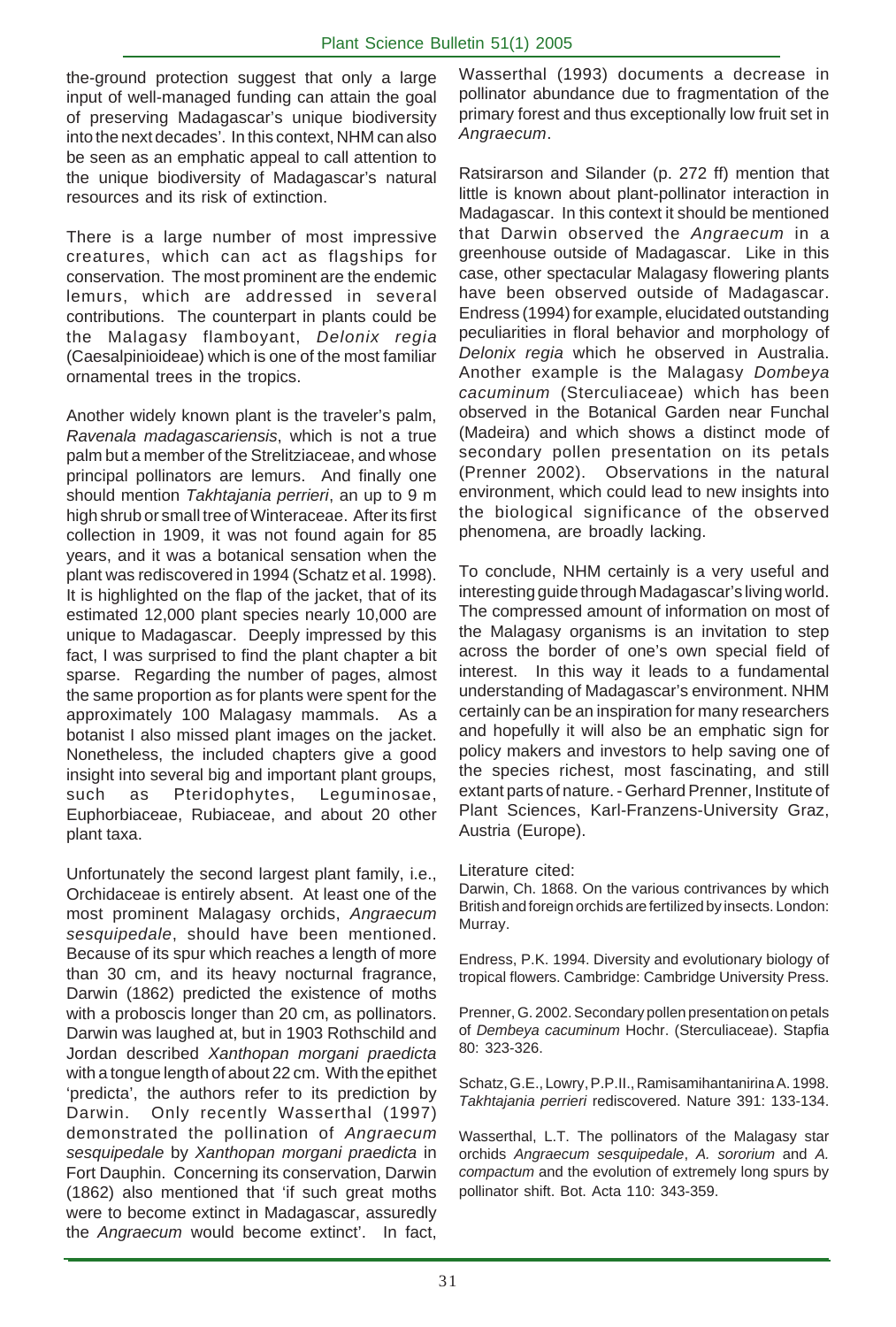the-ground protection suggest that only a large input of well-managed funding can attain the goal of preserving Madagascar's unique biodiversity into the next decades'. In this context, NHM can also be seen as an emphatic appeal to call attention to the unique biodiversity of Madagascar's natural resources and its risk of extinction.

There is a large number of most impressive creatures, which can act as flagships for conservation. The most prominent are the endemic lemurs, which are addressed in several contributions. The counterpart in plants could be the Malagasy flamboyant, *Delonix regia* (Caesalpinioideae) which is one of the most familiar ornamental trees in the tropics.

Another widely known plant is the traveler's palm, *Ravenala madagascariensis*, which is not a true palm but a member of the Strelitziaceae, and whose principal pollinators are lemurs. And finally one should mention *Takhtajania perrieri*, an up to 9 m high shrub or small tree of Winteraceae. After its first collection in 1909, it was not found again for 85 years, and it was a botanical sensation when the plant was rediscovered in 1994 (Schatz et al. 1998). It is highlighted on the flap of the jacket, that of its estimated 12,000 plant species nearly 10,000 are unique to Madagascar. Deeply impressed by this fact, I was surprised to find the plant chapter a bit sparse. Regarding the number of pages, almost the same proportion as for plants were spent for the approximately 100 Malagasy mammals. As a botanist I also missed plant images on the jacket. Nonetheless, the included chapters give a good insight into several big and important plant groups, such as Pteridophytes, Leguminosae, Euphorbiaceae, Rubiaceae, and about 20 other plant taxa.

Unfortunately the second largest plant family, i.e., Orchidaceae is entirely absent. At least one of the most prominent Malagasy orchids, *Angraecum sesquipedale*, should have been mentioned. Because of its spur which reaches a length of more than 30 cm, and its heavy nocturnal fragrance, Darwin (1862) predicted the existence of moths with a proboscis longer than 20 cm, as pollinators. Darwin was laughed at, but in 1903 Rothschild and Jordan described *Xanthopan morgani praedicta* with a tongue length of about 22 cm. With the epithet 'predicta', the authors refer to its prediction by Darwin. Only recently Wasserthal (1997) demonstrated the pollination of *Angraecum sesquipedale* by *Xanthopan morgani praedicta* in Fort Dauphin. Concerning its conservation, Darwin (1862) also mentioned that 'if such great moths were to become extinct in Madagascar, assuredly the *Angraecum* would become extinct'. In fact, Wasserthal (1993) documents a decrease in pollinator abundance due to fragmentation of the primary forest and thus exceptionally low fruit set in *Angraecum*.

Ratsirarson and Silander (p. 272 ff) mention that little is known about plant-pollinator interaction in Madagascar. In this context it should be mentioned that Darwin observed the *Angraecum* in a greenhouse outside of Madagascar. Like in this case, other spectacular Malagasy flowering plants have been observed outside of Madagascar. Endress (1994) for example, elucidated outstanding peculiarities in floral behavior and morphology of *Delonix regia* which he observed in Australia. Another example is the Malagasy *Dombeya cacuminum* (Sterculiaceae) which has been observed in the Botanical Garden near Funchal (Madeira) and which shows a distinct mode of secondary pollen presentation on its petals (Prenner 2002). Observations in the natural environment, which could lead to new insights into the biological significance of the observed phenomena, are broadly lacking.

To conclude, NHM certainly is a very useful and interesting guide through Madagascar's living world. The compressed amount of information on most of the Malagasy organisms is an invitation to step across the border of one's own special field of interest. In this way it leads to a fundamental understanding of Madagascar's environment. NHM certainly can be an inspiration for many researchers and hopefully it will also be an emphatic sign for policy makers and investors to help saving one of the species richest, most fascinating, and still extant parts of nature. - Gerhard Prenner, Institute of Plant Sciences, Karl-Franzens-University Graz, Austria (Europe).

Literature cited:

Darwin, Ch. 1868. On the various contrivances by which British and foreign orchids are fertilized by insects. London: Murray.

Endress, P.K. 1994. Diversity and evolutionary biology of tropical flowers. Cambridge: Cambridge University Press.

Prenner, G. 2002. Secondary pollen presentation on petals of *Dembeya cacuminum* Hochr. (Sterculiaceae). Stapfia 80: 323-326.

Schatz, G.E., Lowry, P.P.II., Ramisamihantanirina A. 1998. *Takhtajania perrieri* rediscovered. Nature 391: 133-134.

Wasserthal, L.T. The pollinators of the Malagasy star orchids *Angraecum sesquipedale*, *A. sororium* and *A. compactum* and the evolution of extremely long spurs by pollinator shift. Bot. Acta 110: 343-359.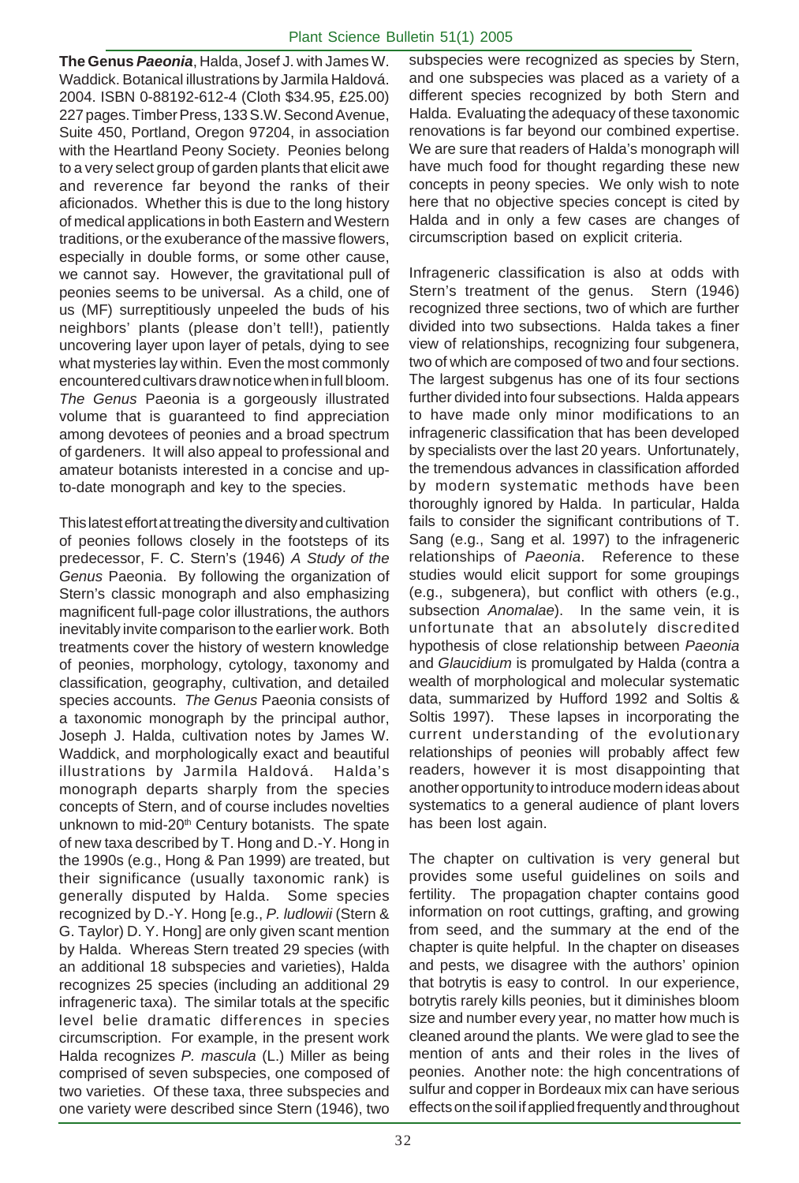**The Genus *Paeonia***, Halda, Josef J. with James W. Waddick. Botanical illustrations by Jarmila Haldová. 2004. ISBN 0-88192-612-4 (Cloth $34.95, £25.00) 227 pages. Timber Press, 133 S.W. Second Avenue, Suite 450, Portland, Oregon 97204, in association with the Heartland Peony Society. Peonies belong to a very select group of garden plants that elicit awe and reverence far beyond the ranks of their aficionados. Whether this is due to the long history of medical applications in both Eastern and Western traditions, or the exuberance of the massive flowers, especially in double forms, or some other cause, we cannot say. However, the gravitational pull of peonies seems to be universal. As a child, one of us (MF) surreptitiously unpeeled the buds of his neighbors' plants (please don't tell!), patiently uncovering layer upon layer of petals, dying to see what mysteries lay within. Even the most commonly encountered cultivars draw notice when in full bloom. *The Genus* Paeonia is a gorgeously illustrated volume that is guaranteed to find appreciation among devotees of peonies and a broad spectrum of gardeners. It will also appeal to professional and amateur botanists interested in a concise and up-to-date monograph and key to the species.

This latest effort at treating the diversity and cultivation of peonies follows closely in the footsteps of its predecessor, F. C. Stern's (1946) *A Study of the Genus* Paeonia. By following the organization of Stern's classic monograph and also emphasizing magnificent full-page color illustrations, the authors inevitably invite comparison to the earlier work. Both treatments cover the history of western knowledge of peonies, morphology, cytology, taxonomy and classification, geography, cultivation, and detailed species accounts. *The Genus* Paeonia consists of a taxonomic monograph by the principal author, Joseph J. Halda, cultivation notes by James W. Waddick, and morphologically exact and beautiful illustrations by Jarmila Haldová. Halda's monograph departs sharply from the species concepts of Stern, and of course includes novelties unknown to mid-20th Century botanists. The spate of new taxa described by T. Hong and D.-Y. Hong in the 1990s (e.g., Hong & Pan 1999) are treated, but their significance (usually taxonomic rank) is generally disputed by Halda. Some species recognized by D.-Y. Hong [e.g., *P. ludlowii* (Stern & G. Taylor) D. Y. Hong] are only given scant mention by Halda. Whereas Stern treated 29 species (with an additional 18 subspecies and varieties), Halda recognizes 25 species (including an additional 29 infrageneric taxa). The similar totals at the specific level belie dramatic differences in species circumscription. For example, in the present work Halda recognizes *P. mascula* (L.) Miller as being comprised of seven subspecies, one composed of two varieties. Of these taxa, three subspecies and one variety were described since Stern (1946), two subspecies were recognized as species by Stern, and one subspecies was placed as a variety of a different species recognized by both Stern and Halda. Evaluating the adequacy of these taxonomic renovations is far beyond our combined expertise. We are sure that readers of Halda's monograph will have much food for thought regarding these new concepts in peony species. We only wish to note here that no objective species concept is cited by Halda and in only a few cases are changes of circumscription based on explicit criteria.

Infrageneric classification is also at odds with Stern's treatment of the genus. Stern (1946) recognized three sections, two of which are further divided into two subsections. Halda takes a finer view of relationships, recognizing four subgenera, two of which are composed of two and four sections. The largest subgenus has one of its four sections further divided into four subsections. Halda appears to have made only minor modifications to an infrageneric classification that has been developed by specialists over the last 20 years. Unfortunately, the tremendous advances in classification afforded by modern systematic methods have been thoroughly ignored by Halda. In particular, Halda fails to consider the significant contributions of T. Sang (e.g., Sang et al. 1997) to the infrageneric relationships of *Paeonia*. Reference to these studies would elicit support for some groupings (e.g., subgenera), but conflict with others (e.g., subsection *Anomalae*). In the same vein, it is unfortunate that an absolutely discredited hypothesis of close relationship between *Paeonia* and *Glaucidium* is promulgated by Halda (contra a wealth of morphological and molecular systematic data, summarized by Hufford 1992 and Soltis & Soltis 1997). These lapses in incorporating the current understanding of the evolutionary relationships of peonies will probably affect few readers, however it is most disappointing that another opportunity to introduce modern ideas about systematics to a general audience of plant lovers has been lost again.

The chapter on cultivation is very general but provides some useful guidelines on soils and fertility. The propagation chapter contains good information on root cuttings, grafting, and growing from seed, and the summary at the end of the chapter is quite helpful. In the chapter on diseases and pests, we disagree with the authors' opinion that botrytis is easy to control. In our experience, botrytis rarely kills peonies, but it diminishes bloom size and number every year, no matter how much is cleaned around the plants. We were glad to see the mention of ants and their roles in the lives of peonies. Another note: the high concentrations of sulfur and copper in Bordeaux mix can have serious effects on the soil if applied frequently and throughout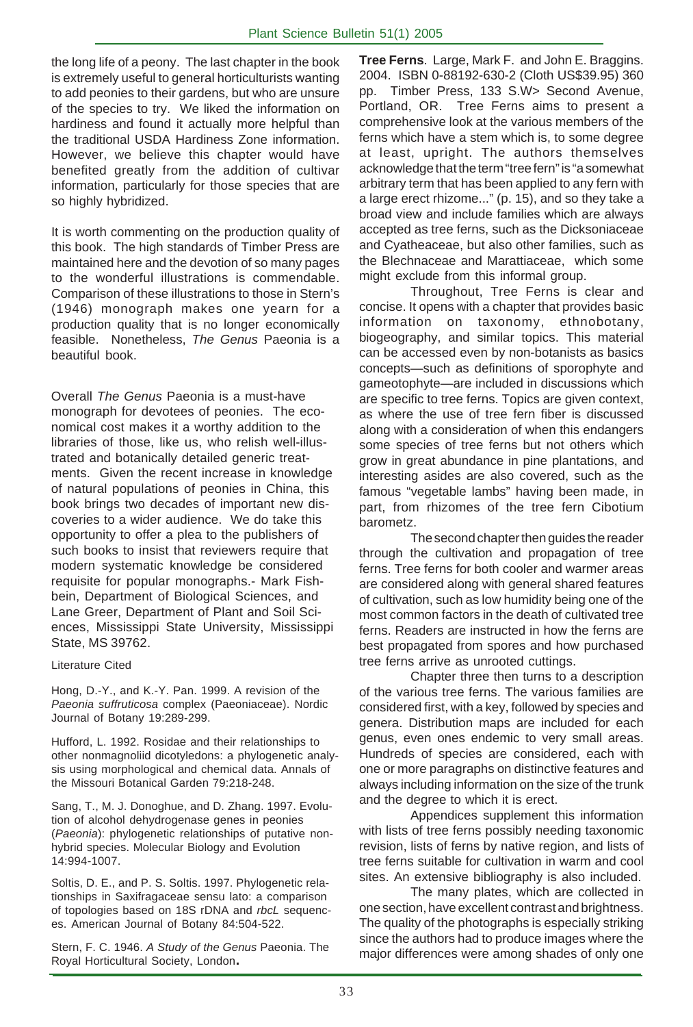the long life of a peony. The last chapter in the book is extremely useful to general horticulturists wanting to add peonies to their gardens, but who are unsure of the species to try. We liked the information on hardiness and found it actually more helpful than the traditional USDA Hardiness Zone information. However, we believe this chapter would have benefited greatly from the addition of cultivar information, particularly for those species that are so highly hybridized.

It is worth commenting on the production quality of this book. The high standards of Timber Press are maintained here and the devotion of so many pages to the wonderful illustrations is commendable. Comparison of these illustrations to those in Stern's (1946) monograph makes one yearn for a production quality that is no longer economically feasible. Nonetheless, *The Genus* Paeonia is a beautiful book.

Overall *The Genus* Paeonia is a must-have monograph for devotees of peonies. The economical cost makes it a worthy addition to the libraries of those, like us, who relish well-illustrated and botanically detailed generic treatments. Given the recent increase in knowledge of natural populations of peonies in China, this book brings two decades of important new discoveries to a wider audience. We do take this opportunity to offer a plea to the publishers of such books to insist that reviewers require that modern systematic knowledge be considered requisite for popular monographs.- Mark Fishbein, Department of Biological Sciences, and Lane Greer, Department of Plant and Soil Sciences, Mississippi State University, Mississippi State, MS 39762.

Literature Cited

Hong, D.-Y., and K.-Y. Pan. 1999. A revision of the *Paeonia suffruticosa* complex (Paeoniaceae). Nordic Journal of Botany 19:289-299.

Hufford, L. 1992. Rosidae and their relationships to other nonmagnoliid dicotyledons: a phylogenetic analysis using morphological and chemical data. Annals of the Missouri Botanical Garden 79:218-248.

Sang, T., M. J. Donoghue, and D. Zhang. 1997. Evolution of alcohol dehydrogenase genes in peonies (*Paeonia*): phylogenetic relationships of putative nonhybrid species. Molecular Biology and Evolution 14:994-1007.

Soltis, D. E., and P. S. Soltis. 1997. Phylogenetic relationships in Saxifragaceae sensu lato: a comparison of topologies based on 18S rDNA and *rbcL* sequences. American Journal of Botany 84:504-522.

Stern, F. C. 1946. *A Study of the Genus* Paeonia. The Royal Horticultural Society, London.

**Tree Ferns**. Large, Mark F. and John E. Braggins. 2004. ISBN 0-88192-630-2 (Cloth US$39.95) 360 pp. Timber Press, 133 S.W> Second Avenue, Portland, OR. Tree Ferns aims to present a comprehensive look at the various members of the ferns which have a stem which is, to some degree at least, upright. The authors themselves acknowledge that the term "tree fern" is "a somewhat arbitrary term that has been applied to any fern with a large erect rhizome..." (p. 15), and so they take a broad view and include families which are always accepted as tree ferns, such as the Dicksoniaceae and Cyatheaceae, but also other families, such as the Blechnaceae and Marattiaceae, which some might exclude from this informal group.

Throughout, Tree Ferns is clear and concise. It opens with a chapter that provides basic information on taxonomy, ethnobotany, biogeography, and similar topics. This material can be accessed even by non-botanists as basics concepts—such as definitions of sporophyte and gameotophyte—are included in discussions which are specific to tree ferns. Topics are given context, as where the use of tree fern fiber is discussed along with a consideration of when this endangers some species of tree ferns but not others which grow in great abundance in pine plantations, and interesting asides are also covered, such as the famous "vegetable lambs" having been made, in part, from rhizomes of the tree fern Cibotium barometz.

The second chapter then guides the reader through the cultivation and propagation of tree ferns. Tree ferns for both cooler and warmer areas are considered along with general shared features of cultivation, such as low humidity being one of the most common factors in the death of cultivated tree ferns. Readers are instructed in how the ferns are best propagated from spores and how purchased tree ferns arrive as unrooted cuttings.

Chapter three then turns to a description of the various tree ferns. The various families are considered first, with a key, followed by species and genera. Distribution maps are included for each genus, even ones endemic to very small areas. Hundreds of species are considered, each with one or more paragraphs on distinctive features and always including information on the size of the trunk and the degree to which it is erect.

Appendices supplement this information with lists of tree ferns possibly needing taxonomic revision, lists of ferns by native region, and lists of tree ferns suitable for cultivation in warm and cool sites. An extensive bibliography is also included.

The many plates, which are collected in one section, have excellent contrast and brightness. The quality of the photographs is especially striking since the authors had to produce images where the major differences were among shades of only one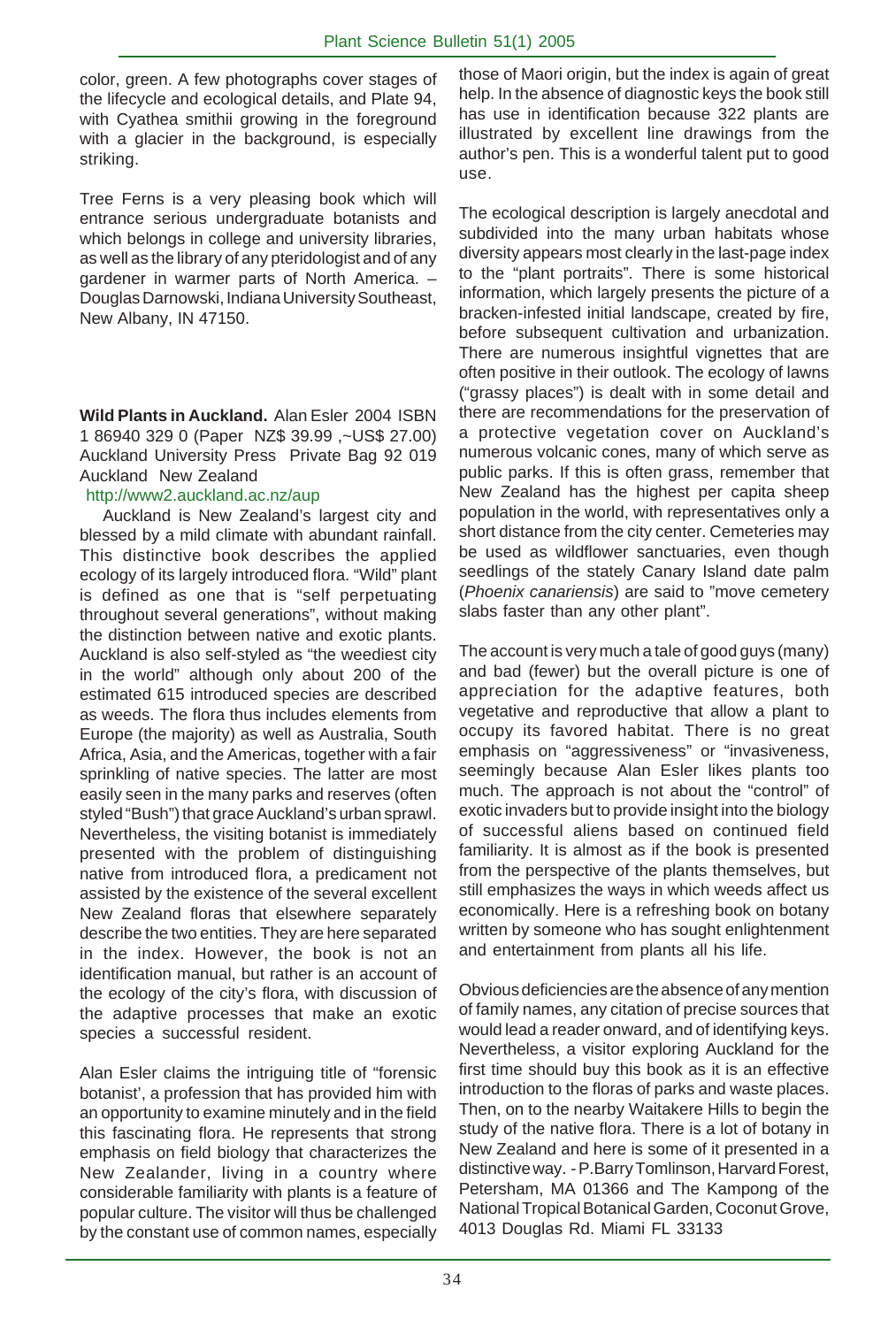color, green. A few photographs cover stages of the lifecycle and ecological details, and Plate 94, with Cyathea smithii growing in the foreground with a glacier in the background, is especially striking.

Tree Ferns is a very pleasing book which will entrance serious undergraduate botanists and which belongs in college and university libraries, as well as the library of any pteridologist and of any gardener in warmer parts of North America. – Douglas Darnowski, Indiana University Southeast, New Albany, IN 47150.

**Wild Plants in Auckland.** Alan Esler 2004 ISBN 1 86940 329 0 (Paper NZ$ 39.99 ,~US$ 27.00) Auckland University Press Private Bag 92 019 Auckland New Zealand
http://www2.auckland.ac.nz/aup

Auckland is New Zealand's largest city and blessed by a mild climate with abundant rainfall. This distinctive book describes the applied ecology of its largely introduced flora. "Wild" plant is defined as one that is "self perpetuating throughout several generations", without making the distinction between native and exotic plants. Auckland is also self-styled as "the weediest city in the world" although only about 200 of the estimated 615 introduced species are described as weeds. The flora thus includes elements from Europe (the majority) as well as Australia, South Africa, Asia, and the Americas, together with a fair sprinkling of native species. The latter are most easily seen in the many parks and reserves (often styled "Bush") that grace Auckland's urban sprawl. Nevertheless, the visiting botanist is immediately presented with the problem of distinguishing native from introduced flora, a predicament not assisted by the existence of the several excellent New Zealand floras that elsewhere separately describe the two entities. They are here separated in the index. However, the book is not an identification manual, but rather is an account of the ecology of the city's flora, with discussion of the adaptive processes that make an exotic species a successful resident.

Alan Esler claims the intriguing title of "forensic botanist', a profession that has provided him with an opportunity to examine minutely and in the field this fascinating flora. He represents that strong emphasis on field biology that characterizes the New Zealander, living in a country where considerable familiarity with plants is a feature of popular culture. The visitor will thus be challenged by the constant use of common names, especially those of Maori origin, but the index is again of great help. In the absence of diagnostic keys the book still has use in identification because 322 plants are illustrated by excellent line drawings from the author's pen. This is a wonderful talent put to good use.

The ecological description is largely anecdotal and subdivided into the many urban habitats whose diversity appears most clearly in the last-page index to the "plant portraits". There is some historical information, which largely presents the picture of a bracken-infested initial landscape, created by fire, before subsequent cultivation and urbanization. There are numerous insightful vignettes that are often positive in their outlook. The ecology of lawns ("grassy places") is dealt with in some detail and there are recommendations for the preservation of a protective vegetation cover on Auckland's numerous volcanic cones, many of which serve as public parks. If this is often grass, remember that New Zealand has the highest per capita sheep population in the world, with representatives only a short distance from the city center. Cemeteries may be used as wildflower sanctuaries, even though seedlings of the stately Canary Island date palm (*Phoenix canariensis*) are said to "move cemetery slabs faster than any other plant".

The account is very much a tale of good guys (many) and bad (fewer) but the overall picture is one of appreciation for the adaptive features, both vegetative and reproductive that allow a plant to occupy its favored habitat. There is no great emphasis on "aggressiveness" or "invasiveness, seemingly because Alan Esler likes plants too much. The approach is not about the "control" of exotic invaders but to provide insight into the biology of successful aliens based on continued field familiarity. It is almost as if the book is presented from the perspective of the plants themselves, but still emphasizes the ways in which weeds affect us economically. Here is a refreshing book on botany written by someone who has sought enlightenment and entertainment from plants all his life.

Obvious deficiencies are the absence of any mention of family names, any citation of precise sources that would lead a reader onward, and of identifying keys. Nevertheless, a visitor exploring Auckland for the first time should buy this book as it is an effective introduction to the floras of parks and waste places. Then, on to the nearby Waitakere Hills to begin the study of the native flora. There is a lot of botany in New Zealand and here is some of it presented in a distinctive way. - P.Barry Tomlinson, Harvard Forest, Petersham, MA 01366 and The Kampong of the National Tropical Botanical Garden, Coconut Grove, 4013 Douglas Rd. Miami FL 33133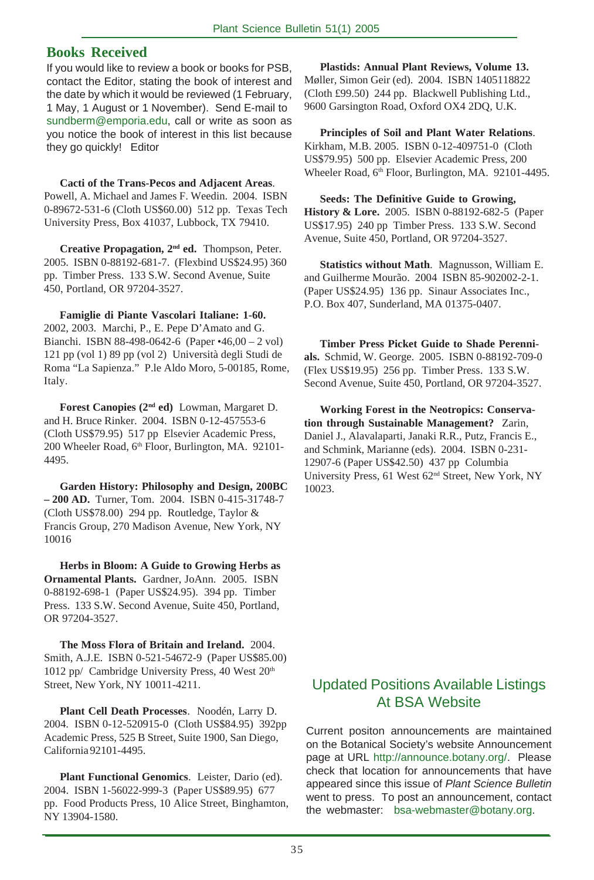## Books Received

If you would like to review a book or books for PSB, contact the Editor, stating the book of interest and the date by which it would be reviewed (1 February, 1 May, 1 August or 1 November). Send E-mail to sundberm@emporia.edu, call or write as soon as you notice the book of interest in this list because they go quickly! Editor

**Cacti of the Trans-Pecos and Adjacent Areas**. Powell, A. Michael and James F. Weedin. 2004. ISBN 0-89672-531-6 (Cloth US$60.00) 512 pp. Texas Tech University Press, Box 41037, Lubbock, TX 79410.

**Creative Propagation, 2nd ed.** Thompson, Peter. 2005. ISBN 0-88192-681-7. (Flexbind US$24.95) 360 pp. Timber Press. 133 S.W. Second Avenue, Suite 450, Portland, OR 97204-3527.

**Famiglie di Piante Vascolari Italiane: 1-60.** 2002, 2003. Marchi, P., E. Pepe D'Amato and G. Bianchi. ISBN 88-498-0642-6 (Paper •46,00 – 2 vol) 121 pp (vol 1) 89 pp (vol 2) Università degli Studi de Roma "La Sapienza." P.le Aldo Moro, 5-00185, Rome, Italy.

**Forest Canopies (2nd ed)** Lowman, Margaret D. and H. Bruce Rinker. 2004. ISBN 0-12-457553-6 (Cloth US$79.95) 517 pp Elsevier Academic Press, 200 Wheeler Road, 6th Floor, Burlington, MA. 92101-4495.

**Garden History: Philosophy and Design, 200BC – 200 AD.** Turner, Tom. 2004. ISBN 0-415-31748-7 (Cloth US$78.00) 294 pp. Routledge, Taylor & Francis Group, 270 Madison Avenue, New York, NY 10016

**Herbs in Bloom: A Guide to Growing Herbs as Ornamental Plants.** Gardner, JoAnn. 2005. ISBN 0-88192-698-1 (Paper US$24.95). 394 pp. Timber Press. 133 S.W. Second Avenue, Suite 450, Portland, OR 97204-3527.

**The Moss Flora of Britain and Ireland.** 2004. Smith, A.J.E. ISBN 0-521-54672-9 (Paper US$85.00) 1012 pp/ Cambridge University Press, 40 West 20th Street, New York, NY 10011-4211.

**Plant Cell Death Processes**. Noodén, Larry D. 2004. ISBN 0-12-520915-0 (Cloth US$84.95) 392pp Academic Press, 525 B Street, Suite 1900, San Diego, California 92101-4495.

**Plant Functional Genomics**. Leister, Dario (ed). 2004. ISBN 1-56022-999-3 (Paper US$89.95) 677 pp. Food Products Press, 10 Alice Street, Binghamton, NY 13904-1580.

**Plastids: Annual Plant Reviews, Volume 13.** Møller, Simon Geir (ed). 2004. ISBN 1405118822 (Cloth £99.50) 244 pp. Blackwell Publishing Ltd., 9600 Garsington Road, Oxford OX4 2DQ, U.K.

**Principles of Soil and Plant Water Relations**. Kirkham, M.B. 2005. ISBN 0-12-409751-0 (Cloth US$79.95) 500 pp. Elsevier Academic Press, 200 Wheeler Road, 6th Floor, Burlington, MA. 92101-4495.

**Seeds: The Definitive Guide to Growing, History & Lore.** 2005. ISBN 0-88192-682-5 (Paper US$17.95) 240 pp Timber Press. 133 S.W. Second Avenue, Suite 450, Portland, OR 97204-3527.

**Statistics without Math**. Magnusson, William E. and Guilherme Mourão. 2004 ISBN 85-902002-2-1. (Paper US$24.95) 136 pp. Sinaur Associates Inc., P.O. Box 407, Sunderland, MA 01375-0407.

**Timber Press Picket Guide to Shade Perennials.** Schmid, W. George. 2005. ISBN 0-88192-709-0 (Flex US$19.95) 256 pp. Timber Press. 133 S.W. Second Avenue, Suite 450, Portland, OR 97204-3527.

**Working Forest in the Neotropics: Conservation through Sustainable Management?** Zarin, Daniel J., Alavalaparti, Janaki R.R., Putz, Francis E., and Schmink, Marianne (eds). 2004. ISBN 0-231-12907-6 (Paper US$42.50) 437 pp Columbia University Press, 61 West 62nd Street, New York, NY 10023.

## Updated Positions Available Listings At BSA Website

Current positon announcements are maintained on the Botanical Society's website Announcement page at URL http://announce.botany.org/. Please check that location for announcements that have appeared since this issue of *Plant Science Bulletin* went to press. To post an announcement, contact the webmaster: bsa-webmaster@botany.org.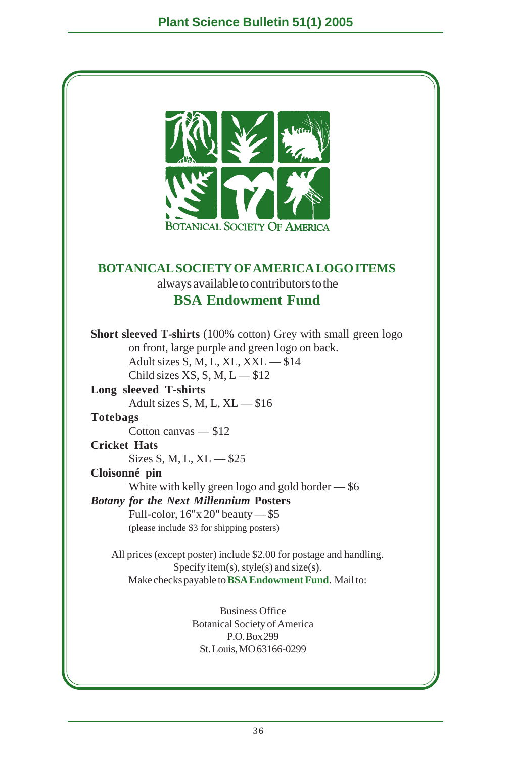BOTANICAL SOCIETY OF AMERICA

## BOTANICAL SOCIETY OF AMERICA LOGO ITEMS

always available to contributors to the

## BSA Endowment Fund

**Short sleeved T-shirts** (100% cotton) Grey with small green logo on front, large purple and green logo on back.
Adult sizes S, M, L, XL, XXL — $14
Child sizes XS, S, M, L — $12

**Long sleeved T-shirts**
Adult sizes S, M, L, XL — $16

**Totebags**
Cotton canvas — $12

**Cricket Hats**
Sizes S, M, L, XL — $25

**Cloisonné pin**
White with kelly green logo and gold border — $6

***Botany for the Next Millennium* Posters**
Full-color, 16"x 20" beauty — $5
(please include $3 for shipping posters)

All prices (except poster) include $2.00 for postage and handling.
Specify item(s), style(s) and size(s).
Make checks payable to **BSA Endowment Fund**. Mail to:

Business Office
Botanical Society of America
P.O. Box 299
St. Louis, MO 63166-0299